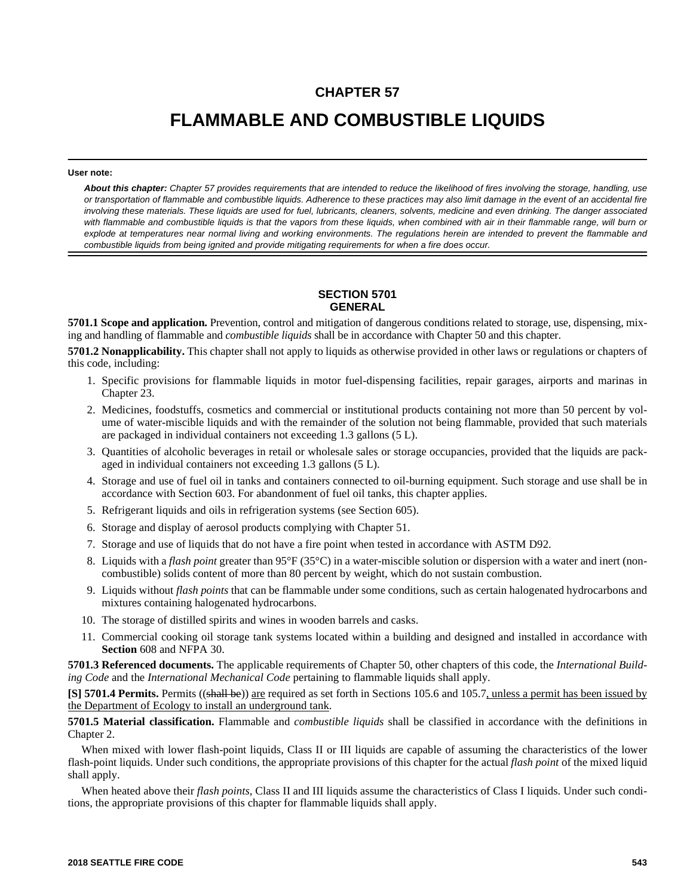# CHAPTER 57

# FLAMMABLE AND COMBUSTIBLE LIQUIDS

**User note:**

***About this chapter:*** *Chapter 57 provides requirements that are intended to reduce the likelihood of fires involving the storage, handling, use or transportation of flammable and combustible liquids. Adherence to these practices may also limit damage in the event of an accidental fire involving these materials. These liquids are used for fuel, lubricants, cleaners, solvents, medicine and even drinking. The danger associated with flammable and combustible liquids is that the vapors from these liquids, when combined with air in their flammable range, will burn or explode at temperatures near normal living and working environments. The regulations herein are intended to prevent the flammable and combustible liquids from being ignited and provide mitigating requirements for when a fire does occur.*

## SECTION 5701
## GENERAL

**5701.1 Scope and application.** Prevention, control and mitigation of dangerous conditions related to storage, use, dispensing, mixing and handling of flammable and *combustible liquids* shall be in accordance with Chapter 50 and this chapter.

**5701.2 Nonapplicability.** This chapter shall not apply to liquids as otherwise provided in other laws or regulations or chapters of this code, including:

1. Specific provisions for flammable liquids in motor fuel-dispensing facilities, repair garages, airports and marinas in Chapter 23.
2. Medicines, foodstuffs, cosmetics and commercial or institutional products containing not more than 50 percent by volume of water-miscible liquids and with the remainder of the solution not being flammable, provided that such materials are packaged in individual containers not exceeding 1.3 gallons (5 L).
3. Quantities of alcoholic beverages in retail or wholesale sales or storage occupancies, provided that the liquids are packaged in individual containers not exceeding 1.3 gallons (5 L).
4. Storage and use of fuel oil in tanks and containers connected to oil-burning equipment. Such storage and use shall be in accordance with Section 603. For abandonment of fuel oil tanks, this chapter applies.
5. Refrigerant liquids and oils in refrigeration systems (see Section 605).
6. Storage and display of aerosol products complying with Chapter 51.
7. Storage and use of liquids that do not have a fire point when tested in accordance with ASTM D92.
8. Liquids with a *flash point* greater than 95°F (35°C) in a water-miscible solution or dispersion with a water and inert (noncombustible) solids content of more than 80 percent by weight, which do not sustain combustion.
9. Liquids without *flash points* that can be flammable under some conditions, such as certain halogenated hydrocarbons and mixtures containing halogenated hydrocarbons.
10. The storage of distilled spirits and wines in wooden barrels and casks.
11. Commercial cooking oil storage tank systems located within a building and designed and installed in accordance with **Section** 608 and NFPA 30.

**5701.3 Referenced documents.** The applicable requirements of Chapter 50, other chapters of this code, the *International Building Code* and the *International Mechanical Code* pertaining to flammable liquids shall apply.

**[S] 5701.4 Permits.** Permits ((~~shall be~~)) <u>are</u> required as set forth in Sections 105.6 and 105.7<u>, unless a permit has been issued by the Department of Ecology to install an underground tank</u>.

**5701.5 Material classification.** Flammable and *combustible liquids* shall be classified in accordance with the definitions in Chapter 2.

When mixed with lower flash-point liquids, Class II or III liquids are capable of assuming the characteristics of the lower flash-point liquids. Under such conditions, the appropriate provisions of this chapter for the actual *flash point* of the mixed liquid shall apply.

When heated above their *flash points*, Class II and III liquids assume the characteristics of Class I liquids. Under such conditions, the appropriate provisions of this chapter for flammable liquids shall apply.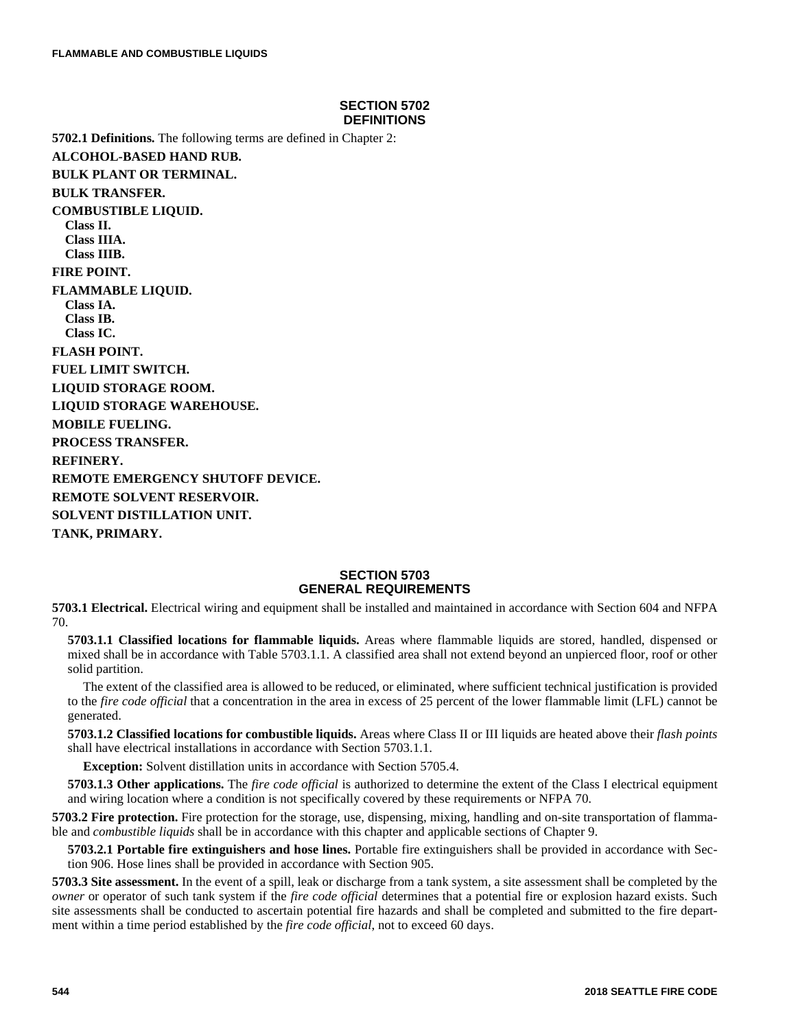## SECTION 5702 DEFINITIONS

**5702.1 Definitions.** The following terms are defined in Chapter 2:

**ALCOHOL-BASED HAND RUB.**

**BULK PLANT OR TERMINAL.**

**BULK TRANSFER.**

**COMBUSTIBLE LIQUID.**

- **Class II.**
- **Class IIIA.**
- **Class IIIB.**

**FIRE POINT.**

**FLAMMABLE LIQUID.**

- **Class IA.**
- **Class IB.**
- **Class IC.**

**FLASH POINT.**

**FUEL LIMIT SWITCH.**

**LIQUID STORAGE ROOM.**

**LIQUID STORAGE WAREHOUSE.**

**MOBILE FUELING.**

**PROCESS TRANSFER.**

**REFINERY.**

**REMOTE EMERGENCY SHUTOFF DEVICE.**

**REMOTE SOLVENT RESERVOIR.**

**SOLVENT DISTILLATION UNIT.**

**TANK, PRIMARY.**

## SECTION 5703 GENERAL REQUIREMENTS

**5703.1 Electrical.** Electrical wiring and equipment shall be installed and maintained in accordance with Section 604 and NFPA 70.

**5703.1.1 Classified locations for flammable liquids.** Areas where flammable liquids are stored, handled, dispensed or mixed shall be in accordance with Table 5703.1.1. A classified area shall not extend beyond an unpierced floor, roof or other solid partition.

The extent of the classified area is allowed to be reduced, or eliminated, where sufficient technical justification is provided to the *fire code official* that a concentration in the area in excess of 25 percent of the lower flammable limit (LFL) cannot be generated.

**5703.1.2 Classified locations for combustible liquids.** Areas where Class II or III liquids are heated above their *flash points* shall have electrical installations in accordance with Section 5703.1.1.

**Exception:** Solvent distillation units in accordance with Section 5705.4.

**5703.1.3 Other applications.** The *fire code official* is authorized to determine the extent of the Class I electrical equipment and wiring location where a condition is not specifically covered by these requirements or NFPA 70.

**5703.2 Fire protection.** Fire protection for the storage, use, dispensing, mixing, handling and on-site transportation of flammable and *combustible liquids* shall be in accordance with this chapter and applicable sections of Chapter 9.

**5703.2.1 Portable fire extinguishers and hose lines.** Portable fire extinguishers shall be provided in accordance with Section 906. Hose lines shall be provided in accordance with Section 905.

**5703.3 Site assessment.** In the event of a spill, leak or discharge from a tank system, a site assessment shall be completed by the *owner* or operator of such tank system if the *fire code official* determines that a potential fire or explosion hazard exists. Such site assessments shall be conducted to ascertain potential fire hazards and shall be completed and submitted to the fire department within a time period established by the *fire code official*, not to exceed 60 days.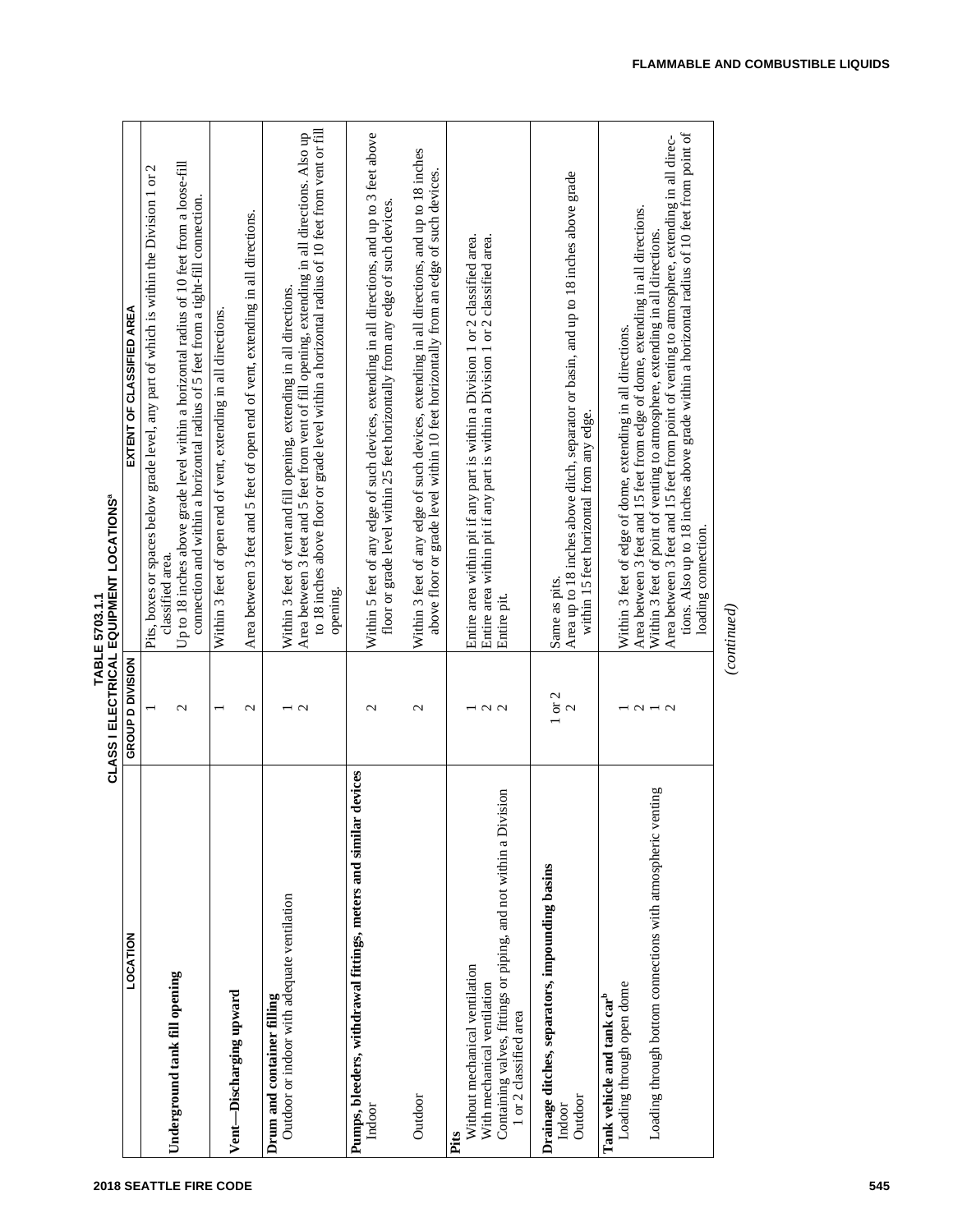## TABLE 5703.1.1
## CLASS I ELECTRICAL EQUIPMENT LOCATIONS[a]

| LOCATION | GROUP D DIVISION | EXTENT OF CLASSIFIED AREA |
|---|---|---|
| **Underground tank fill opening** | 1 | Pits, boxes or spaces below grade level, any part of which is within the Division 1 or 2 classified area. |
| | 2 | Up to 18 inches above grade level within a horizontal radius of 10 feet from a loose-fill connection and within a horizontal radius of 5 feet from a tight-fill connection. |
| **Vent—Discharging upward** | 1 | Within 3 feet of open end of vent, extending in all directions. |
| | 2 | Area between 3 feet and 5 feet of open end of vent, extending in all directions. |
| **Drum and container filling** | | |
| Outdoor or indoor with adequate ventilation | 1 | Within 3 feet of vent and fill opening, extending in all directions. |
| | 2 | Area between 3 feet and 5 feet from vent of fill opening, extending in all directions. Also up to 18 inches above floor or grade level within a horizontal radius of 10 feet from vent or fill opening. |
| **Pumps, bleeders, withdrawal fittings, meters and similar devices** | | |
| Indoor | 2 | Within 5 feet of any edge of such devices, extending in all directions, and up to 3 feet above floor or grade level within 25 feet horizontally from any edge of such devices. |
| Outdoor | 2 | Within 3 feet of any edge of such devices, extending in all directions, and up to 18 inches above floor or grade level within 10 feet horizontally from an edge of such devices. |
| **Pits** | | |
| Without mechanical ventilation | 1 | Entire area within pit if any part is within a Division 1 or 2 classified area. |
| With mechanical ventilation | 2 | Entire area within pit if any part is within a Division 1 or 2 classified area. |
| Containing valves, fittings or piping, and not within a Division 1 or 2 classified area | 2 | Entire pit. |
| **Drainage ditches, separators, impounding basins** | | |
| Indoor | 1 or 2 | Same as pits. |
| Outdoor | 2 | Area up to 18 inches above ditch, separator or basin, and up to 18 inches above grade within 15 feet horizontal from any edge. |
| **Tank vehicle and tank car**[b] | | |
| Loading through open dome | 1 | Within 3 feet of edge of dome, extending in all directions. |
| | 2 | Area between 3 feet and 15 feet from edge of dome, extending in all directions. |
| Loading through bottom connections with atmospheric venting | 1 | Within 3 feet of point of venting to atmosphere, extending in all directions. |
| | 2 | Area between 3 feet and 15 feet from point of venting to atmosphere, extending in all directions. Also up to 18 inches above grade within a horizontal radius of 10 feet from point of loading connection. |

*(continued)*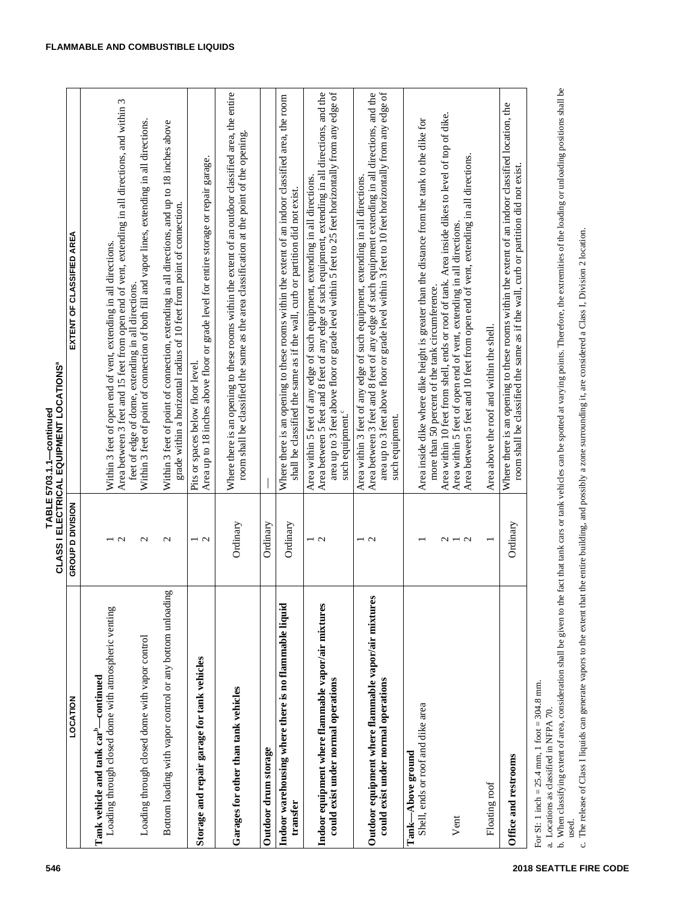**TABLE 5703.1.1—continued**
**CLASS I ELECTRICAL EQUIPMENT LOCATIONS**[a]

| LOCATION | GROUP D DIVISION | EXTENT OF CLASSIFIED AREA |
|---|---|---|
| **Tank vehicle and tank car**[b]**—continued** | | |
| Loading through closed dome with atmospheric venting | 1 | Within 3 feet of open end of vent, extending in all directions. |
| | 2 | Area between 3 feet and 15 feet from open end of vent, extending in all directions, and within 3 feet of edge of dome, extending in all directions. |
| Loading through closed dome with vapor control | 2 | Within 3 feet of point of connection of both fill and vapor lines, extending in all directions. |
| Bottom loading with vapor control or any bottom unloading | 2 | Within 3 feet of point of connection, extending in all directions, and up to 18 inches above grade within a horizontal radius of 10 feet from point of connection. |
| **Storage and repair garage for tank vehicles** | 1 | Pits or spaces below floor level. |
| | 2 | Area up to 18 inches above floor or grade level for entire storage or repair garage. |
| **Garages for other than tank vehicles** | Ordinary | Where there is an opening to these rooms within the extent of an outdoor classified area, the entire room shall be classified the same as the area classification at the point of the opening. |
| **Outdoor drum storage** | Ordinary | — |
| **Indoor warehousing where there is no flammable liquid transfer** | Ordinary | Where there is an opening to these rooms within the extent of an indoor classified area, the room shall be classified the same as if the wall, curb or partition did not exist. |
| **Indoor equipment where flammable vapor/air mixtures could exist under normal operations** | 1 | Area within 5 feet of any edge of such equipment, extending in all directions. |
| | 2 | Area between 5 feet and 8 feet of any edge of such equipment, extending in all directions, and the area up to 3 feet above floor or grade level within 5 feet to 25 feet horizontally from any edge of such equipment.[c] |
| **Outdoor equipment where flammable vapor/air mixtures could exist under normal operations** | 1 | Area within 3 feet of any edge of such equipment, extending in all directions. |
| | 2 | Area between 3 feet and 8 feet of any edge of such equipment extending in all directions, and the area up to 3 feet above floor or grade level within 3 feet to 10 feet horizontally from any edge of such equipment. |
| **Tank—Above ground** | | |
| Shell, ends or roof and dike area | 1 | Area inside dike where dike height is greater than the distance from the tank to the dike for more than 50 percent of the tank circumference. |
| | 2 | Area within 10 feet from shell, ends or roof of tank. Area inside dikes to level of top of dike. |
| Vent | 1 | Area within 5 feet of open end of vent, extending in all directions. |
| | 2 | Area between 5 feet and 10 feet from open end of vent, extending in all directions. |
| Floating roof | 1 | Area above the roof and within the shell. |
| **Office and restrooms** | Ordinary | Where there is an opening to these rooms within the extent of an indoor classified location, the room shall be classified the same as if the wall, curb or partition did not exist. |

For SI: 1 inch = 25.4 mm, 1 foot = 304.8 mm.

a. Locations as classified in NFPA 70.

b. When classifying extent of area, consideration shall be given to the fact that tank cars or tank vehicles can be spotted at varying points. Therefore, the extremities of the loading or unloading positions shall be used.

c. The release of Class I liquids can generate vapors to the extent that the entire building, and possibly a zone surrounding it, are considered a Class I, Division 2 location.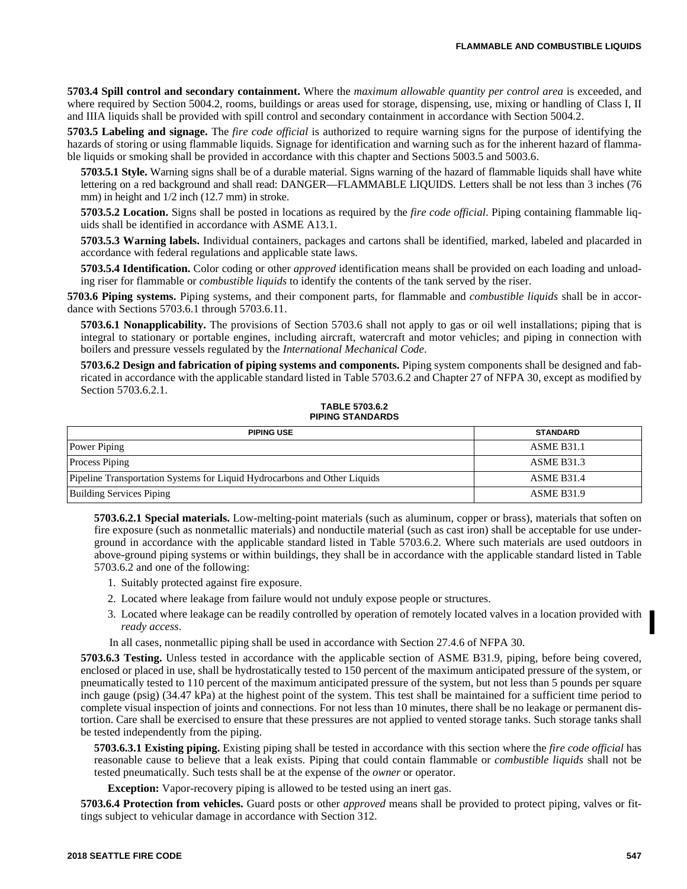**5703.4 Spill control and secondary containment.** Where the *maximum allowable quantity per control area* is exceeded, and where required by Section 5004.2, rooms, buildings or areas used for storage, dispensing, use, mixing or handling of Class I, II and IIIA liquids shall be provided with spill control and secondary containment in accordance with Section 5004.2.

**5703.5 Labeling and signage.** The *fire code official* is authorized to require warning signs for the purpose of identifying the hazards of storing or using flammable liquids. Signage for identification and warning such as for the inherent hazard of flammable liquids or smoking shall be provided in accordance with this chapter and Sections 5003.5 and 5003.6.

**5703.5.1 Style.** Warning signs shall be of a durable material. Signs warning of the hazard of flammable liquids shall have white lettering on a red background and shall read: DANGER—FLAMMABLE LIQUIDS. Letters shall be not less than 3 inches (76 mm) in height and 1/2 inch (12.7 mm) in stroke.

**5703.5.2 Location.** Signs shall be posted in locations as required by the *fire code official*. Piping containing flammable liquids shall be identified in accordance with ASME A13.1.

**5703.5.3 Warning labels.** Individual containers, packages and cartons shall be identified, marked, labeled and placarded in accordance with federal regulations and applicable state laws.

**5703.5.4 Identification.** Color coding or other *approved* identification means shall be provided on each loading and unloading riser for flammable or *combustible liquids* to identify the contents of the tank served by the riser.

**5703.6 Piping systems.** Piping systems, and their component parts, for flammable and *combustible liquids* shall be in accordance with Sections 5703.6.1 through 5703.6.11.

**5703.6.1 Nonapplicability.** The provisions of Section 5703.6 shall not apply to gas or oil well installations; piping that is integral to stationary or portable engines, including aircraft, watercraft and motor vehicles; and piping in connection with boilers and pressure vessels regulated by the *International Mechanical Code*.

**5703.6.2 Design and fabrication of piping systems and components.** Piping system components shall be designed and fabricated in accordance with the applicable standard listed in Table 5703.6.2 and Chapter 27 of NFPA 30, except as modified by Section 5703.6.2.1.

**TABLE 5703.6.2**
**PIPING STANDARDS**

| PIPING USE | STANDARD |
|---|---|
| Power Piping | ASME B31.1 |
| Process Piping | ASME B31.3 |
| Pipeline Transportation Systems for Liquid Hydrocarbons and Other Liquids | ASME B31.4 |
| Building Services Piping | ASME B31.9 |

**5703.6.2.1 Special materials.** Low-melting-point materials (such as aluminum, copper or brass), materials that soften on fire exposure (such as nonmetallic materials) and nonductile material (such as cast iron) shall be acceptable for use underground in accordance with the applicable standard listed in Table 5703.6.2. Where such materials are used outdoors in above-ground piping systems or within buildings, they shall be in accordance with the applicable standard listed in Table 5703.6.2 and one of the following:

1. Suitably protected against fire exposure.
2. Located where leakage from failure would not unduly expose people or structures.
3. Located where leakage can be readily controlled by operation of remotely located valves in a location provided with *ready access*.

In all cases, nonmetallic piping shall be used in accordance with Section 27.4.6 of NFPA 30.

**5703.6.3 Testing.** Unless tested in accordance with the applicable section of ASME B31.9, piping, before being covered, enclosed or placed in use, shall be hydrostatically tested to 150 percent of the maximum anticipated pressure of the system, or pneumatically tested to 110 percent of the maximum anticipated pressure of the system, but not less than 5 pounds per square inch gauge (psig) (34.47 kPa) at the highest point of the system. This test shall be maintained for a sufficient time period to complete visual inspection of joints and connections. For not less than 10 minutes, there shall be no leakage or permanent distortion. Care shall be exercised to ensure that these pressures are not applied to vented storage tanks. Such storage tanks shall be tested independently from the piping.

**5703.6.3.1 Existing piping.** Existing piping shall be tested in accordance with this section where the *fire code official* has reasonable cause to believe that a leak exists. Piping that could contain flammable or *combustible liquids* shall not be tested pneumatically. Such tests shall be at the expense of the *owner* or operator.

**Exception:** Vapor-recovery piping is allowed to be tested using an inert gas.

**5703.6.4 Protection from vehicles.** Guard posts or other *approved* means shall be provided to protect piping, valves or fittings subject to vehicular damage in accordance with Section 312.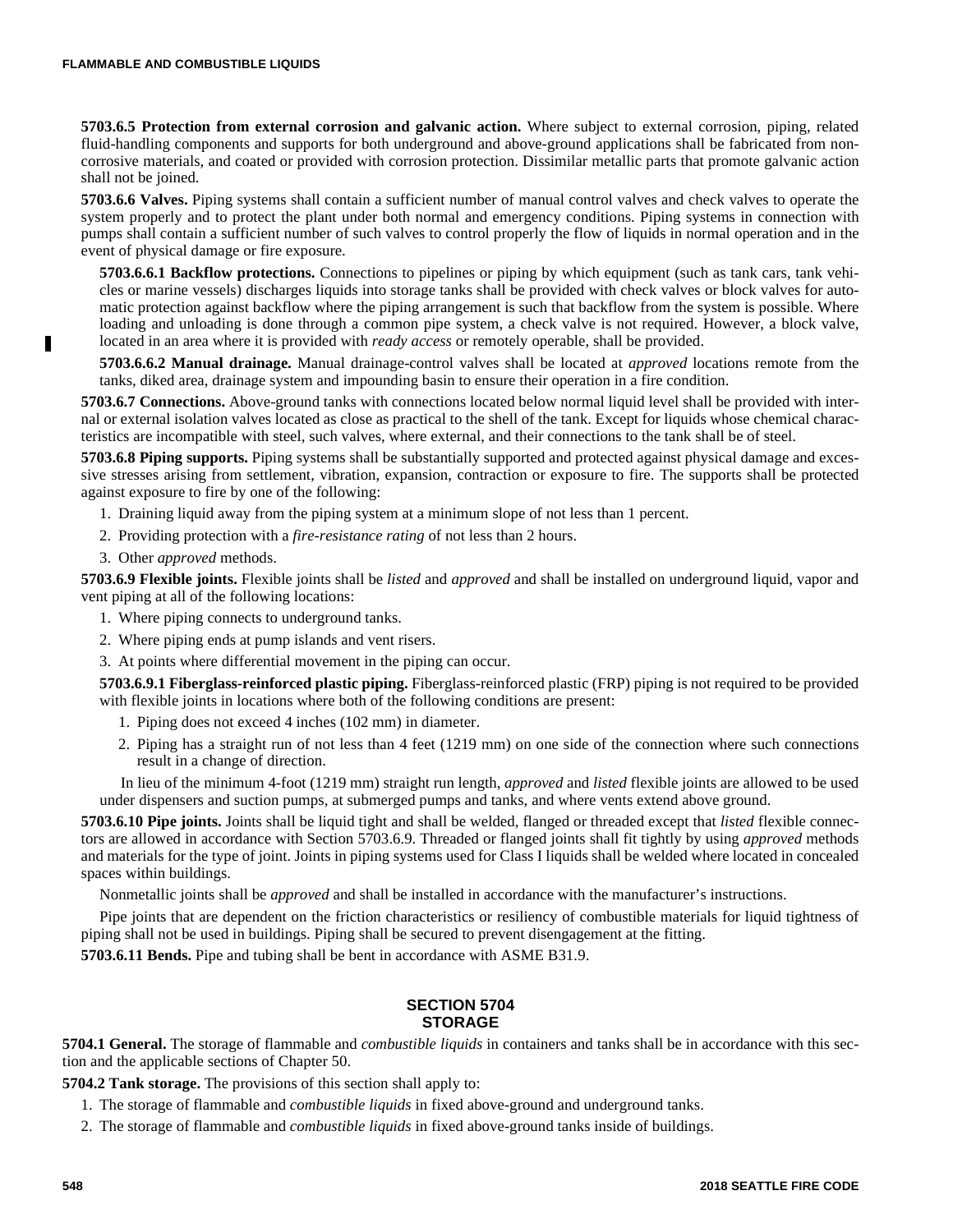**5703.6.5 Protection from external corrosion and galvanic action.** Where subject to external corrosion, piping, related fluid-handling components and supports for both underground and above-ground applications shall be fabricated from noncorrosive materials, and coated or provided with corrosion protection. Dissimilar metallic parts that promote galvanic action shall not be joined.

**5703.6.6 Valves.** Piping systems shall contain a sufficient number of manual control valves and check valves to operate the system properly and to protect the plant under both normal and emergency conditions. Piping systems in connection with pumps shall contain a sufficient number of such valves to control properly the flow of liquids in normal operation and in the event of physical damage or fire exposure.

**5703.6.6.1 Backflow protections.** Connections to pipelines or piping by which equipment (such as tank cars, tank vehicles or marine vessels) discharges liquids into storage tanks shall be provided with check valves or block valves for automatic protection against backflow where the piping arrangement is such that backflow from the system is possible. Where loading and unloading is done through a common pipe system, a check valve is not required. However, a block valve, located in an area where it is provided with *ready access* or remotely operable, shall be provided.

**5703.6.6.2 Manual drainage.** Manual drainage-control valves shall be located at *approved* locations remote from the tanks, diked area, drainage system and impounding basin to ensure their operation in a fire condition.

**5703.6.7 Connections.** Above-ground tanks with connections located below normal liquid level shall be provided with internal or external isolation valves located as close as practical to the shell of the tank. Except for liquids whose chemical characteristics are incompatible with steel, such valves, where external, and their connections to the tank shall be of steel.

**5703.6.8 Piping supports.** Piping systems shall be substantially supported and protected against physical damage and excessive stresses arising from settlement, vibration, expansion, contraction or exposure to fire. The supports shall be protected against exposure to fire by one of the following:

1. Draining liquid away from the piping system at a minimum slope of not less than 1 percent.
2. Providing protection with a *fire-resistance rating* of not less than 2 hours.
3. Other *approved* methods.

**5703.6.9 Flexible joints.** Flexible joints shall be *listed* and *approved* and shall be installed on underground liquid, vapor and vent piping at all of the following locations:

1. Where piping connects to underground tanks.
2. Where piping ends at pump islands and vent risers.
3. At points where differential movement in the piping can occur.

**5703.6.9.1 Fiberglass-reinforced plastic piping.** Fiberglass-reinforced plastic (FRP) piping is not required to be provided with flexible joints in locations where both of the following conditions are present:

1. Piping does not exceed 4 inches (102 mm) in diameter.
2. Piping has a straight run of not less than 4 feet (1219 mm) on one side of the connection where such connections result in a change of direction.

In lieu of the minimum 4-foot (1219 mm) straight run length, *approved* and *listed* flexible joints are allowed to be used under dispensers and suction pumps, at submerged pumps and tanks, and where vents extend above ground.

**5703.6.10 Pipe joints.** Joints shall be liquid tight and shall be welded, flanged or threaded except that *listed* flexible connectors are allowed in accordance with Section 5703.6.9. Threaded or flanged joints shall fit tightly by using *approved* methods and materials for the type of joint. Joints in piping systems used for Class I liquids shall be welded where located in concealed spaces within buildings.

Nonmetallic joints shall be *approved* and shall be installed in accordance with the manufacturer's instructions.

Pipe joints that are dependent on the friction characteristics or resiliency of combustible materials for liquid tightness of piping shall not be used in buildings. Piping shall be secured to prevent disengagement at the fitting.

**5703.6.11 Bends.** Pipe and tubing shall be bent in accordance with ASME B31.9.

## SECTION 5704 STORAGE

**5704.1 General.** The storage of flammable and *combustible liquids* in containers and tanks shall be in accordance with this section and the applicable sections of Chapter 50.

**5704.2 Tank storage.** The provisions of this section shall apply to:

1. The storage of flammable and *combustible liquids* in fixed above-ground and underground tanks.
2. The storage of flammable and *combustible liquids* in fixed above-ground tanks inside of buildings.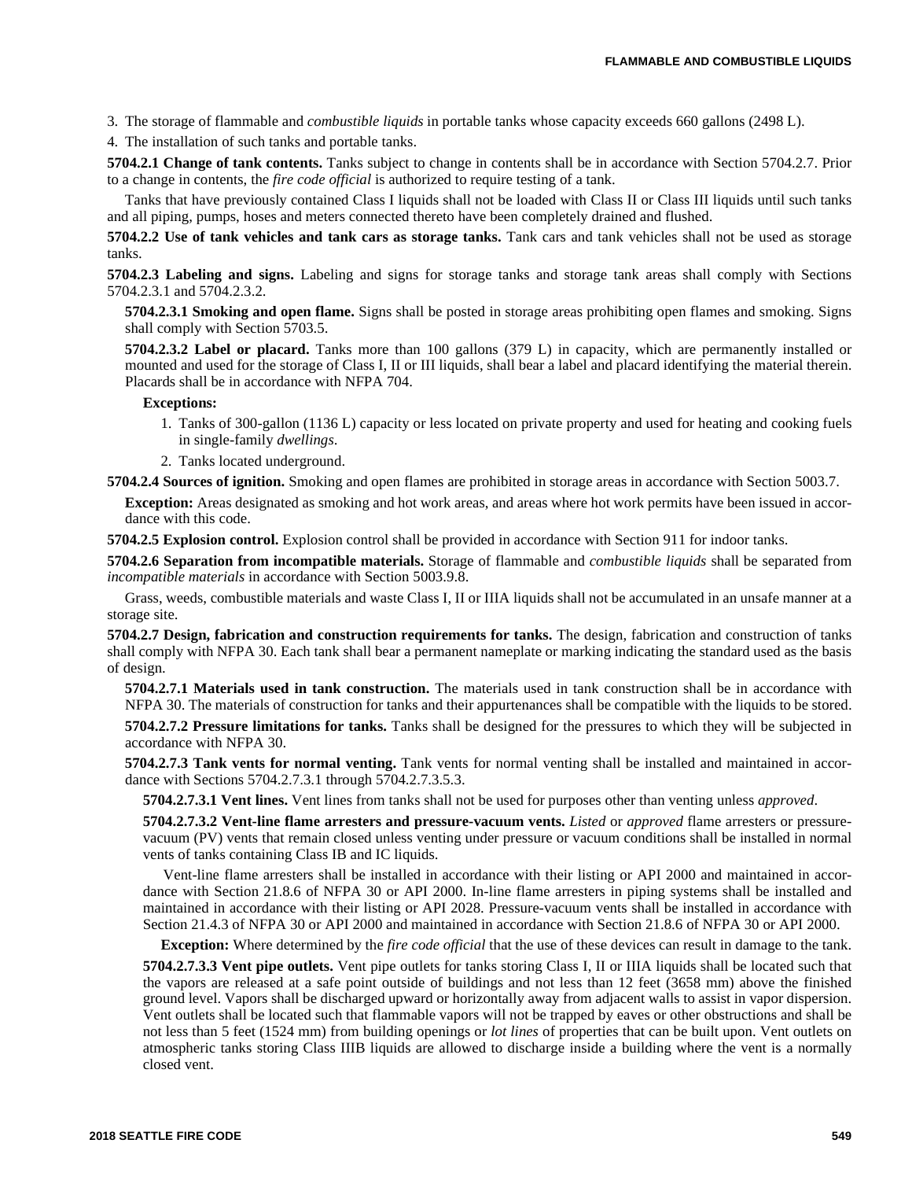3. The storage of flammable and *combustible liquids* in portable tanks whose capacity exceeds 660 gallons (2498 L).

4. The installation of such tanks and portable tanks.

**5704.2.1 Change of tank contents.** Tanks subject to change in contents shall be in accordance with Section 5704.2.7. Prior to a change in contents, the *fire code official* is authorized to require testing of a tank.

Tanks that have previously contained Class I liquids shall not be loaded with Class II or Class III liquids until such tanks and all piping, pumps, hoses and meters connected thereto have been completely drained and flushed.

**5704.2.2 Use of tank vehicles and tank cars as storage tanks.** Tank cars and tank vehicles shall not be used as storage tanks.

**5704.2.3 Labeling and signs.** Labeling and signs for storage tanks and storage tank areas shall comply with Sections 5704.2.3.1 and 5704.2.3.2.

**5704.2.3.1 Smoking and open flame.** Signs shall be posted in storage areas prohibiting open flames and smoking. Signs shall comply with Section 5703.5.

**5704.2.3.2 Label or placard.** Tanks more than 100 gallons (379 L) in capacity, which are permanently installed or mounted and used for the storage of Class I, II or III liquids, shall bear a label and placard identifying the material therein. Placards shall be in accordance with NFPA 704.

**Exceptions:**

1. Tanks of 300-gallon (1136 L) capacity or less located on private property and used for heating and cooking fuels in single-family *dwellings*.
2. Tanks located underground.

**5704.2.4 Sources of ignition.** Smoking and open flames are prohibited in storage areas in accordance with Section 5003.7.

**Exception:** Areas designated as smoking and hot work areas, and areas where hot work permits have been issued in accordance with this code.

**5704.2.5 Explosion control.** Explosion control shall be provided in accordance with Section 911 for indoor tanks.

**5704.2.6 Separation from incompatible materials.** Storage of flammable and *combustible liquids* shall be separated from *incompatible materials* in accordance with Section 5003.9.8.

Grass, weeds, combustible materials and waste Class I, II or IIIA liquids shall not be accumulated in an unsafe manner at a storage site.

**5704.2.7 Design, fabrication and construction requirements for tanks.** The design, fabrication and construction of tanks shall comply with NFPA 30. Each tank shall bear a permanent nameplate or marking indicating the standard used as the basis of design.

**5704.2.7.1 Materials used in tank construction.** The materials used in tank construction shall be in accordance with NFPA 30. The materials of construction for tanks and their appurtenances shall be compatible with the liquids to be stored.

**5704.2.7.2 Pressure limitations for tanks.** Tanks shall be designed for the pressures to which they will be subjected in accordance with NFPA 30.

**5704.2.7.3 Tank vents for normal venting.** Tank vents for normal venting shall be installed and maintained in accordance with Sections 5704.2.7.3.1 through 5704.2.7.3.5.3.

**5704.2.7.3.1 Vent lines.** Vent lines from tanks shall not be used for purposes other than venting unless *approved*.

**5704.2.7.3.2 Vent-line flame arresters and pressure-vacuum vents.** *Listed* or *approved* flame arresters or pressure-vacuum (PV) vents that remain closed unless venting under pressure or vacuum conditions shall be installed in normal vents of tanks containing Class IB and IC liquids.

Vent-line flame arresters shall be installed in accordance with their listing or API 2000 and maintained in accordance with Section 21.8.6 of NFPA 30 or API 2000. In-line flame arresters in piping systems shall be installed and maintained in accordance with their listing or API 2028. Pressure-vacuum vents shall be installed in accordance with Section 21.4.3 of NFPA 30 or API 2000 and maintained in accordance with Section 21.8.6 of NFPA 30 or API 2000.

**Exception:** Where determined by the *fire code official* that the use of these devices can result in damage to the tank.

**5704.2.7.3.3 Vent pipe outlets.** Vent pipe outlets for tanks storing Class I, II or IIIA liquids shall be located such that the vapors are released at a safe point outside of buildings and not less than 12 feet (3658 mm) above the finished ground level. Vapors shall be discharged upward or horizontally away from adjacent walls to assist in vapor dispersion. Vent outlets shall be located such that flammable vapors will not be trapped by eaves or other obstructions and shall be not less than 5 feet (1524 mm) from building openings or *lot lines* of properties that can be built upon. Vent outlets on atmospheric tanks storing Class IIIB liquids are allowed to discharge inside a building where the vent is a normally closed vent.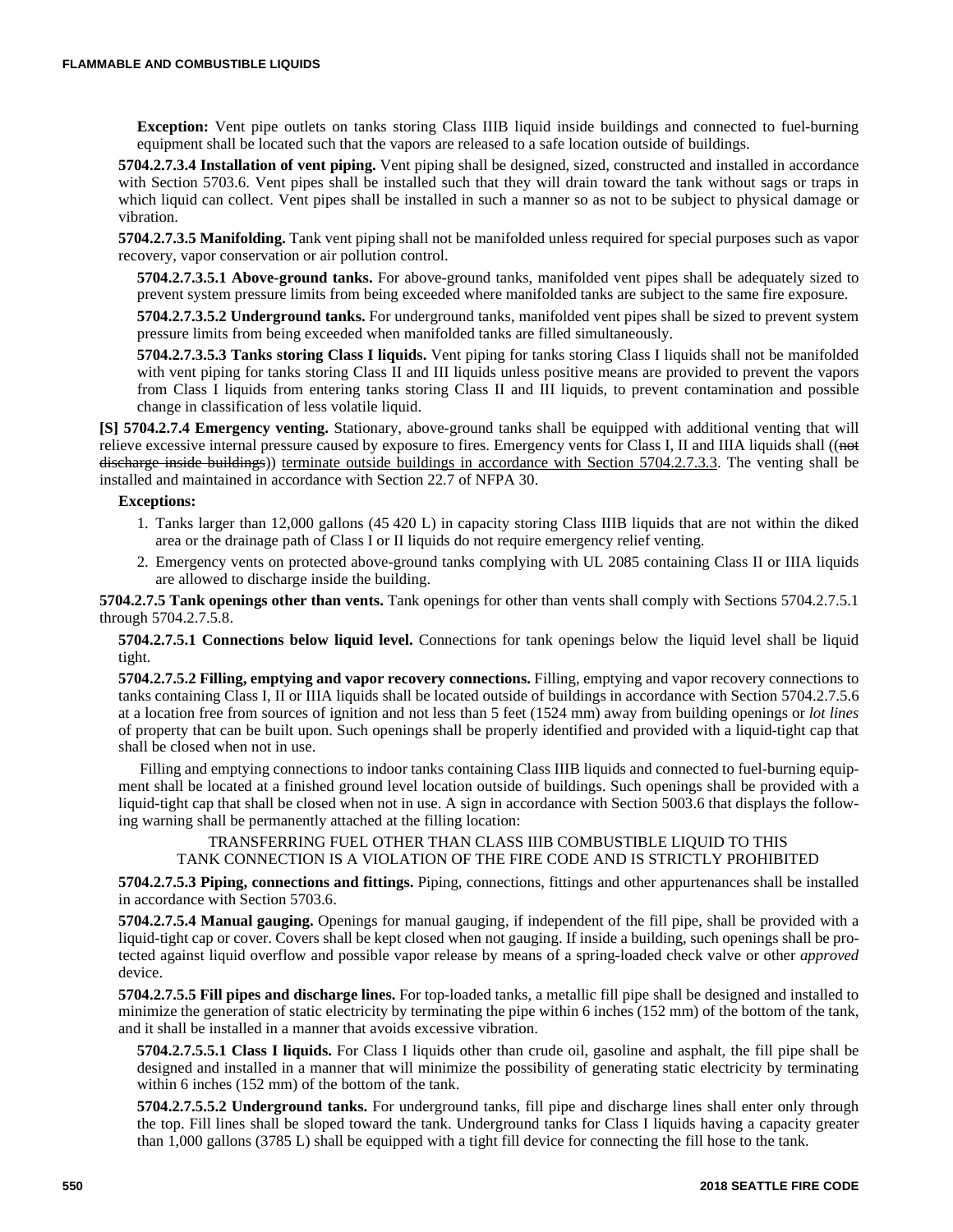**Exception:** Vent pipe outlets on tanks storing Class IIIB liquid inside buildings and connected to fuel-burning equipment shall be located such that the vapors are released to a safe location outside of buildings.

**5704.2.7.3.4 Installation of vent piping.** Vent piping shall be designed, sized, constructed and installed in accordance with Section 5703.6. Vent pipes shall be installed such that they will drain toward the tank without sags or traps in which liquid can collect. Vent pipes shall be installed in such a manner so as not to be subject to physical damage or vibration.

**5704.2.7.3.5 Manifolding.** Tank vent piping shall not be manifolded unless required for special purposes such as vapor recovery, vapor conservation or air pollution control.

**5704.2.7.3.5.1 Above-ground tanks.** For above-ground tanks, manifolded vent pipes shall be adequately sized to prevent system pressure limits from being exceeded where manifolded tanks are subject to the same fire exposure.

**5704.2.7.3.5.2 Underground tanks.** For underground tanks, manifolded vent pipes shall be sized to prevent system pressure limits from being exceeded when manifolded tanks are filled simultaneously.

**5704.2.7.3.5.3 Tanks storing Class I liquids.** Vent piping for tanks storing Class I liquids shall not be manifolded with vent piping for tanks storing Class II and III liquids unless positive means are provided to prevent the vapors from Class I liquids from entering tanks storing Class II and III liquids, to prevent contamination and possible change in classification of less volatile liquid.

**[S] 5704.2.7.4 Emergency venting.** Stationary, above-ground tanks shall be equipped with additional venting that will relieve excessive internal pressure caused by exposure to fires. Emergency vents for Class I, II and IIIA liquids shall ((~~not discharge inside buildings~~)) terminate outside buildings in accordance with Section 5704.2.7.3.3. The venting shall be installed and maintained in accordance with Section 22.7 of NFPA 30.

**Exceptions:**

1. Tanks larger than 12,000 gallons (45 420 L) in capacity storing Class IIIB liquids that are not within the diked area or the drainage path of Class I or II liquids do not require emergency relief venting.
2. Emergency vents on protected above-ground tanks complying with UL 2085 containing Class II or IIIA liquids are allowed to discharge inside the building.

**5704.2.7.5 Tank openings other than vents.** Tank openings for other than vents shall comply with Sections 5704.2.7.5.1 through 5704.2.7.5.8.

**5704.2.7.5.1 Connections below liquid level.** Connections for tank openings below the liquid level shall be liquid tight.

**5704.2.7.5.2 Filling, emptying and vapor recovery connections.** Filling, emptying and vapor recovery connections to tanks containing Class I, II or IIIA liquids shall be located outside of buildings in accordance with Section 5704.2.7.5.6 at a location free from sources of ignition and not less than 5 feet (1524 mm) away from building openings or *lot lines* of property that can be built upon. Such openings shall be properly identified and provided with a liquid-tight cap that shall be closed when not in use.

Filling and emptying connections to indoor tanks containing Class IIIB liquids and connected to fuel-burning equipment shall be located at a finished ground level location outside of buildings. Such openings shall be provided with a liquid-tight cap that shall be closed when not in use. A sign in accordance with Section 5003.6 that displays the following warning shall be permanently attached at the filling location:

TRANSFERRING FUEL OTHER THAN CLASS IIIB COMBUSTIBLE LIQUID TO THIS TANK CONNECTION IS A VIOLATION OF THE FIRE CODE AND IS STRICTLY PROHIBITED

**5704.2.7.5.3 Piping, connections and fittings.** Piping, connections, fittings and other appurtenances shall be installed in accordance with Section 5703.6.

**5704.2.7.5.4 Manual gauging.** Openings for manual gauging, if independent of the fill pipe, shall be provided with a liquid-tight cap or cover. Covers shall be kept closed when not gauging. If inside a building, such openings shall be protected against liquid overflow and possible vapor release by means of a spring-loaded check valve or other *approved* device.

**5704.2.7.5.5 Fill pipes and discharge lines.** For top-loaded tanks, a metallic fill pipe shall be designed and installed to minimize the generation of static electricity by terminating the pipe within 6 inches (152 mm) of the bottom of the tank, and it shall be installed in a manner that avoids excessive vibration.

**5704.2.7.5.5.1 Class I liquids.** For Class I liquids other than crude oil, gasoline and asphalt, the fill pipe shall be designed and installed in a manner that will minimize the possibility of generating static electricity by terminating within 6 inches (152 mm) of the bottom of the tank.

**5704.2.7.5.5.2 Underground tanks.** For underground tanks, fill pipe and discharge lines shall enter only through the top. Fill lines shall be sloped toward the tank. Underground tanks for Class I liquids having a capacity greater than 1,000 gallons (3785 L) shall be equipped with a tight fill device for connecting the fill hose to the tank.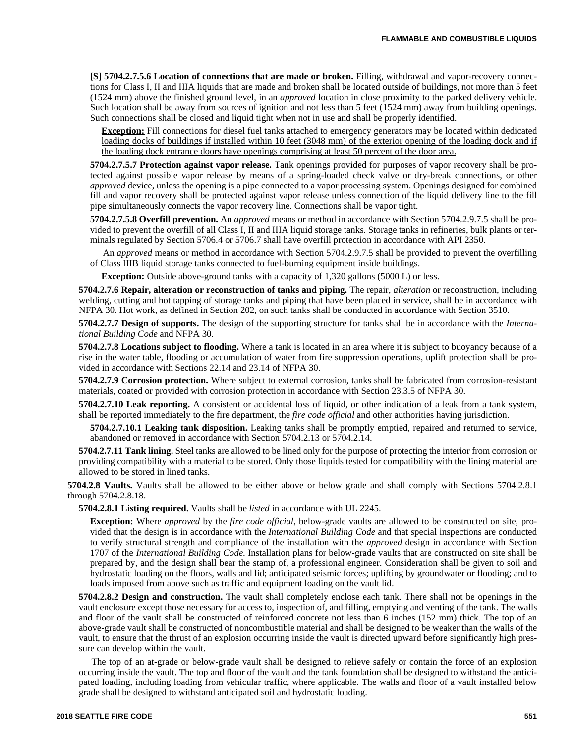**[S] 5704.2.7.5.6 Location of connections that are made or broken.** Filling, withdrawal and vapor-recovery connections for Class I, II and IIIA liquids that are made and broken shall be located outside of buildings, not more than 5 feet (1524 mm) above the finished ground level, in an *approved* location in close proximity to the parked delivery vehicle. Such location shall be away from sources of ignition and not less than 5 feet (1524 mm) away from building openings. Such connections shall be closed and liquid tight when not in use and shall be properly identified.

<u>**Exception:** Fill connections for diesel fuel tanks attached to emergency generators may be located within dedicated loading docks of buildings if installed within 10 feet (3048 mm) of the exterior opening of the loading dock and if the loading dock entrance doors have openings comprising at least 50 percent of the door area.</u>

**5704.2.7.5.7 Protection against vapor release.** Tank openings provided for purposes of vapor recovery shall be protected against possible vapor release by means of a spring-loaded check valve or dry-break connections, or other *approved* device, unless the opening is a pipe connected to a vapor processing system. Openings designed for combined fill and vapor recovery shall be protected against vapor release unless connection of the liquid delivery line to the fill pipe simultaneously connects the vapor recovery line. Connections shall be vapor tight.

**5704.2.7.5.8 Overfill prevention.** An *approved* means or method in accordance with Section 5704.2.9.7.5 shall be provided to prevent the overfill of all Class I, II and IIIA liquid storage tanks. Storage tanks in refineries, bulk plants or terminals regulated by Section 5706.4 or 5706.7 shall have overfill protection in accordance with API 2350.

An *approved* means or method in accordance with Section 5704.2.9.7.5 shall be provided to prevent the overfilling of Class IIIB liquid storage tanks connected to fuel-burning equipment inside buildings.

**Exception:** Outside above-ground tanks with a capacity of 1,320 gallons (5000 L) or less.

**5704.2.7.6 Repair, alteration or reconstruction of tanks and piping.** The repair, *alteration* or reconstruction, including welding, cutting and hot tapping of storage tanks and piping that have been placed in service, shall be in accordance with NFPA 30. Hot work, as defined in Section 202, on such tanks shall be conducted in accordance with Section 3510.

**5704.2.7.7 Design of supports.** The design of the supporting structure for tanks shall be in accordance with the *International Building Code* and NFPA 30.

**5704.2.7.8 Locations subject to flooding.** Where a tank is located in an area where it is subject to buoyancy because of a rise in the water table, flooding or accumulation of water from fire suppression operations, uplift protection shall be provided in accordance with Sections 22.14 and 23.14 of NFPA 30.

**5704.2.7.9 Corrosion protection.** Where subject to external corrosion, tanks shall be fabricated from corrosion-resistant materials, coated or provided with corrosion protection in accordance with Section 23.3.5 of NFPA 30.

**5704.2.7.10 Leak reporting.** A consistent or accidental loss of liquid, or other indication of a leak from a tank system, shall be reported immediately to the fire department, the *fire code official* and other authorities having jurisdiction.

**5704.2.7.10.1 Leaking tank disposition.** Leaking tanks shall be promptly emptied, repaired and returned to service, abandoned or removed in accordance with Section 5704.2.13 or 5704.2.14.

**5704.2.7.11 Tank lining.** Steel tanks are allowed to be lined only for the purpose of protecting the interior from corrosion or providing compatibility with a material to be stored. Only those liquids tested for compatibility with the lining material are allowed to be stored in lined tanks.

**5704.2.8 Vaults.** Vaults shall be allowed to be either above or below grade and shall comply with Sections 5704.2.8.1 through 5704.2.8.18.

**5704.2.8.1 Listing required.** Vaults shall be *listed* in accordance with UL 2245.

**Exception:** Where *approved* by the *fire code official*, below-grade vaults are allowed to be constructed on site, provided that the design is in accordance with the *International Building Code* and that special inspections are conducted to verify structural strength and compliance of the installation with the *approved* design in accordance with Section 1707 of the *International Building Code*. Installation plans for below-grade vaults that are constructed on site shall be prepared by, and the design shall bear the stamp of, a professional engineer. Consideration shall be given to soil and hydrostatic loading on the floors, walls and lid; anticipated seismic forces; uplifting by groundwater or flooding; and to loads imposed from above such as traffic and equipment loading on the vault lid.

**5704.2.8.2 Design and construction.** The vault shall completely enclose each tank. There shall not be openings in the vault enclosure except those necessary for access to, inspection of, and filling, emptying and venting of the tank. The walls and floor of the vault shall be constructed of reinforced concrete not less than 6 inches (152 mm) thick. The top of an above-grade vault shall be constructed of noncombustible material and shall be designed to be weaker than the walls of the vault, to ensure that the thrust of an explosion occurring inside the vault is directed upward before significantly high pressure can develop within the vault.

The top of an at-grade or below-grade vault shall be designed to relieve safely or contain the force of an explosion occurring inside the vault. The top and floor of the vault and the tank foundation shall be designed to withstand the anticipated loading, including loading from vehicular traffic, where applicable. The walls and floor of a vault installed below grade shall be designed to withstand anticipated soil and hydrostatic loading.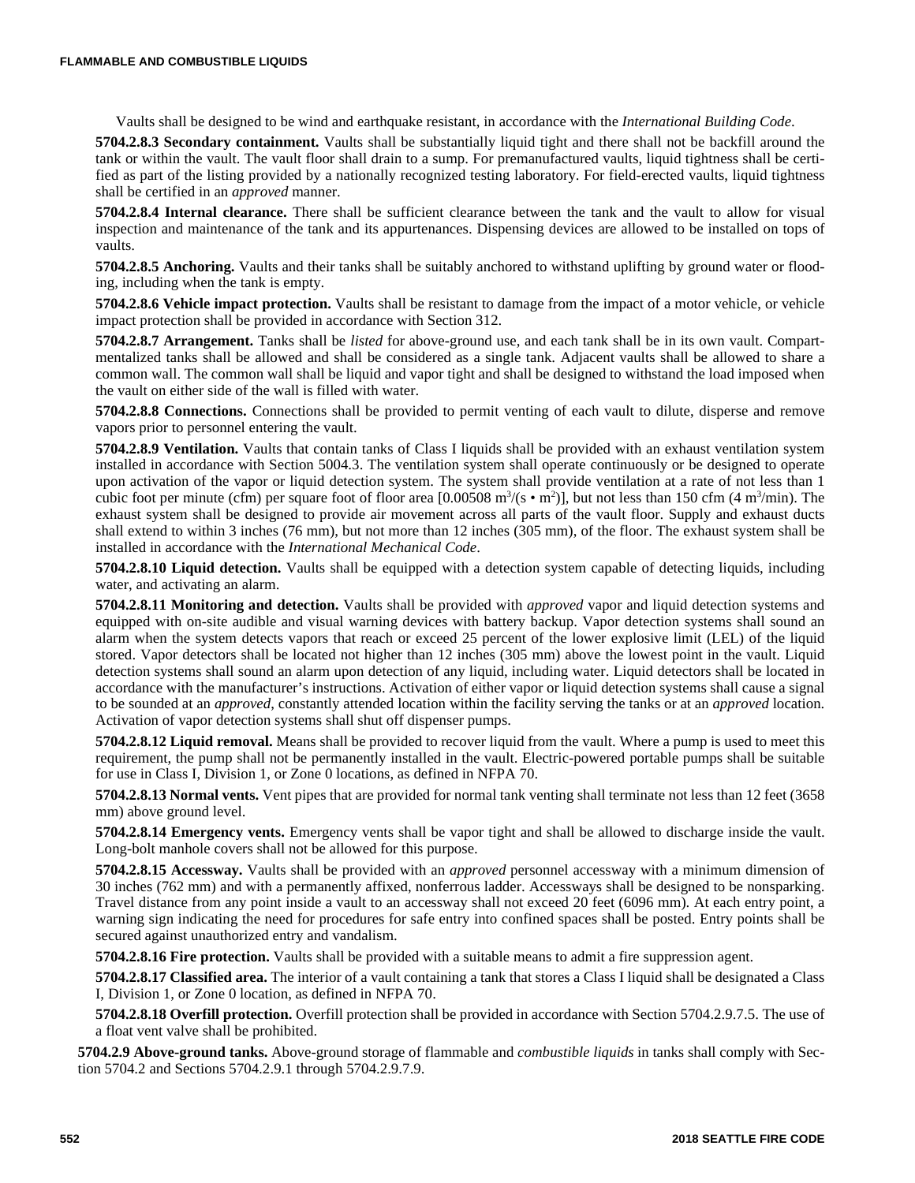Vaults shall be designed to be wind and earthquake resistant, in accordance with the *International Building Code*.

**5704.2.8.3 Secondary containment.** Vaults shall be substantially liquid tight and there shall not be backfill around the tank or within the vault. The vault floor shall drain to a sump. For premanufactured vaults, liquid tightness shall be certified as part of the listing provided by a nationally recognized testing laboratory. For field-erected vaults, liquid tightness shall be certified in an *approved* manner.

**5704.2.8.4 Internal clearance.** There shall be sufficient clearance between the tank and the vault to allow for visual inspection and maintenance of the tank and its appurtenances. Dispensing devices are allowed to be installed on tops of vaults.

**5704.2.8.5 Anchoring.** Vaults and their tanks shall be suitably anchored to withstand uplifting by ground water or flooding, including when the tank is empty.

**5704.2.8.6 Vehicle impact protection.** Vaults shall be resistant to damage from the impact of a motor vehicle, or vehicle impact protection shall be provided in accordance with Section 312.

**5704.2.8.7 Arrangement.** Tanks shall be *listed* for above-ground use, and each tank shall be in its own vault. Compartmentalized tanks shall be allowed and shall be considered as a single tank. Adjacent vaults shall be allowed to share a common wall. The common wall shall be liquid and vapor tight and shall be designed to withstand the load imposed when the vault on either side of the wall is filled with water.

**5704.2.8.8 Connections.** Connections shall be provided to permit venting of each vault to dilute, disperse and remove vapors prior to personnel entering the vault.

**5704.2.8.9 Ventilation.** Vaults that contain tanks of Class I liquids shall be provided with an exhaust ventilation system installed in accordance with Section 5004.3. The ventilation system shall operate continuously or be designed to operate upon activation of the vapor or liquid detection system. The system shall provide ventilation at a rate of not less than 1 cubic foot per minute (cfm) per square foot of floor area [0.00508 $m^3/(s \cdot m^2)$], but not less than 150 cfm (4 $m^3$/min). The exhaust system shall be designed to provide air movement across all parts of the vault floor. Supply and exhaust ducts shall extend to within 3 inches (76 mm), but not more than 12 inches (305 mm), of the floor. The exhaust system shall be installed in accordance with the *International Mechanical Code*.

**5704.2.8.10 Liquid detection.** Vaults shall be equipped with a detection system capable of detecting liquids, including water, and activating an alarm.

**5704.2.8.11 Monitoring and detection.** Vaults shall be provided with *approved* vapor and liquid detection systems and equipped with on-site audible and visual warning devices with battery backup. Vapor detection systems shall sound an alarm when the system detects vapors that reach or exceed 25 percent of the lower explosive limit (LEL) of the liquid stored. Vapor detectors shall be located not higher than 12 inches (305 mm) above the lowest point in the vault. Liquid detection systems shall sound an alarm upon detection of any liquid, including water. Liquid detectors shall be located in accordance with the manufacturer's instructions. Activation of either vapor or liquid detection systems shall cause a signal to be sounded at an *approved*, constantly attended location within the facility serving the tanks or at an *approved* location. Activation of vapor detection systems shall shut off dispenser pumps.

**5704.2.8.12 Liquid removal.** Means shall be provided to recover liquid from the vault. Where a pump is used to meet this requirement, the pump shall not be permanently installed in the vault. Electric-powered portable pumps shall be suitable for use in Class I, Division 1, or Zone 0 locations, as defined in NFPA 70.

**5704.2.8.13 Normal vents.** Vent pipes that are provided for normal tank venting shall terminate not less than 12 feet (3658 mm) above ground level.

**5704.2.8.14 Emergency vents.** Emergency vents shall be vapor tight and shall be allowed to discharge inside the vault. Long-bolt manhole covers shall not be allowed for this purpose.

**5704.2.8.15 Accessway.** Vaults shall be provided with an *approved* personnel accessway with a minimum dimension of 30 inches (762 mm) and with a permanently affixed, nonferrous ladder. Accessways shall be designed to be nonsparking. Travel distance from any point inside a vault to an accessway shall not exceed 20 feet (6096 mm). At each entry point, a warning sign indicating the need for procedures for safe entry into confined spaces shall be posted. Entry points shall be secured against unauthorized entry and vandalism.

**5704.2.8.16 Fire protection.** Vaults shall be provided with a suitable means to admit a fire suppression agent.

**5704.2.8.17 Classified area.** The interior of a vault containing a tank that stores a Class I liquid shall be designated a Class I, Division 1, or Zone 0 location, as defined in NFPA 70.

**5704.2.8.18 Overfill protection.** Overfill protection shall be provided in accordance with Section 5704.2.9.7.5. The use of a float vent valve shall be prohibited.

**5704.2.9 Above-ground tanks.** Above-ground storage of flammable and *combustible liquids* in tanks shall comply with Section 5704.2 and Sections 5704.2.9.1 through 5704.2.9.7.9.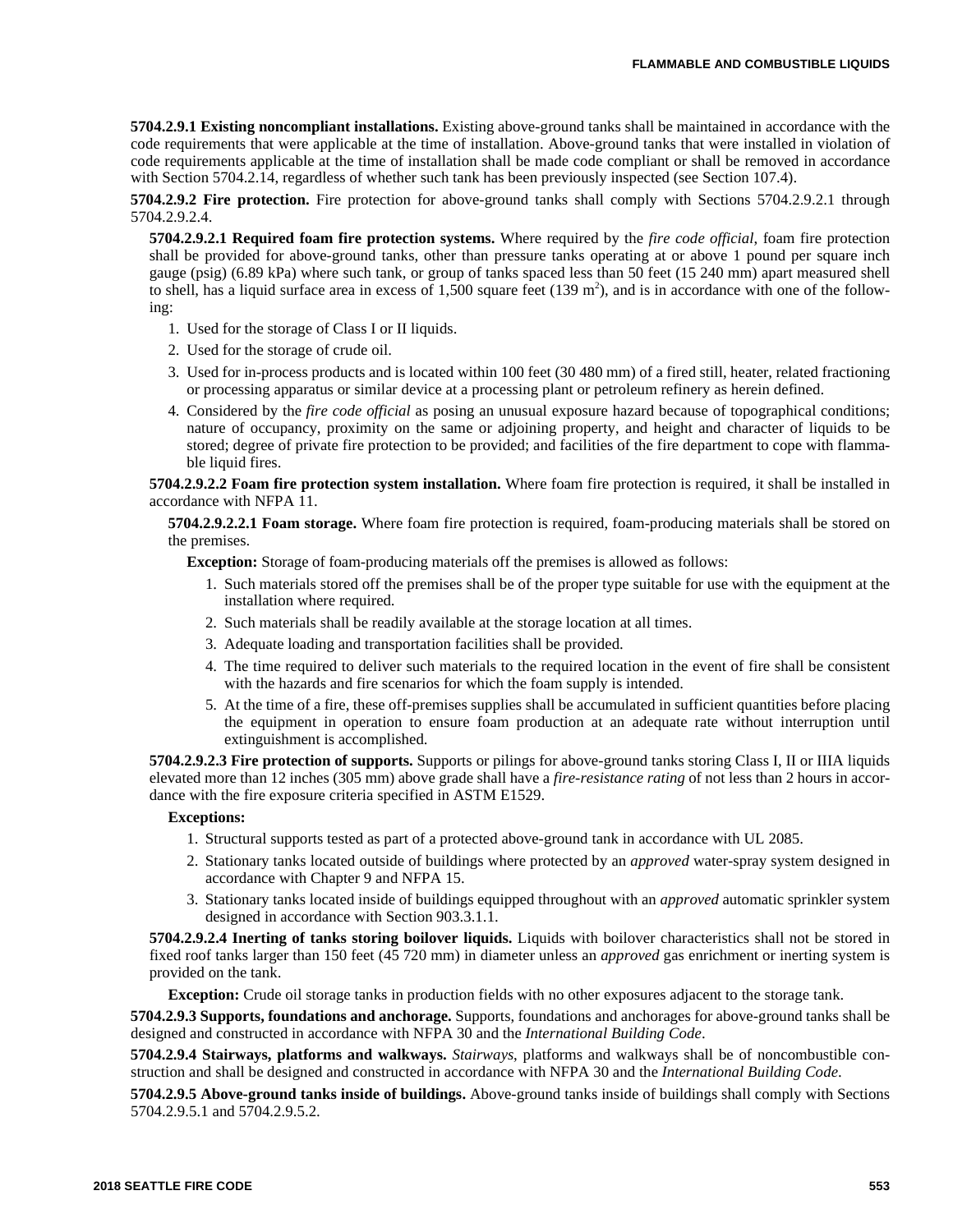**5704.2.9.1 Existing noncompliant installations.** Existing above-ground tanks shall be maintained in accordance with the code requirements that were applicable at the time of installation. Above-ground tanks that were installed in violation of code requirements applicable at the time of installation shall be made code compliant or shall be removed in accordance with Section 5704.2.14, regardless of whether such tank has been previously inspected (see Section 107.4).

**5704.2.9.2 Fire protection.** Fire protection for above-ground tanks shall comply with Sections 5704.2.9.2.1 through 5704.2.9.2.4.

**5704.2.9.2.1 Required foam fire protection systems.** Where required by the *fire code official*, foam fire protection shall be provided for above-ground tanks, other than pressure tanks operating at or above 1 pound per square inch gauge (psig) (6.89 kPa) where such tank, or group of tanks spaced less than 50 feet (15 240 mm) apart measured shell to shell, has a liquid surface area in excess of 1,500 square feet (139 $m^2$), and is in accordance with one of the following:

1. Used for the storage of Class I or II liquids.
2. Used for the storage of crude oil.
3. Used for in-process products and is located within 100 feet (30 480 mm) of a fired still, heater, related fractioning or processing apparatus or similar device at a processing plant or petroleum refinery as herein defined.
4. Considered by the *fire code official* as posing an unusual exposure hazard because of topographical conditions; nature of occupancy, proximity on the same or adjoining property, and height and character of liquids to be stored; degree of private fire protection to be provided; and facilities of the fire department to cope with flammable liquid fires.

**5704.2.9.2.2 Foam fire protection system installation.** Where foam fire protection is required, it shall be installed in accordance with NFPA 11.

**5704.2.9.2.2.1 Foam storage.** Where foam fire protection is required, foam-producing materials shall be stored on the premises.

**Exception:** Storage of foam-producing materials off the premises is allowed as follows:

1. Such materials stored off the premises shall be of the proper type suitable for use with the equipment at the installation where required.
2. Such materials shall be readily available at the storage location at all times.
3. Adequate loading and transportation facilities shall be provided.
4. The time required to deliver such materials to the required location in the event of fire shall be consistent with the hazards and fire scenarios for which the foam supply is intended.
5. At the time of a fire, these off-premises supplies shall be accumulated in sufficient quantities before placing the equipment in operation to ensure foam production at an adequate rate without interruption until extinguishment is accomplished.

**5704.2.9.2.3 Fire protection of supports.** Supports or pilings for above-ground tanks storing Class I, II or IIIA liquids elevated more than 12 inches (305 mm) above grade shall have a *fire-resistance rating* of not less than 2 hours in accordance with the fire exposure criteria specified in ASTM E1529.

**Exceptions:**

1. Structural supports tested as part of a protected above-ground tank in accordance with UL 2085.
2. Stationary tanks located outside of buildings where protected by an *approved* water-spray system designed in accordance with Chapter 9 and NFPA 15.
3. Stationary tanks located inside of buildings equipped throughout with an *approved* automatic sprinkler system designed in accordance with Section 903.3.1.1.

**5704.2.9.2.4 Inerting of tanks storing boilover liquids.** Liquids with boilover characteristics shall not be stored in fixed roof tanks larger than 150 feet (45 720 mm) in diameter unless an *approved* gas enrichment or inerting system is provided on the tank.

**Exception:** Crude oil storage tanks in production fields with no other exposures adjacent to the storage tank.

**5704.2.9.3 Supports, foundations and anchorage.** Supports, foundations and anchorages for above-ground tanks shall be designed and constructed in accordance with NFPA 30 and the *International Building Code*.

**5704.2.9.4 Stairways, platforms and walkways.** *Stairways*, platforms and walkways shall be of noncombustible construction and shall be designed and constructed in accordance with NFPA 30 and the *International Building Code*.

**5704.2.9.5 Above-ground tanks inside of buildings.** Above-ground tanks inside of buildings shall comply with Sections 5704.2.9.5.1 and 5704.2.9.5.2.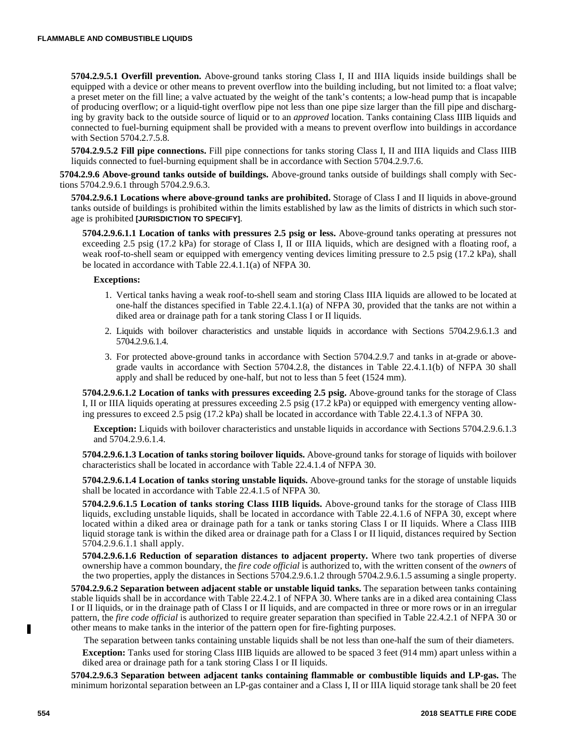**5704.2.9.5.1 Overfill prevention.** Above-ground tanks storing Class I, II and IIIA liquids inside buildings shall be equipped with a device or other means to prevent overflow into the building including, but not limited to: a float valve; a preset meter on the fill line; a valve actuated by the weight of the tank's contents; a low-head pump that is incapable of producing overflow; or a liquid-tight overflow pipe not less than one pipe size larger than the fill pipe and discharging by gravity back to the outside source of liquid or to an *approved* location. Tanks containing Class IIIB liquids and connected to fuel-burning equipment shall be provided with a means to prevent overflow into buildings in accordance with Section 5704.2.7.5.8.

**5704.2.9.5.2 Fill pipe connections.** Fill pipe connections for tanks storing Class I, II and IIIA liquids and Class IIIB liquids connected to fuel-burning equipment shall be in accordance with Section 5704.2.9.7.6.

**5704.2.9.6 Above-ground tanks outside of buildings.** Above-ground tanks outside of buildings shall comply with Sections 5704.2.9.6.1 through 5704.2.9.6.3.

**5704.2.9.6.1 Locations where above-ground tanks are prohibited.** Storage of Class I and II liquids in above-ground tanks outside of buildings is prohibited within the limits established by law as the limits of districts in which such storage is prohibited **[JURISDICTION TO SPECIFY]**.

**5704.2.9.6.1.1 Location of tanks with pressures 2.5 psig or less.** Above-ground tanks operating at pressures not exceeding 2.5 psig (17.2 kPa) for storage of Class I, II or IIIA liquids, which are designed with a floating roof, a weak roof-to-shell seam or equipped with emergency venting devices limiting pressure to 2.5 psig (17.2 kPa), shall be located in accordance with Table 22.4.1.1(a) of NFPA 30.

**Exceptions:**

1. Vertical tanks having a weak roof-to-shell seam and storing Class IIIA liquids are allowed to be located at one-half the distances specified in Table 22.4.1.1(a) of NFPA 30, provided that the tanks are not within a diked area or drainage path for a tank storing Class I or II liquids.
2. Liquids with boilover characteristics and unstable liquids in accordance with Sections 5704.2.9.6.1.3 and 5704.2.9.6.1.4.
3. For protected above-ground tanks in accordance with Section 5704.2.9.7 and tanks in at-grade or above-grade vaults in accordance with Section 5704.2.8, the distances in Table 22.4.1.1(b) of NFPA 30 shall apply and shall be reduced by one-half, but not to less than 5 feet (1524 mm).

**5704.2.9.6.1.2 Location of tanks with pressures exceeding 2.5 psig.** Above-ground tanks for the storage of Class I, II or IIIA liquids operating at pressures exceeding 2.5 psig (17.2 kPa) or equipped with emergency venting allowing pressures to exceed 2.5 psig (17.2 kPa) shall be located in accordance with Table 22.4.1.3 of NFPA 30.

**Exception:** Liquids with boilover characteristics and unstable liquids in accordance with Sections 5704.2.9.6.1.3 and 5704.2.9.6.1.4.

**5704.2.9.6.1.3 Location of tanks storing boilover liquids.** Above-ground tanks for storage of liquids with boilover characteristics shall be located in accordance with Table 22.4.1.4 of NFPA 30.

**5704.2.9.6.1.4 Location of tanks storing unstable liquids.** Above-ground tanks for the storage of unstable liquids shall be located in accordance with Table 22.4.1.5 of NFPA 30.

**5704.2.9.6.1.5 Location of tanks storing Class IIIB liquids.** Above-ground tanks for the storage of Class IIIB liquids, excluding unstable liquids, shall be located in accordance with Table 22.4.1.6 of NFPA 30, except where located within a diked area or drainage path for a tank or tanks storing Class I or II liquids. Where a Class IIIB liquid storage tank is within the diked area or drainage path for a Class I or II liquid, distances required by Section 5704.2.9.6.1.1 shall apply.

**5704.2.9.6.1.6 Reduction of separation distances to adjacent property.** Where two tank properties of diverse ownership have a common boundary, the *fire code official* is authorized to, with the written consent of the *owners* of the two properties, apply the distances in Sections 5704.2.9.6.1.2 through 5704.2.9.6.1.5 assuming a single property.

**5704.2.9.6.2 Separation between adjacent stable or unstable liquid tanks.** The separation between tanks containing stable liquids shall be in accordance with Table 22.4.2.1 of NFPA 30. Where tanks are in a diked area containing Class I or II liquids, or in the drainage path of Class I or II liquids, and are compacted in three or more rows or in an irregular pattern, the *fire code official* is authorized to require greater separation than specified in Table 22.4.2.1 of NFPA 30 or other means to make tanks in the interior of the pattern open for fire-fighting purposes.

The separation between tanks containing unstable liquids shall be not less than one-half the sum of their diameters.

**Exception:** Tanks used for storing Class IIIB liquids are allowed to be spaced 3 feet (914 mm) apart unless within a diked area or drainage path for a tank storing Class I or II liquids.

**5704.2.9.6.3 Separation between adjacent tanks containing flammable or combustible liquids and LP-gas.** The minimum horizontal separation between an LP-gas container and a Class I, II or IIIA liquid storage tank shall be 20 feet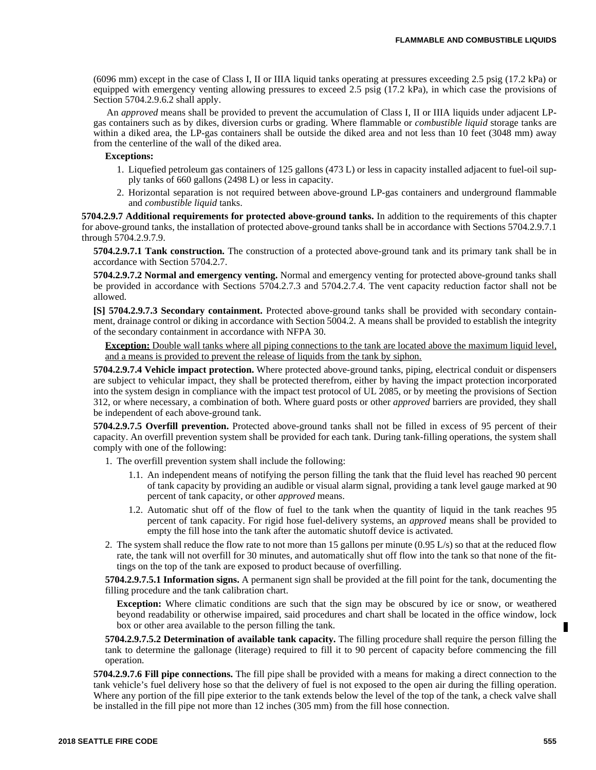(6096 mm) except in the case of Class I, II or IIIA liquid tanks operating at pressures exceeding 2.5 psig (17.2 kPa) or equipped with emergency venting allowing pressures to exceed 2.5 psig (17.2 kPa), in which case the provisions of Section 5704.2.9.6.2 shall apply.

An *approved* means shall be provided to prevent the accumulation of Class I, II or IIIA liquids under adjacent LP-gas containers such as by dikes, diversion curbs or grading. Where flammable or *combustible liquid* storage tanks are within a diked area, the LP-gas containers shall be outside the diked area and not less than 10 feet (3048 mm) away from the centerline of the wall of the diked area.

**Exceptions:**

1. Liquefied petroleum gas containers of 125 gallons (473 L) or less in capacity installed adjacent to fuel-oil supply tanks of 660 gallons (2498 L) or less in capacity.
2. Horizontal separation is not required between above-ground LP-gas containers and underground flammable and *combustible liquid* tanks.

**5704.2.9.7 Additional requirements for protected above-ground tanks.** In addition to the requirements of this chapter for above-ground tanks, the installation of protected above-ground tanks shall be in accordance with Sections 5704.2.9.7.1 through 5704.2.9.7.9.

**5704.2.9.7.1 Tank construction.** The construction of a protected above-ground tank and its primary tank shall be in accordance with Section 5704.2.7.

**5704.2.9.7.2 Normal and emergency venting.** Normal and emergency venting for protected above-ground tanks shall be provided in accordance with Sections 5704.2.7.3 and 5704.2.7.4. The vent capacity reduction factor shall not be allowed.

**[S] 5704.2.9.7.3 Secondary containment.** Protected above-ground tanks shall be provided with secondary containment, drainage control or diking in accordance with Section 5004.2. A means shall be provided to establish the integrity of the secondary containment in accordance with NFPA 30.

**Exception:** Double wall tanks where all piping connections to the tank are located above the maximum liquid level, and a means is provided to prevent the release of liquids from the tank by siphon.

**5704.2.9.7.4 Vehicle impact protection.** Where protected above-ground tanks, piping, electrical conduit or dispensers are subject to vehicular impact, they shall be protected therefrom, either by having the impact protection incorporated into the system design in compliance with the impact test protocol of UL 2085, or by meeting the provisions of Section 312, or where necessary, a combination of both. Where guard posts or other *approved* barriers are provided, they shall be independent of each above-ground tank.

**5704.2.9.7.5 Overfill prevention.** Protected above-ground tanks shall not be filled in excess of 95 percent of their capacity. An overfill prevention system shall be provided for each tank. During tank-filling operations, the system shall comply with one of the following:

1. The overfill prevention system shall include the following:
   - 1.1. An independent means of notifying the person filling the tank that the fluid level has reached 90 percent of tank capacity by providing an audible or visual alarm signal, providing a tank level gauge marked at 90 percent of tank capacity, or other *approved* means.
   - 1.2. Automatic shut off of the flow of fuel to the tank when the quantity of liquid in the tank reaches 95 percent of tank capacity. For rigid hose fuel-delivery systems, an *approved* means shall be provided to empty the fill hose into the tank after the automatic shutoff device is activated.
2. The system shall reduce the flow rate to not more than 15 gallons per minute (0.95 L/s) so that at the reduced flow rate, the tank will not overfill for 30 minutes, and automatically shut off flow into the tank so that none of the fittings on the top of the tank are exposed to product because of overfilling.

**5704.2.9.7.5.1 Information signs.** A permanent sign shall be provided at the fill point for the tank, documenting the filling procedure and the tank calibration chart.

**Exception:** Where climatic conditions are such that the sign may be obscured by ice or snow, or weathered beyond readability or otherwise impaired, said procedures and chart shall be located in the office window, lock box or other area available to the person filling the tank.

**5704.2.9.7.5.2 Determination of available tank capacity.** The filling procedure shall require the person filling the tank to determine the gallonage (literage) required to fill it to 90 percent of capacity before commencing the fill operation.

**5704.2.9.7.6 Fill pipe connections.** The fill pipe shall be provided with a means for making a direct connection to the tank vehicle's fuel delivery hose so that the delivery of fuel is not exposed to the open air during the filling operation. Where any portion of the fill pipe exterior to the tank extends below the level of the top of the tank, a check valve shall be installed in the fill pipe not more than 12 inches (305 mm) from the fill hose connection.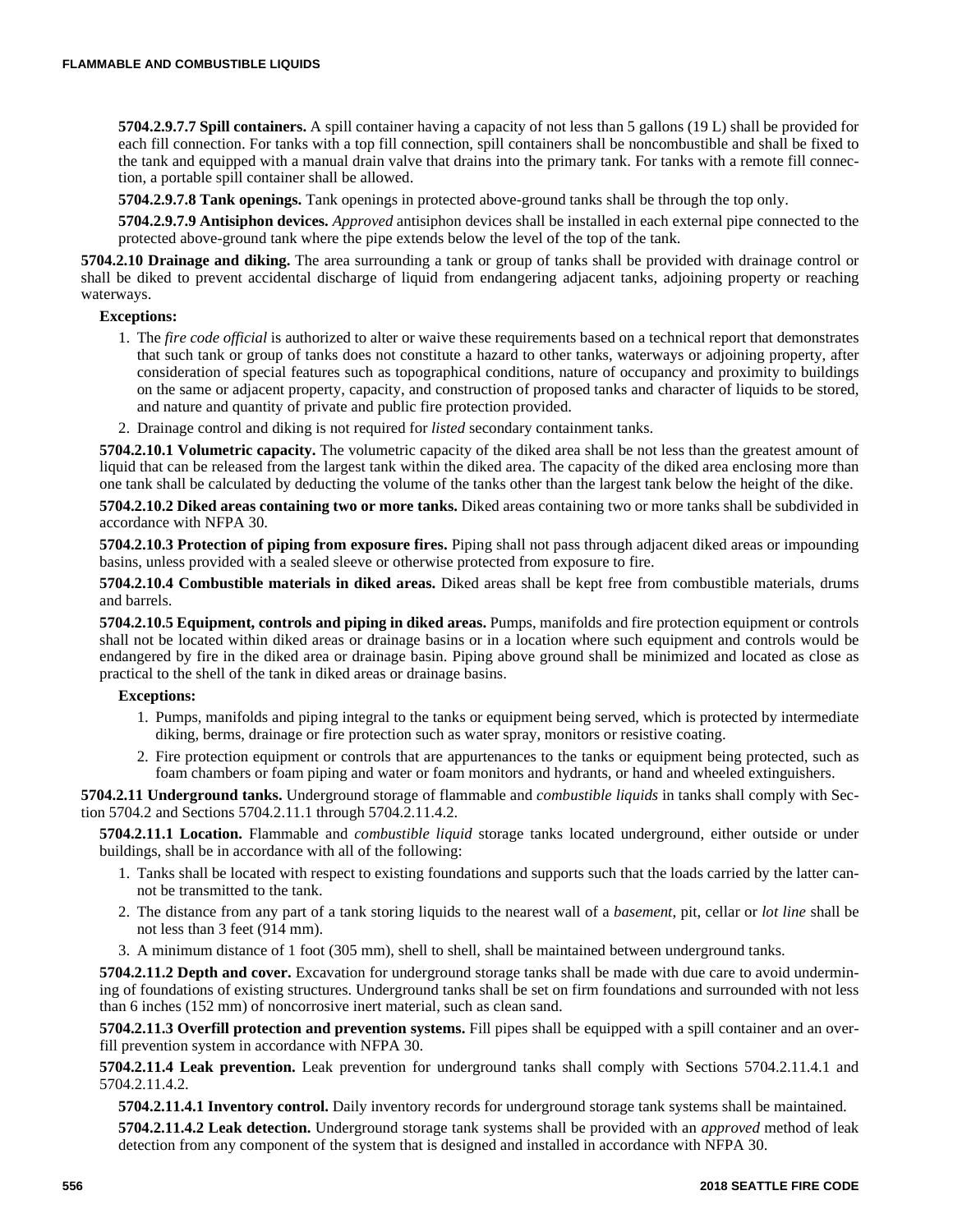**5704.2.9.7.7 Spill containers.** A spill container having a capacity of not less than 5 gallons (19 L) shall be provided for each fill connection. For tanks with a top fill connection, spill containers shall be noncombustible and shall be fixed to the tank and equipped with a manual drain valve that drains into the primary tank. For tanks with a remote fill connection, a portable spill container shall be allowed.

**5704.2.9.7.8 Tank openings.** Tank openings in protected above-ground tanks shall be through the top only.

**5704.2.9.7.9 Antisiphon devices.** *Approved* antisiphon devices shall be installed in each external pipe connected to the protected above-ground tank where the pipe extends below the level of the top of the tank.

**5704.2.10 Drainage and diking.** The area surrounding a tank or group of tanks shall be provided with drainage control or shall be diked to prevent accidental discharge of liquid from endangering adjacent tanks, adjoining property or reaching waterways.

**Exceptions:**

1. The *fire code official* is authorized to alter or waive these requirements based on a technical report that demonstrates that such tank or group of tanks does not constitute a hazard to other tanks, waterways or adjoining property, after consideration of special features such as topographical conditions, nature of occupancy and proximity to buildings on the same or adjacent property, capacity, and construction of proposed tanks and character of liquids to be stored, and nature and quantity of private and public fire protection provided.
2. Drainage control and diking is not required for *listed* secondary containment tanks.

**5704.2.10.1 Volumetric capacity.** The volumetric capacity of the diked area shall be not less than the greatest amount of liquid that can be released from the largest tank within the diked area. The capacity of the diked area enclosing more than one tank shall be calculated by deducting the volume of the tanks other than the largest tank below the height of the dike.

**5704.2.10.2 Diked areas containing two or more tanks.** Diked areas containing two or more tanks shall be subdivided in accordance with NFPA 30.

**5704.2.10.3 Protection of piping from exposure fires.** Piping shall not pass through adjacent diked areas or impounding basins, unless provided with a sealed sleeve or otherwise protected from exposure to fire.

**5704.2.10.4 Combustible materials in diked areas.** Diked areas shall be kept free from combustible materials, drums and barrels.

**5704.2.10.5 Equipment, controls and piping in diked areas.** Pumps, manifolds and fire protection equipment or controls shall not be located within diked areas or drainage basins or in a location where such equipment and controls would be endangered by fire in the diked area or drainage basin. Piping above ground shall be minimized and located as close as practical to the shell of the tank in diked areas or drainage basins.

**Exceptions:**

1. Pumps, manifolds and piping integral to the tanks or equipment being served, which is protected by intermediate diking, berms, drainage or fire protection such as water spray, monitors or resistive coating.
2. Fire protection equipment or controls that are appurtenances to the tanks or equipment being protected, such as foam chambers or foam piping and water or foam monitors and hydrants, or hand and wheeled extinguishers.

**5704.2.11 Underground tanks.** Underground storage of flammable and *combustible liquids* in tanks shall comply with Section 5704.2 and Sections 5704.2.11.1 through 5704.2.11.4.2.

**5704.2.11.1 Location.** Flammable and *combustible liquid* storage tanks located underground, either outside or under buildings, shall be in accordance with all of the following:

1. Tanks shall be located with respect to existing foundations and supports such that the loads carried by the latter cannot be transmitted to the tank.
2. The distance from any part of a tank storing liquids to the nearest wall of a *basement*, pit, cellar or *lot line* shall be not less than 3 feet (914 mm).
3. A minimum distance of 1 foot (305 mm), shell to shell, shall be maintained between underground tanks.

**5704.2.11.2 Depth and cover.** Excavation for underground storage tanks shall be made with due care to avoid undermining of foundations of existing structures. Underground tanks shall be set on firm foundations and surrounded with not less than 6 inches (152 mm) of noncorrosive inert material, such as clean sand.

**5704.2.11.3 Overfill protection and prevention systems.** Fill pipes shall be equipped with a spill container and an overfill prevention system in accordance with NFPA 30.

**5704.2.11.4 Leak prevention.** Leak prevention for underground tanks shall comply with Sections 5704.2.11.4.1 and 5704.2.11.4.2.

**5704.2.11.4.1 Inventory control.** Daily inventory records for underground storage tank systems shall be maintained.

**5704.2.11.4.2 Leak detection.** Underground storage tank systems shall be provided with an *approved* method of leak detection from any component of the system that is designed and installed in accordance with NFPA 30.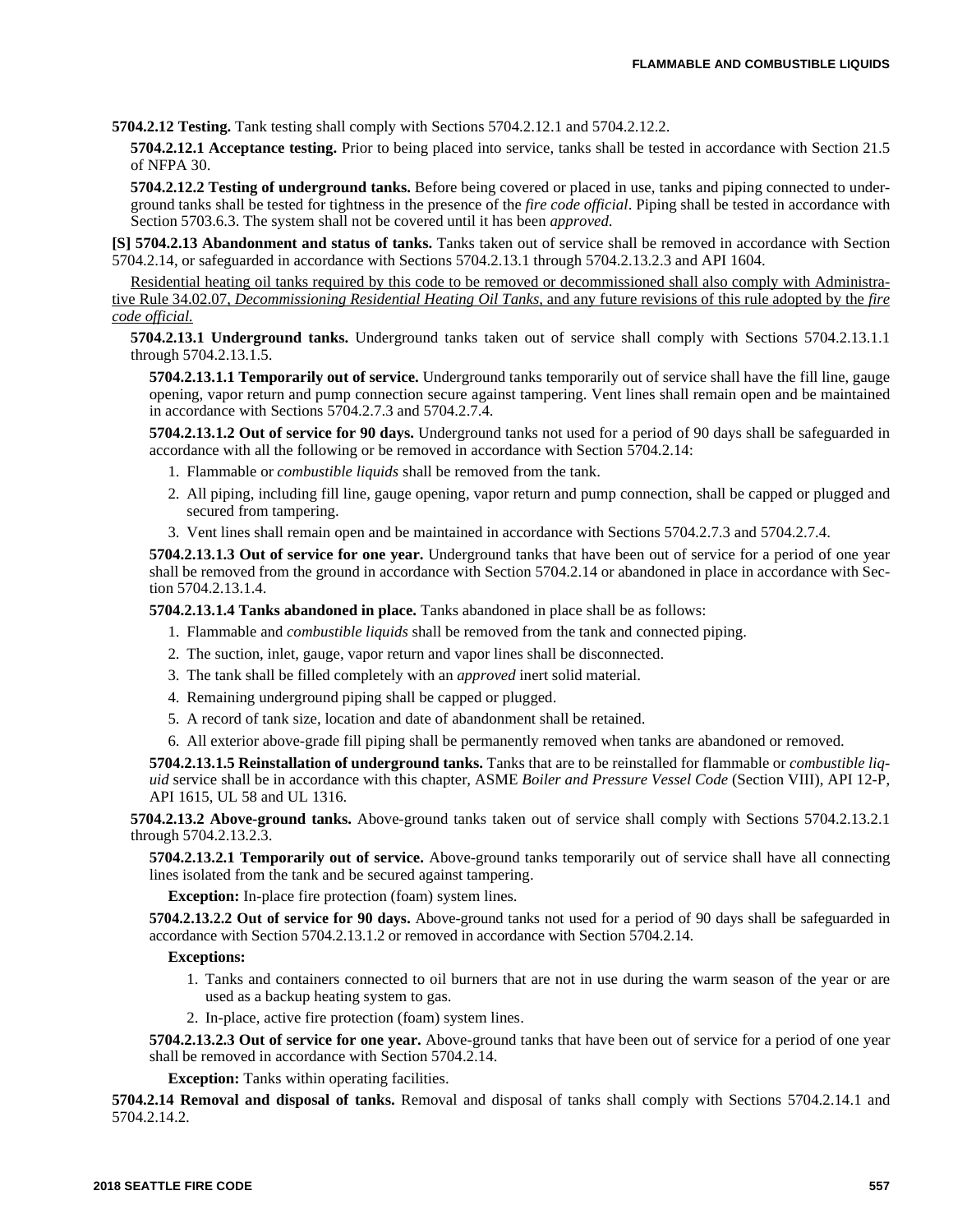**5704.2.12 Testing.** Tank testing shall comply with Sections 5704.2.12.1 and 5704.2.12.2.

**5704.2.12.1 Acceptance testing.** Prior to being placed into service, tanks shall be tested in accordance with Section 21.5 of NFPA 30.

**5704.2.12.2 Testing of underground tanks.** Before being covered or placed in use, tanks and piping connected to underground tanks shall be tested for tightness in the presence of the *fire code official*. Piping shall be tested in accordance with Section 5703.6.3. The system shall not be covered until it has been *approved*.

**[S] 5704.2.13 Abandonment and status of tanks.** Tanks taken out of service shall be removed in accordance with Section 5704.2.14, or safeguarded in accordance with Sections 5704.2.13.1 through 5704.2.13.2.3 and API 1604.

<u>Residential heating oil tanks required by this code to be removed or decommissioned shall also comply with Administrative Rule 34.02.07, *Decommissioning Residential Heating Oil Tanks*, and any future revisions of this rule adopted by the *fire code official*.</u>

**5704.2.13.1 Underground tanks.** Underground tanks taken out of service shall comply with Sections 5704.2.13.1.1 through 5704.2.13.1.5.

**5704.2.13.1.1 Temporarily out of service.** Underground tanks temporarily out of service shall have the fill line, gauge opening, vapor return and pump connection secure against tampering. Vent lines shall remain open and be maintained in accordance with Sections 5704.2.7.3 and 5704.2.7.4.

**5704.2.13.1.2 Out of service for 90 days.** Underground tanks not used for a period of 90 days shall be safeguarded in accordance with all the following or be removed in accordance with Section 5704.2.14:

1. Flammable or *combustible liquids* shall be removed from the tank.
2. All piping, including fill line, gauge opening, vapor return and pump connection, shall be capped or plugged and secured from tampering.
3. Vent lines shall remain open and be maintained in accordance with Sections 5704.2.7.3 and 5704.2.7.4.

**5704.2.13.1.3 Out of service for one year.** Underground tanks that have been out of service for a period of one year shall be removed from the ground in accordance with Section 5704.2.14 or abandoned in place in accordance with Section 5704.2.13.1.4.

**5704.2.13.1.4 Tanks abandoned in place.** Tanks abandoned in place shall be as follows:

1. Flammable and *combustible liquids* shall be removed from the tank and connected piping.
2. The suction, inlet, gauge, vapor return and vapor lines shall be disconnected.
3. The tank shall be filled completely with an *approved* inert solid material.
4. Remaining underground piping shall be capped or plugged.
5. A record of tank size, location and date of abandonment shall be retained.
6. All exterior above-grade fill piping shall be permanently removed when tanks are abandoned or removed.

**5704.2.13.1.5 Reinstallation of underground tanks.** Tanks that are to be reinstalled for flammable or *combustible liquid* service shall be in accordance with this chapter, ASME *Boiler and Pressure Vessel Code* (Section VIII), API 12-P, API 1615, UL 58 and UL 1316.

**5704.2.13.2 Above-ground tanks.** Above-ground tanks taken out of service shall comply with Sections 5704.2.13.2.1 through 5704.2.13.2.3.

**5704.2.13.2.1 Temporarily out of service.** Above-ground tanks temporarily out of service shall have all connecting lines isolated from the tank and be secured against tampering.

**Exception:** In-place fire protection (foam) system lines.

**5704.2.13.2.2 Out of service for 90 days.** Above-ground tanks not used for a period of 90 days shall be safeguarded in accordance with Section 5704.2.13.1.2 or removed in accordance with Section 5704.2.14.

**Exceptions:**

1. Tanks and containers connected to oil burners that are not in use during the warm season of the year or are used as a backup heating system to gas.
2. In-place, active fire protection (foam) system lines.

**5704.2.13.2.3 Out of service for one year.** Above-ground tanks that have been out of service for a period of one year shall be removed in accordance with Section 5704.2.14.

**Exception:** Tanks within operating facilities.

**5704.2.14 Removal and disposal of tanks.** Removal and disposal of tanks shall comply with Sections 5704.2.14.1 and 5704.2.14.2.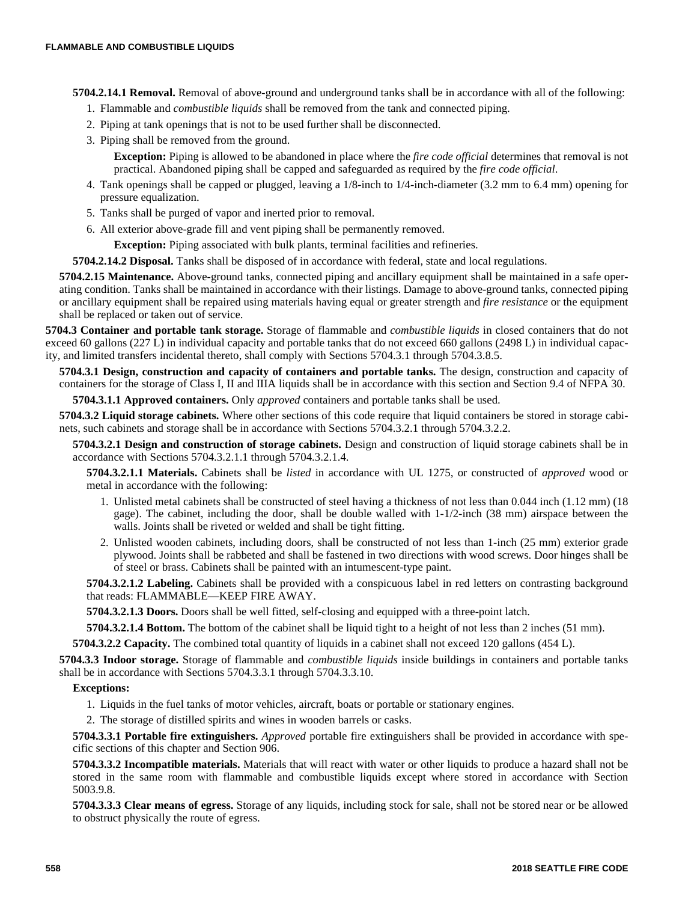**5704.2.14.1 Removal.** Removal of above-ground and underground tanks shall be in accordance with all of the following:

1. Flammable and *combustible liquids* shall be removed from the tank and connected piping.
2. Piping at tank openings that is not to be used further shall be disconnected.
3. Piping shall be removed from the ground.

   **Exception:** Piping is allowed to be abandoned in place where the *fire code official* determines that removal is not practical. Abandoned piping shall be capped and safeguarded as required by the *fire code official*.

4. Tank openings shall be capped or plugged, leaving a 1/8-inch to 1/4-inch-diameter (3.2 mm to 6.4 mm) opening for pressure equalization.
5. Tanks shall be purged of vapor and inerted prior to removal.
6. All exterior above-grade fill and vent piping shall be permanently removed.

   **Exception:** Piping associated with bulk plants, terminal facilities and refineries.

**5704.2.14.2 Disposal.** Tanks shall be disposed of in accordance with federal, state and local regulations.

**5704.2.15 Maintenance.** Above-ground tanks, connected piping and ancillary equipment shall be maintained in a safe operating condition. Tanks shall be maintained in accordance with their listings. Damage to above-ground tanks, connected piping or ancillary equipment shall be repaired using materials having equal or greater strength and *fire resistance* or the equipment shall be replaced or taken out of service.

**5704.3 Container and portable tank storage.** Storage of flammable and *combustible liquids* in closed containers that do not exceed 60 gallons (227 L) in individual capacity and portable tanks that do not exceed 660 gallons (2498 L) in individual capacity, and limited transfers incidental thereto, shall comply with Sections 5704.3.1 through 5704.3.8.5.

**5704.3.1 Design, construction and capacity of containers and portable tanks.** The design, construction and capacity of containers for the storage of Class I, II and IIIA liquids shall be in accordance with this section and Section 9.4 of NFPA 30.

**5704.3.1.1 Approved containers.** Only *approved* containers and portable tanks shall be used.

**5704.3.2 Liquid storage cabinets.** Where other sections of this code require that liquid containers be stored in storage cabinets, such cabinets and storage shall be in accordance with Sections 5704.3.2.1 through 5704.3.2.2.

**5704.3.2.1 Design and construction of storage cabinets.** Design and construction of liquid storage cabinets shall be in accordance with Sections 5704.3.2.1.1 through 5704.3.2.1.4.

**5704.3.2.1.1 Materials.** Cabinets shall be *listed* in accordance with UL 1275, or constructed of *approved* wood or metal in accordance with the following:

1. Unlisted metal cabinets shall be constructed of steel having a thickness of not less than 0.044 inch (1.12 mm) (18 gage). The cabinet, including the door, shall be double walled with 1-1/2-inch (38 mm) airspace between the walls. Joints shall be riveted or welded and shall be tight fitting.
2. Unlisted wooden cabinets, including doors, shall be constructed of not less than 1-inch (25 mm) exterior grade plywood. Joints shall be rabbeted and shall be fastened in two directions with wood screws. Door hinges shall be of steel or brass. Cabinets shall be painted with an intumescent-type paint.

**5704.3.2.1.2 Labeling.** Cabinets shall be provided with a conspicuous label in red letters on contrasting background that reads: FLAMMABLE—KEEP FIRE AWAY.

**5704.3.2.1.3 Doors.** Doors shall be well fitted, self-closing and equipped with a three-point latch.

**5704.3.2.1.4 Bottom.** The bottom of the cabinet shall be liquid tight to a height of not less than 2 inches (51 mm).

**5704.3.2.2 Capacity.** The combined total quantity of liquids in a cabinet shall not exceed 120 gallons (454 L).

**5704.3.3 Indoor storage.** Storage of flammable and *combustible liquids* inside buildings in containers and portable tanks shall be in accordance with Sections 5704.3.3.1 through 5704.3.3.10.

**Exceptions:**

1. Liquids in the fuel tanks of motor vehicles, aircraft, boats or portable or stationary engines.
2. The storage of distilled spirits and wines in wooden barrels or casks.

**5704.3.3.1 Portable fire extinguishers.** *Approved* portable fire extinguishers shall be provided in accordance with specific sections of this chapter and Section 906.

**5704.3.3.2 Incompatible materials.** Materials that will react with water or other liquids to produce a hazard shall not be stored in the same room with flammable and combustible liquids except where stored in accordance with Section 5003.9.8.

**5704.3.3.3 Clear means of egress.** Storage of any liquids, including stock for sale, shall not be stored near or be allowed to obstruct physically the route of egress.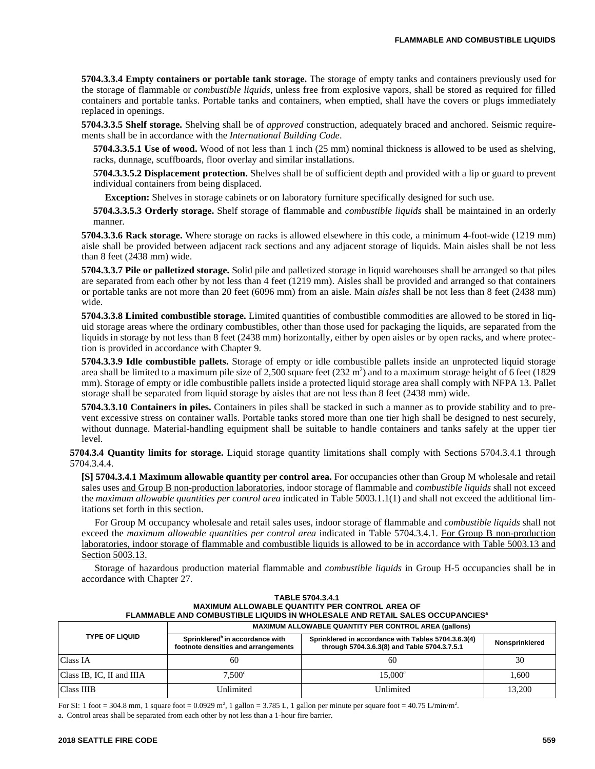**5704.3.3.4 Empty containers or portable tank storage.** The storage of empty tanks and containers previously used for the storage of flammable or *combustible liquids*, unless free from explosive vapors, shall be stored as required for filled containers and portable tanks. Portable tanks and containers, when emptied, shall have the covers or plugs immediately replaced in openings.

**5704.3.3.5 Shelf storage.** Shelving shall be of *approved* construction, adequately braced and anchored. Seismic requirements shall be in accordance with the *International Building Code*.

**5704.3.3.5.1 Use of wood.** Wood of not less than 1 inch (25 mm) nominal thickness is allowed to be used as shelving, racks, dunnage, scuffboards, floor overlay and similar installations.

**5704.3.3.5.2 Displacement protection.** Shelves shall be of sufficient depth and provided with a lip or guard to prevent individual containers from being displaced.

**Exception:** Shelves in storage cabinets or on laboratory furniture specifically designed for such use.

**5704.3.3.5.3 Orderly storage.** Shelf storage of flammable and *combustible liquids* shall be maintained in an orderly manner.

**5704.3.3.6 Rack storage.** Where storage on racks is allowed elsewhere in this code, a minimum 4-foot-wide (1219 mm) aisle shall be provided between adjacent rack sections and any adjacent storage of liquids. Main aisles shall be not less than 8 feet (2438 mm) wide.

**5704.3.3.7 Pile or palletized storage.** Solid pile and palletized storage in liquid warehouses shall be arranged so that piles are separated from each other by not less than 4 feet (1219 mm). Aisles shall be provided and arranged so that containers or portable tanks are not more than 20 feet (6096 mm) from an aisle. Main *aisles* shall be not less than 8 feet (2438 mm) wide.

**5704.3.3.8 Limited combustible storage.** Limited quantities of combustible commodities are allowed to be stored in liquid storage areas where the ordinary combustibles, other than those used for packaging the liquids, are separated from the liquids in storage by not less than 8 feet (2438 mm) horizontally, either by open aisles or by open racks, and where protection is provided in accordance with Chapter 9.

**5704.3.3.9 Idle combustible pallets.** Storage of empty or idle combustible pallets inside an unprotected liquid storage area shall be limited to a maximum pile size of 2,500 square feet (232 $m^2$) and to a maximum storage height of 6 feet (1829 mm). Storage of empty or idle combustible pallets inside a protected liquid storage area shall comply with NFPA 13. Pallet storage shall be separated from liquid storage by aisles that are not less than 8 feet (2438 mm) wide.

**5704.3.3.10 Containers in piles.** Containers in piles shall be stacked in such a manner as to provide stability and to prevent excessive stress on container walls. Portable tanks stored more than one tier high shall be designed to nest securely, without dunnage. Material-handling equipment shall be suitable to handle containers and tanks safely at the upper tier level.

**5704.3.4 Quantity limits for storage.** Liquid storage quantity limitations shall comply with Sections 5704.3.4.1 through 5704.3.4.4.

**[S] 5704.3.4.1 Maximum allowable quantity per control area.** For occupancies other than Group M wholesale and retail sales uses and Group B non-production laboratories, indoor storage of flammable and *combustible liquids* shall not exceed the *maximum allowable quantities per control area* indicated in Table 5003.1.1(1) and shall not exceed the additional limitations set forth in this section.

For Group M occupancy wholesale and retail sales uses, indoor storage of flammable and *combustible liquids* shall not exceed the *maximum allowable quantities per control area* indicated in Table 5704.3.4.1. For Group B non-production laboratories, indoor storage of flammable and combustible liquids is allowed to be in accordance with Table 5003.13 and Section 5003.13.

Storage of hazardous production material flammable and *combustible liquids* in Group H-5 occupancies shall be in accordance with Chapter 27.

**TABLE 5704.3.4.1**
**MAXIMUM ALLOWABLE QUANTITY PER CONTROL AREA OF FLAMMABLE AND COMBUSTIBLE LIQUIDS IN WHOLESALE AND RETAIL SALES OCCUPANCIES[a]**

| TYPE OF LIQUID | MAXIMUM ALLOWABLE QUANTITY PER CONTROL AREA (gallons) | | |
|---|---|---|---|
| | Sprinklered[b] in accordance with footnote densities and arrangements | Sprinklered in accordance with Tables 5704.3.6.3(4) through 5704.3.6.3(8) and Table 5704.3.7.5.1 | Nonsprinklered |
| Class IA | 60 | 60 | 30 |
| Class IB, IC, II and IIIA | 7,500[c] | 15,000[c] | 1,600 |
| Class IIIB | Unlimited | Unlimited | 13,200 |

For SI: 1 foot = 304.8 mm, 1 square foot = 0.0929 $m^2$, 1 gallon = 3.785 L, 1 gallon per minute per square foot = 40.75 L/min/$m^2$.

a. Control areas shall be separated from each other by not less than a 1-hour fire barrier.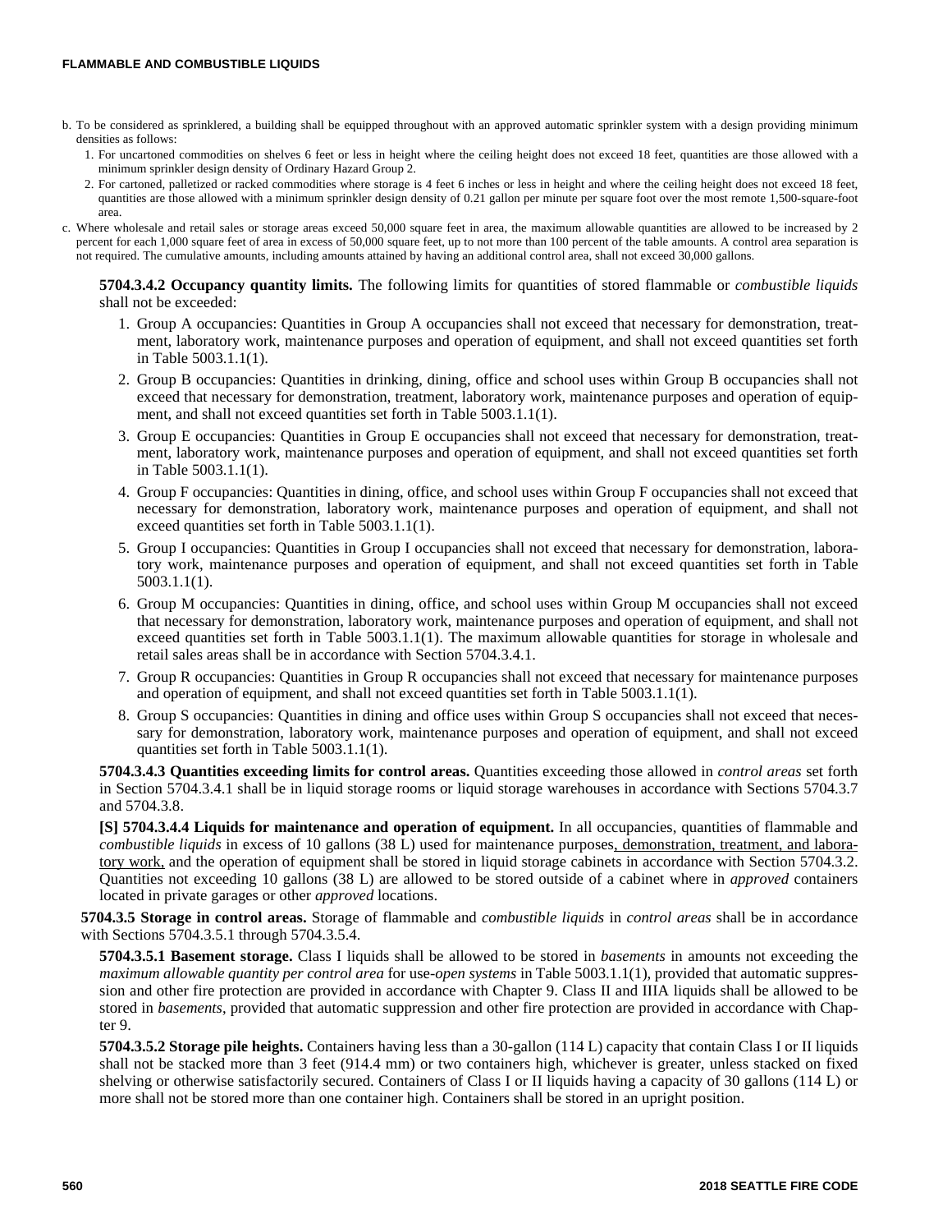b. To be considered as sprinklered, a building shall be equipped throughout with an approved automatic sprinkler system with a design providing minimum densities as follows:

   1. For uncartoned commodities on shelves 6 feet or less in height where the ceiling height does not exceed 18 feet, quantities are those allowed with a minimum sprinkler design density of Ordinary Hazard Group 2.
   2. For cartoned, palletized or racked commodities where storage is 4 feet 6 inches or less in height and where the ceiling height does not exceed 18 feet, quantities are those allowed with a minimum sprinkler design density of 0.21 gallon per minute per square foot over the most remote 1,500-square-foot area.

c. Where wholesale and retail sales or storage areas exceed 50,000 square feet in area, the maximum allowable quantities are allowed to be increased by 2 percent for each 1,000 square feet of area in excess of 50,000 square feet, up to not more than 100 percent of the table amounts. A control area separation is not required. The cumulative amounts, including amounts attained by having an additional control area, shall not exceed 30,000 gallons.

**5704.3.4.2 Occupancy quantity limits.** The following limits for quantities of stored flammable or *combustible liquids* shall not be exceeded:

1. Group A occupancies: Quantities in Group A occupancies shall not exceed that necessary for demonstration, treatment, laboratory work, maintenance purposes and operation of equipment, and shall not exceed quantities set forth in Table 5003.1.1(1).
2. Group B occupancies: Quantities in drinking, dining, office and school uses within Group B occupancies shall not exceed that necessary for demonstration, treatment, laboratory work, maintenance purposes and operation of equipment, and shall not exceed quantities set forth in Table 5003.1.1(1).
3. Group E occupancies: Quantities in Group E occupancies shall not exceed that necessary for demonstration, treatment, laboratory work, maintenance purposes and operation of equipment, and shall not exceed quantities set forth in Table 5003.1.1(1).
4. Group F occupancies: Quantities in dining, office, and school uses within Group F occupancies shall not exceed that necessary for demonstration, laboratory work, maintenance purposes and operation of equipment, and shall not exceed quantities set forth in Table 5003.1.1(1).
5. Group I occupancies: Quantities in Group I occupancies shall not exceed that necessary for demonstration, laboratory work, maintenance purposes and operation of equipment, and shall not exceed quantities set forth in Table 5003.1.1(1).
6. Group M occupancies: Quantities in dining, office, and school uses within Group M occupancies shall not exceed that necessary for demonstration, laboratory work, maintenance purposes and operation of equipment, and shall not exceed quantities set forth in Table 5003.1.1(1). The maximum allowable quantities for storage in wholesale and retail sales areas shall be in accordance with Section 5704.3.4.1.
7. Group R occupancies: Quantities in Group R occupancies shall not exceed that necessary for maintenance purposes and operation of equipment, and shall not exceed quantities set forth in Table 5003.1.1(1).
8. Group S occupancies: Quantities in dining and office uses within Group S occupancies shall not exceed that necessary for demonstration, laboratory work, maintenance purposes and operation of equipment, and shall not exceed quantities set forth in Table 5003.1.1(1).

**5704.3.4.3 Quantities exceeding limits for control areas.** Quantities exceeding those allowed in *control areas* set forth in Section 5704.3.4.1 shall be in liquid storage rooms or liquid storage warehouses in accordance with Sections 5704.3.7 and 5704.3.8.

**[S] 5704.3.4.4 Liquids for maintenance and operation of equipment.** In all occupancies, quantities of flammable and *combustible liquids* in excess of 10 gallons (38 L) used for maintenance purposes, demonstration, treatment, and laboratory work, and the operation of equipment shall be stored in liquid storage cabinets in accordance with Section 5704.3.2. Quantities not exceeding 10 gallons (38 L) are allowed to be stored outside of a cabinet where in *approved* containers located in private garages or other *approved* locations.

**5704.3.5 Storage in control areas.** Storage of flammable and *combustible liquids* in *control areas* shall be in accordance with Sections 5704.3.5.1 through 5704.3.5.4.

**5704.3.5.1 Basement storage.** Class I liquids shall be allowed to be stored in *basements* in amounts not exceeding the *maximum allowable quantity per control area* for use-*open systems* in Table 5003.1.1(1), provided that automatic suppression and other fire protection are provided in accordance with Chapter 9. Class II and IIIA liquids shall be allowed to be stored in *basements*, provided that automatic suppression and other fire protection are provided in accordance with Chapter 9.

**5704.3.5.2 Storage pile heights.** Containers having less than a 30-gallon (114 L) capacity that contain Class I or II liquids shall not be stacked more than 3 feet (914.4 mm) or two containers high, whichever is greater, unless stacked on fixed shelving or otherwise satisfactorily secured. Containers of Class I or II liquids having a capacity of 30 gallons (114 L) or more shall not be stored more than one container high. Containers shall be stored in an upright position.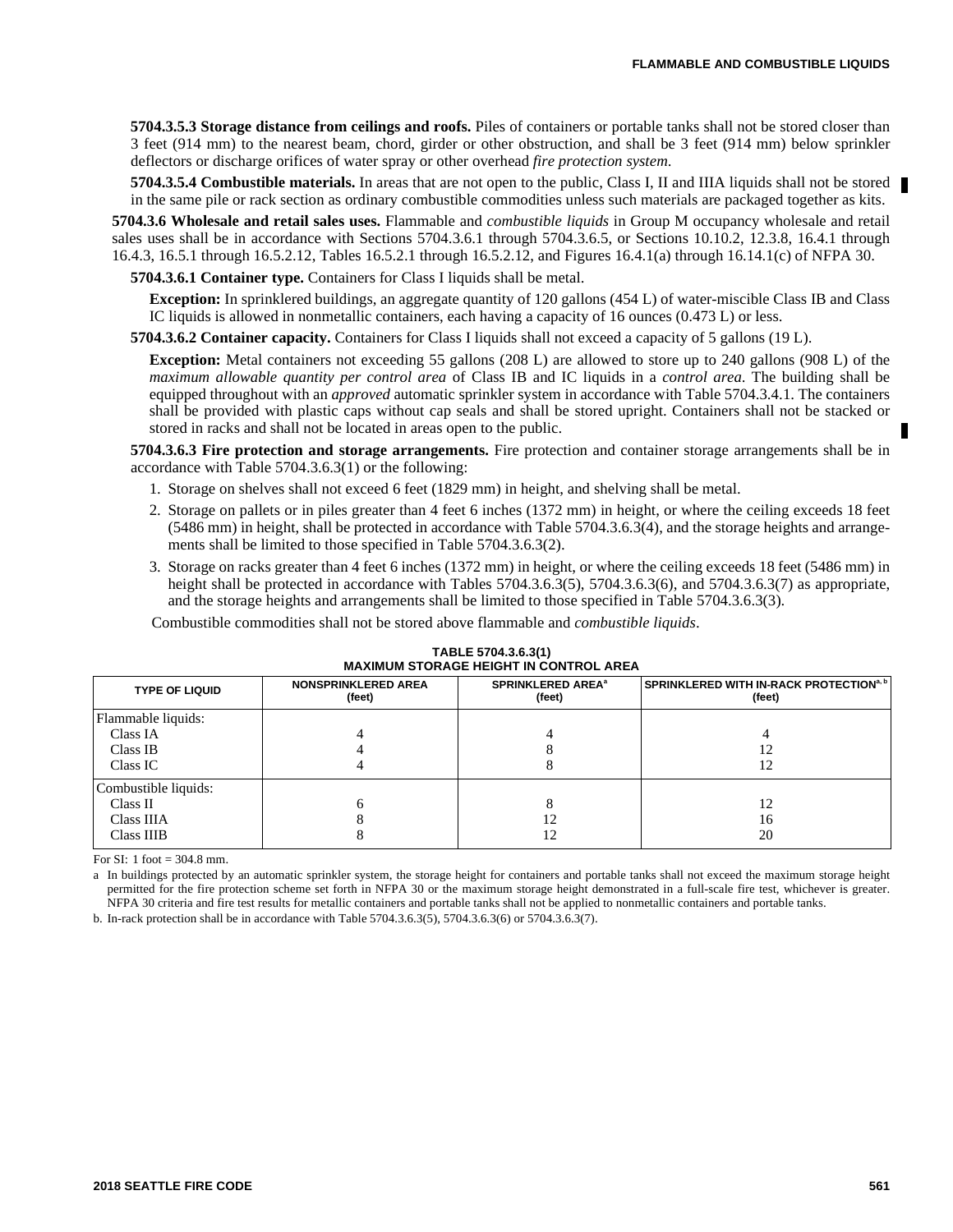**5704.3.5.3 Storage distance from ceilings and roofs.** Piles of containers or portable tanks shall not be stored closer than 3 feet (914 mm) to the nearest beam, chord, girder or other obstruction, and shall be 3 feet (914 mm) below sprinkler deflectors or discharge orifices of water spray or other overhead *fire protection system*.

**5704.3.5.4 Combustible materials.** In areas that are not open to the public, Class I, II and IIIA liquids shall not be stored in the same pile or rack section as ordinary combustible commodities unless such materials are packaged together as kits.

**5704.3.6 Wholesale and retail sales uses.** Flammable and *combustible liquids* in Group M occupancy wholesale and retail sales uses shall be in accordance with Sections 5704.3.6.1 through 5704.3.6.5, or Sections 10.10.2, 12.3.8, 16.4.1 through 16.4.3, 16.5.1 through 16.5.2.12, Tables 16.5.2.1 through 16.5.2.12, and Figures 16.4.1(a) through 16.14.1(c) of NFPA 30.

**5704.3.6.1 Container type.** Containers for Class I liquids shall be metal.

**Exception:** In sprinklered buildings, an aggregate quantity of 120 gallons (454 L) of water-miscible Class IB and Class IC liquids is allowed in nonmetallic containers, each having a capacity of 16 ounces (0.473 L) or less.

**5704.3.6.2 Container capacity.** Containers for Class I liquids shall not exceed a capacity of 5 gallons (19 L).

**Exception:** Metal containers not exceeding 55 gallons (208 L) are allowed to store up to 240 gallons (908 L) of the *maximum allowable quantity per control area* of Class IB and IC liquids in a *control area*. The building shall be equipped throughout with an *approved* automatic sprinkler system in accordance with Table 5704.3.4.1. The containers shall be provided with plastic caps without cap seals and shall be stored upright. Containers shall not be stacked or stored in racks and shall not be located in areas open to the public.

**5704.3.6.3 Fire protection and storage arrangements.** Fire protection and container storage arrangements shall be in accordance with Table 5704.3.6.3(1) or the following:

1. Storage on shelves shall not exceed 6 feet (1829 mm) in height, and shelving shall be metal.
2. Storage on pallets or in piles greater than 4 feet 6 inches (1372 mm) in height, or where the ceiling exceeds 18 feet (5486 mm) in height, shall be protected in accordance with Table 5704.3.6.3(4), and the storage heights and arrangements shall be limited to those specified in Table 5704.3.6.3(2).
3. Storage on racks greater than 4 feet 6 inches (1372 mm) in height, or where the ceiling exceeds 18 feet (5486 mm) in height shall be protected in accordance with Tables 5704.3.6.3(5), 5704.3.6.3(6), and 5704.3.6.3(7) as appropriate, and the storage heights and arrangements shall be limited to those specified in Table 5704.3.6.3(3).

Combustible commodities shall not be stored above flammable and *combustible liquids*.

**TABLE 5704.3.6.3(1)
MAXIMUM STORAGE HEIGHT IN CONTROL AREA**

| TYPE OF LIQUID | NONSPRINKLERED AREA (feet) | SPRINKLERED AREA[a] (feet) | SPRINKLERED WITH IN-RACK PROTECTION[a, b] (feet) |
|---|---|---|---|
| Flammable liquids: | | | |
| Class IA | 4 | 4 | 4 |
| Class IB | 4 | 8 | 12 |
| Class IC | 4 | 8 | 12 |
| Combustible liquids: | | | |
| Class II | 6 | 8 | 12 |
| Class IIIA | 8 | 12 | 16 |
| Class IIIB | 8 | 12 | 20 |

For SI: 1 foot = 304.8 mm.

a In buildings protected by an automatic sprinkler system, the storage height for containers and portable tanks shall not exceed the maximum storage height permitted for the fire protection scheme set forth in NFPA 30 or the maximum storage height demonstrated in a full-scale fire test, whichever is greater. NFPA 30 criteria and fire test results for metallic containers and portable tanks shall not be applied to nonmetallic containers and portable tanks.

b. In-rack protection shall be in accordance with Table 5704.3.6.3(5), 5704.3.6.3(6) or 5704.3.6.3(7).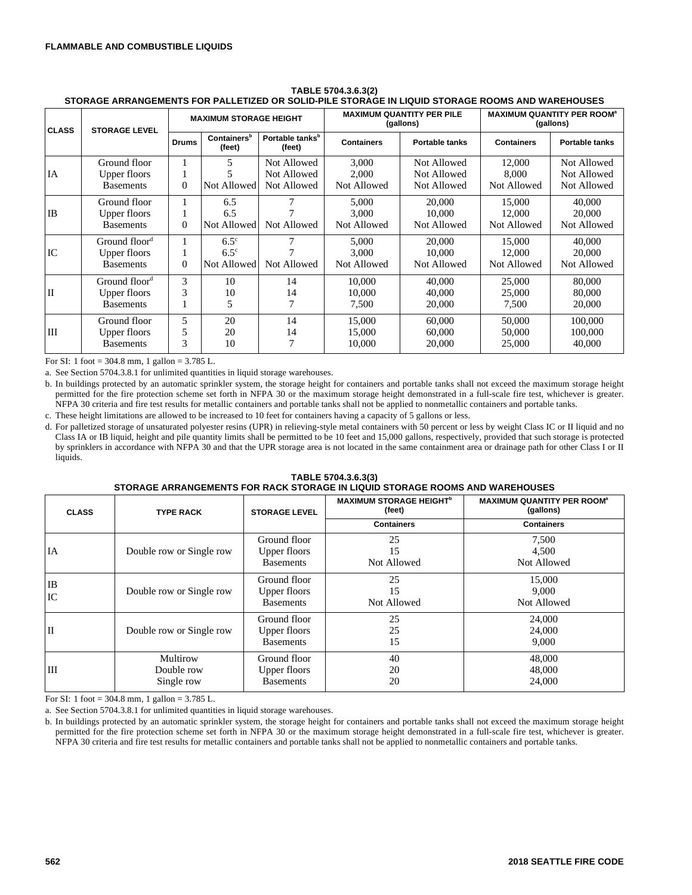**TABLE 5704.3.6.3(2)**
**STORAGE ARRANGEMENTS FOR PALLETIZED OR SOLID-PILE STORAGE IN LIQUID STORAGE ROOMS AND WAREHOUSES**

| CLASS | STORAGE LEVEL | MAXIMUM STORAGE HEIGHT | | | MAXIMUM QUANTITY PER PILE (gallons) | | MAXIMUM QUANTITY PER ROOM[a] (gallons) | |
|---|---|---|---|---|---|---|---|---|
| | | Drums | Containers[b] (feet) | Portable tanks[b] (feet) | Containers | Portable tanks | Containers | Portable tanks |
| IA | Ground floor | 1 | 5 | Not Allowed | 3,000 | Not Allowed | 12,000 | Not Allowed |
| | Upper floors | 1 | 5 | Not Allowed | 2,000 | Not Allowed | 8,000 | Not Allowed |
| | Basements | 0 | Not Allowed | Not Allowed | Not Allowed | Not Allowed | Not Allowed | Not Allowed |
| IB | Ground floor | 1 | 6.5 | 7 | 5,000 | 20,000 | 15,000 | 40,000 |
| | Upper floors | 1 | 6.5 | 7 | 3,000 | 10,000 | 12,000 | 20,000 |
| | Basements | 0 | Not Allowed | Not Allowed | Not Allowed | Not Allowed | Not Allowed | Not Allowed |
| IC | Ground floor[d] | 1 | 6.5[c] | 7 | 5,000 | 20,000 | 15,000 | 40,000 |
| | Upper floors | 1 | 6.5[c] | 7 | 3,000 | 10,000 | 12,000 | 20,000 |
| | Basements | 0 | Not Allowed | Not Allowed | Not Allowed | Not Allowed | Not Allowed | Not Allowed |
| II | Ground floor[d] | 3 | 10 | 14 | 10,000 | 40,000 | 25,000 | 80,000 |
| | Upper floors | 3 | 10 | 14 | 10,000 | 40,000 | 25,000 | 80,000 |
| | Basements | 1 | 5 | 7 | 7,500 | 20,000 | 7,500 | 20,000 |
| III | Ground floor | 5 | 20 | 14 | 15,000 | 60,000 | 50,000 | 100,000 |
| | Upper floors | 5 | 20 | 14 | 15,000 | 60,000 | 50,000 | 100,000 |
| | Basements | 3 | 10 | 7 | 10,000 | 20,000 | 25,000 | 40,000 |

For SI: 1 foot = 304.8 mm, 1 gallon = 3.785 L.

a. See Section 5704.3.8.1 for unlimited quantities in liquid storage warehouses.

b. In buildings protected by an automatic sprinkler system, the storage height for containers and portable tanks shall not exceed the maximum storage height permitted for the fire protection scheme set forth in NFPA 30 or the maximum storage height demonstrated in a full-scale fire test, whichever is greater. NFPA 30 criteria and fire test results for metallic containers and portable tanks shall not be applied to nonmetallic containers and portable tanks.

c. These height limitations are allowed to be increased to 10 feet for containers having a capacity of 5 gallons or less.

d. For palletized storage of unsaturated polyester resins (UPR) in relieving-style metal containers with 50 percent or less by weight Class IC or II liquid and no Class IA or IB liquid, height and pile quantity limits shall be permitted to be 10 feet and 15,000 gallons, respectively, provided that such storage is protected by sprinklers in accordance with NFPA 30 and that the UPR storage area is not located in the same containment area or drainage path for other Class I or II liquids.

**TABLE 5704.3.6.3(3)**
**STORAGE ARRANGEMENTS FOR RACK STORAGE IN LIQUID STORAGE ROOMS AND WAREHOUSES**

| CLASS | TYPE RACK | STORAGE LEVEL | MAXIMUM STORAGE HEIGHT[b] (feet) | MAXIMUM QUANTITY PER ROOM[a] (gallons) |
|---|---|---|---|---|
| | | | Containers | Containers |
| IA | Double row or Single row | Ground floor | 25 | 7,500 |
| | | Upper floors | 15 | 4,500 |
| | | Basements | Not Allowed | Not Allowed |
| IB<br>IC | Double row or Single row | Ground floor | 25 | 15,000 |
| | | Upper floors | 15 | 9,000 |
| | | Basements | Not Allowed | Not Allowed |
| II | Double row or Single row | Ground floor | 25 | 24,000 |
| | | Upper floors | 25 | 24,000 |
| | | Basements | 15 | 9,000 |
| III | Multirow | Ground floor | 40 | 48,000 |
| | Double row | Upper floors | 20 | 48,000 |
| | Single row | Basements | 20 | 24,000 |

For SI: 1 foot = 304.8 mm, 1 gallon = 3.785 L.

a. See Section 5704.3.8.1 for unlimited quantities in liquid storage warehouses.

b. In buildings protected by an automatic sprinkler system, the storage height for containers and portable tanks shall not exceed the maximum storage height permitted for the fire protection scheme set forth in NFPA 30 or the maximum storage height demonstrated in a full-scale fire test, whichever is greater. NFPA 30 criteria and fire test results for metallic containers and portable tanks shall not be applied to nonmetallic containers and portable tanks.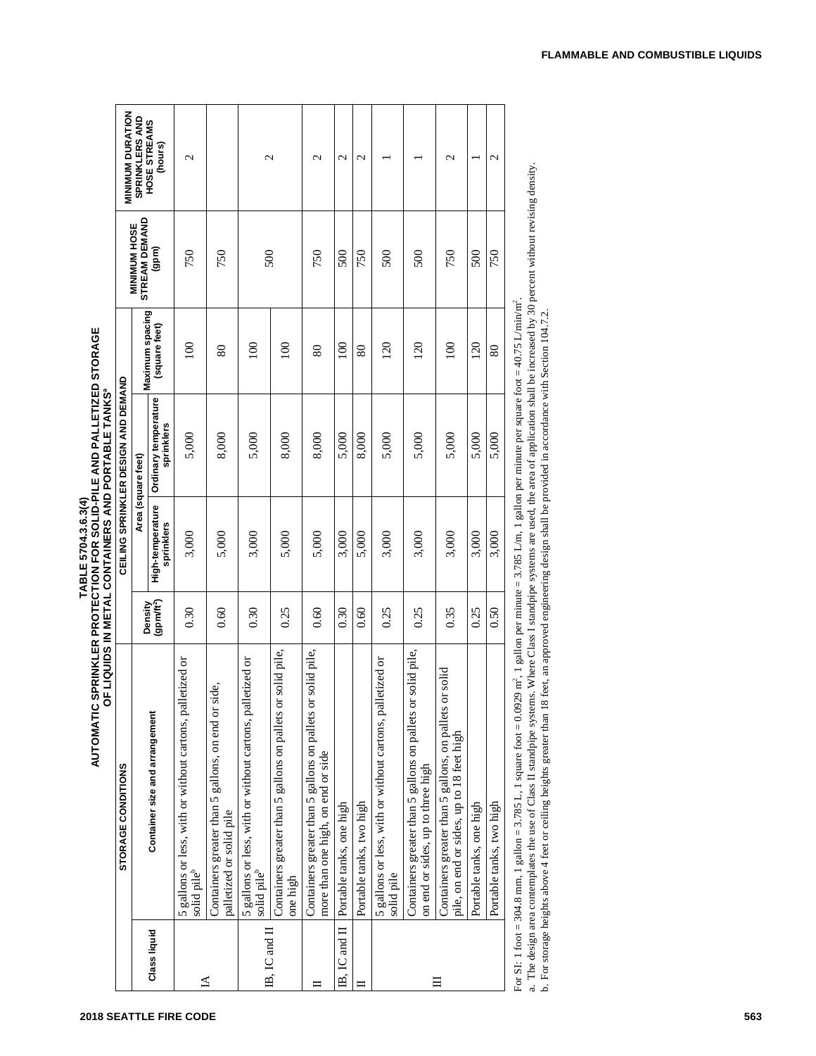**TABLE 5704.3.6.3(4)**
**AUTOMATIC SPRINKLER PROTECTION FOR SOLID-PILE AND PALLETIZED STORAGE OF LIQUIDS IN METAL CONTAINERS AND PORTABLE TANKS[a]**

| STORAGE CONDITIONS | | CEILING SPRINKLER DESIGN AND DEMAND | | | | MINIMUM HOSE STREAM DEMAND (gpm) | MINIMUM DURATION SPRINKLERS AND HOSE STREAMS (hours) |
|---|---|---|---|---|---|---|---|
| Class liquid | Container size and arrangement | Density ($gpm/ft^2$) | Area (square feet) | | Maximum spacing (square feet) | | |
| | | | High-temperature sprinklers | Ordinary temperature sprinklers | | | |
| IA | 5 gallons or less, with or without cartons, palletized or solid pile[b] | 0.30 | 3,000 | 5,000 | 100 | 750 | 2 |
| IA | Containers greater than 5 gallons, on end or side, palletized or solid pile | 0.60 | 5,000 | 8,000 | 80 | 750 | |
| IB, IC and II | 5 gallons or less, with or without cartons, palletized or solid pile[b] | 0.30 | 3,000 | 5,000 | 100 | 500 | 2 |
| IB, IC and II | Containers greater than 5 gallons on pallets or solid pile, one high | 0.25 | 5,000 | 8,000 | 100 | | |
| II | Containers greater than 5 gallons on pallets or solid pile, more than one high, on end or side | 0.60 | 5,000 | 8,000 | 80 | 750 | 2 |
| IB, IC and II | Portable tanks, one high | 0.30 | 3,000 | 5,000 | 100 | 500 | 2 |
| II | Portable tanks, two high | 0.60 | 5,000 | 8,000 | 80 | 750 | 2 |
| III | 5 gallons or less, with or without cartons, palletized or solid pile | 0.25 | 3,000 | 5,000 | 120 | 500 | 1 |
| III | Containers greater than 5 gallons on pallets or solid pile, on end or sides, up to three high | 0.25 | 3,000 | 5,000 | 120 | 500 | 1 |
| III | Containers greater than 5 gallons, on pallets or solid pile, on end or sides, up to 18 feet high | 0.35 | 3,000 | 5,000 | 100 | 750 | 2 |
| III | Portable tanks, one high | 0.25 | 3,000 | 5,000 | 120 | 500 | 1 |
| III | Portable tanks, two high | 0.50 | 3,000 | 5,000 | 80 | 750 | 2 |

For SI: 1 foot = 304.8 mm, 1 gallon = 3.785 L, 1 square foot = 0.0929 $m^2$, 1 gallon per minute = 3.785 L/m, 1 gallon per minute per square foot = 40.75 L/min/$m^2$.

a. The design area contemplates the use of Class II standpipe systems. Where Class I standpipe systems are used, the area of application shall be increased by 30 percent without revising density.

b. For storage heights above 4 feet or ceiling heights greater than 18 feet, an approved engineering design shall be provided in accordance with Section 104.7.2.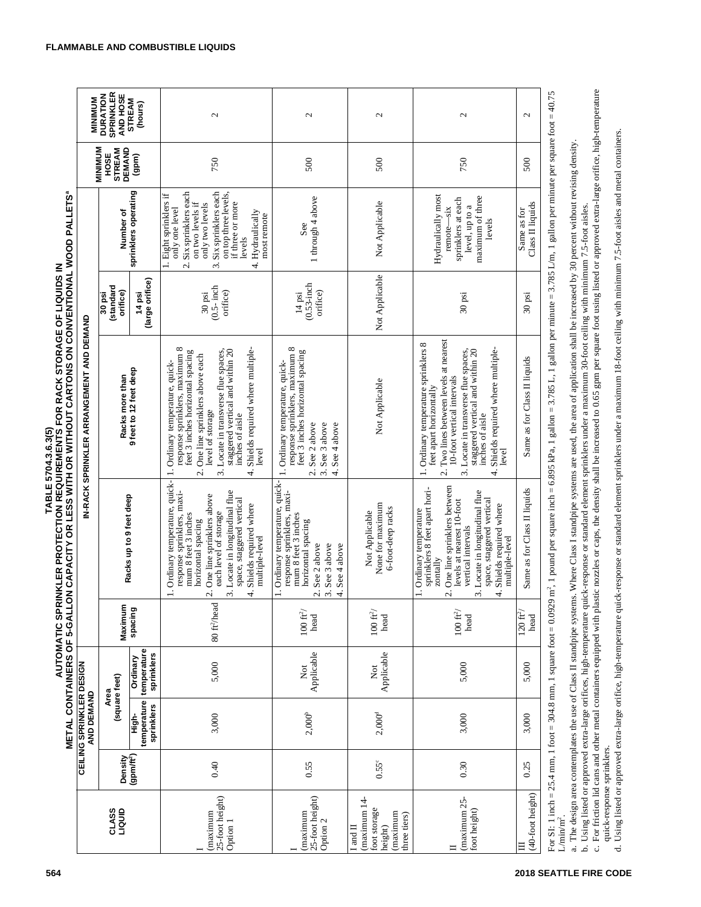**TABLE 5704.3.6.3(5)**
**AUTOMATIC SPRINKLER PROTECTION REQUIREMENTS FOR RACK STORAGE OF LIQUIDS IN METAL CONTAINERS OF 5-GALLON CAPACITY OR LESS WITH OR WITHOUT CARTONS ON CONVENTIONAL WOOD PALLETS[a]**

| CLASS LIQUID | CEILING SPRINKLER DESIGN AND DEMAND | | | | IN-RACK SPRINKLER ARRANGEMENT AND DEMAND | | | | | MINIMUM HOSE STREAM DEMAND (gpm) | MINIMUM DURATION SPRINKLER AND HOSE STREAM (hours) |
|---|---|---|---|---|---|---|---|---|---|---|---|
| | Density (gpm/ft²) | Area (square feet) | | Maximum spacing | Racks up to 9 feet deep | Racks more than 9 feet to 12 feet deep | 30 psi (standard orifice) | | Number of sprinklers operating | | |
| | | High-temperature sprinklers | Ordinary temperature sprinklers | | | | 14 psi (large orifice) | | | | |
| I (maximum 25-foot height) Option 1 | 0.40 | 3,000 | 5,000 | 80 ft²/head | 1. Ordinary temperature, quick-response sprinklers, maximum 8 feet 3 inches horizontal spacing 2. One line sprinklers above each level of storage 3. Locate in longitudinal flue space, staggered vertical 4. Shields required where multiple-level | 1. Ordinary temperature, quick-response sprinklers, maximum 8 feet 3 inches horizontal spacing 2. One line sprinklers above each level of storage 3. Locate in transverse flue spaces, staggered vertical and within 20 inches of aisle 4. Shields required where multiple-level | 30 psi (0.5- inch orifice) | | 1. Eight sprinklers if only one level 2. Six sprinklers each on two levels if only two levels 3. Six sprinklers each on top three levels, if three or more levels 4. Hydraulically most remote | 750 | 2 |
| I (maximum 25-foot height) Option 2 | 0.55 | 2,000[b] | Not Applicable | 100 ft²/head | 1. Ordinary temperature, quick-response sprinklers, maximum 8 feet 3 inches horizontal spacing 2. See 2 above 3. See 3 above 4. See 4 above | 1. Ordinary temperature, quick-response sprinklers, maximum 8 feet 3 inches horizontal spacing 2. See 2 above 3. See 3 above 4. See 4 above | 14 psi (0.53-inch orifice) | | See 1 through 4 above | 500 | 2 |
| I and II (maximum 14-foot storage height) (maximum three tiers) | 0.55[c] | 2,000[d] | Not Applicable | 100 ft²/head | Not Applicable None for maximum 6-foot-deep racks | Not Applicable | Not Applicable | | Not Applicable | 500 | 2 |
| II (maximum 25-foot height) | 0.30 | 3,000 | 5,000 | 100 ft²/head | 1. Ordinary temperature sprinklers 8 feet apart horizontally 2. One line sprinklers between levels at nearest 10-foot vertical intervals 3. Locate in longitudinal flue space, staggered vertical 4. Shields required where multiple-level | 1. Ordinary temperature sprinklers 8 feet apart horizontally 2. Two lines between levels at nearest 10-foot vertical intervals 3. Locate in transverse flue spaces, staggered vertical and within 20 inches of aisle 4. Shields required where multiple-level | 30 psi | | Hydraulically most remote—six sprinklers at each level, up to a maximum of three levels | 750 | 2 |
| III (40-foot height) | 0.25 | 3,000 | 5,000 | 120 ft²/head | Same as for Class II liquids | Same as for Class II liquids | 30 psi | | Same as for Class II liquids | 500 | 2 |

For SI: 1 inch = 25.4 mm, 1 foot = 304.8 mm, 1 square foot = 0.0929 m², 1 pound per square inch = 6.895 kPa, 1 gallon = 3.785 L, 1 gallon per minute = 3.785 L/m, 1 gallon per minute per square foot = 40.75 L/min/m².

a. The design area contemplates the use of Class II standpipe systems. Where Class I standpipe systems are used, the area of application shall be increased by 30 percent without revising density.

b. Using listed or approved extra-large orifices, high-temperature quick-response or standard element sprinklers under a maximum 30-foot ceiling with minimum 7.5-foot aisles.

c. For friction lid cans and other metal containers equipped with plastic nozzles or caps, the density shall be increased to 0.65 gpm per square foot using listed or approved extra-large orifice, high-temperature quick-response sprinklers.

d. Using listed or approved extra-large orifice, high-temperature quick-response or standard element sprinklers under a maximum 18-foot ceiling with minimum 7.5-foot aisles and metal containers.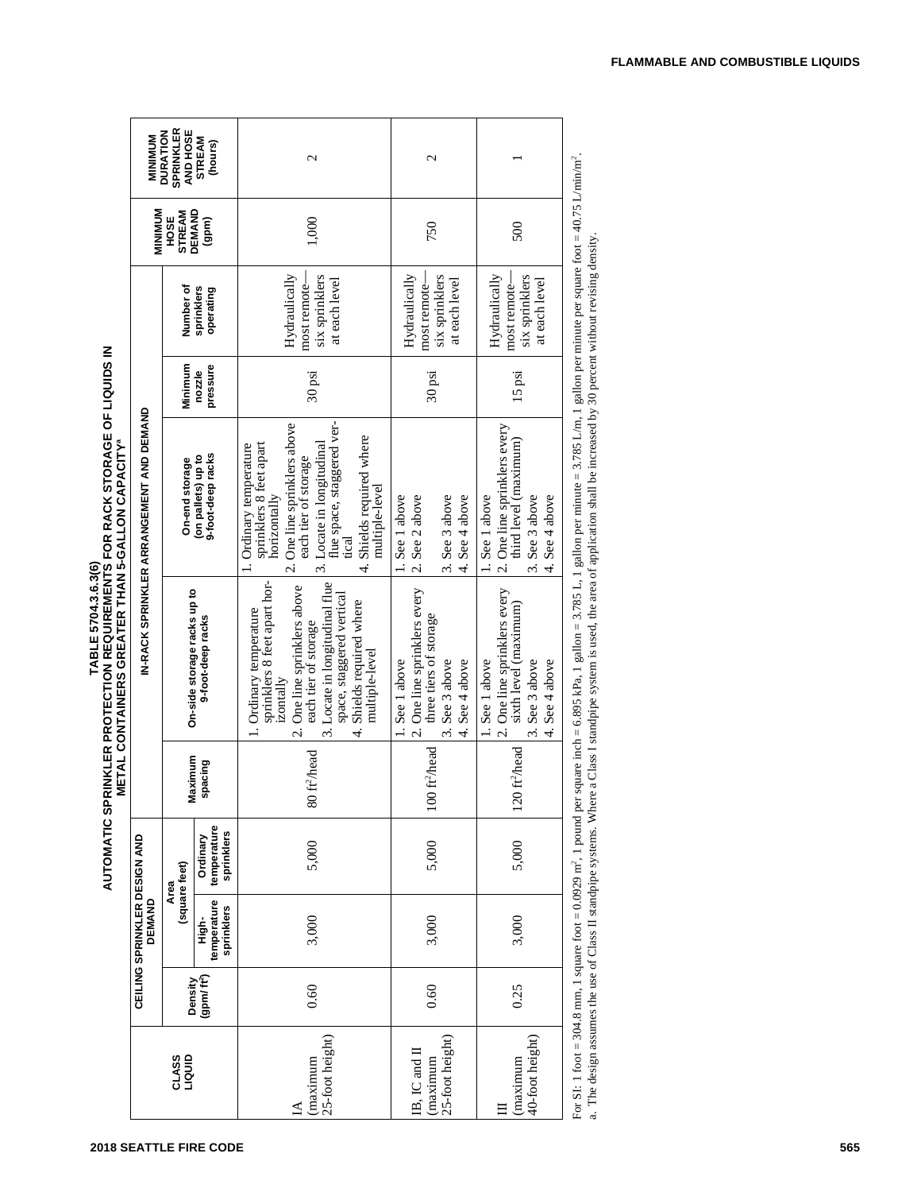## TABLE 5704.3.6.3(6) AUTOMATIC SPRINKLER PROTECTION REQUIREMENTS FOR RACK STORAGE OF LIQUIDS IN METAL CONTAINERS GREATER THAN 5-GALLON CAPACITY[a]

| CLASS LIQUID | CEILING SPRINKLER DESIGN AND DEMAND | | | IN-RACK SPRINKLER ARRANGEMENT AND DEMAND | | | | | MINIMUM HOSE STREAM DEMAND (gpm) | MINIMUM DURATION SPRINKLER AND HOSE STREAM (hours) |
|---|---|---|---|---|---|---|---|---|---|---|
| | Density (gpm/ft$^2$) | Area (square feet) | | Maximum spacing | On-side storage racks up to 9-foot-deep racks | On-end storage (on pallets) up to 9-foot-deep racks | Minimum nozzle pressure | Number of sprinklers operating | | |
| | | High-temperature sprinklers | Ordinary temperature sprinklers | | | | | | | |
| IA (maximum 25-foot height) | 0.60 | 3,000 | 5,000 | 80 ft$^2$/head | 1. Ordinary temperature sprinklers 8 feet apart horizontally<br>2. One line sprinklers above each tier of storage<br>3. Locate in longitudinal flue space, staggered vertical<br>4. Shields required where multiple-level | 1. Ordinary temperature sprinklers 8 feet apart horizontally<br>2. One line sprinklers above each tier of storage<br>3. Locate in longitudinal flue space, staggered vertical<br>4. Shields required where multiple-level | 30 psi | Hydraulically most remote—six sprinklers at each level | 1,000 | 2 |
| IB, IC and II (maximum 25-foot height) | 0.60 | 3,000 | 5,000 | 100 ft$^2$/head | 1. See 1 above<br>2. One line sprinklers every three tiers of storage<br>3. See 3 above<br>4. See 4 above | 1. See 1 above<br>2. See 2 above<br>3. See 3 above<br>4. See 4 above | 30 psi | Hydraulically most remote—six sprinklers at each level | 750 | 2 |
| III (maximum 40-foot height) | 0.25 | 3,000 | 5,000 | 120 ft$^2$/head | 1. See 1 above<br>2. One line sprinklers every sixth level (maximum)<br>3. See 3 above<br>4. See 4 above | 1. See 1 above<br>2. One line sprinklers every third level (maximum)<br>3. See 3 above<br>4. See 4 above | 15 psi | Hydraulically most remote—six sprinklers at each level | 500 | 1 |

For SI: 1 foot = 304.8 mm, 1 square foot = 0.0929 m$^2$, 1 pound per square inch = 6.895 kPa, 1 gallon = 3.785 L, 1 gallon per minute = 3.785 L/m, 1 gallon per minute per square foot = 40.75 L/min/m$^2$.

a. The design assumes the use of Class II standpipe systems. Where a Class I standpipe system is used, the area of application shall be increased by 30 percent without revising density.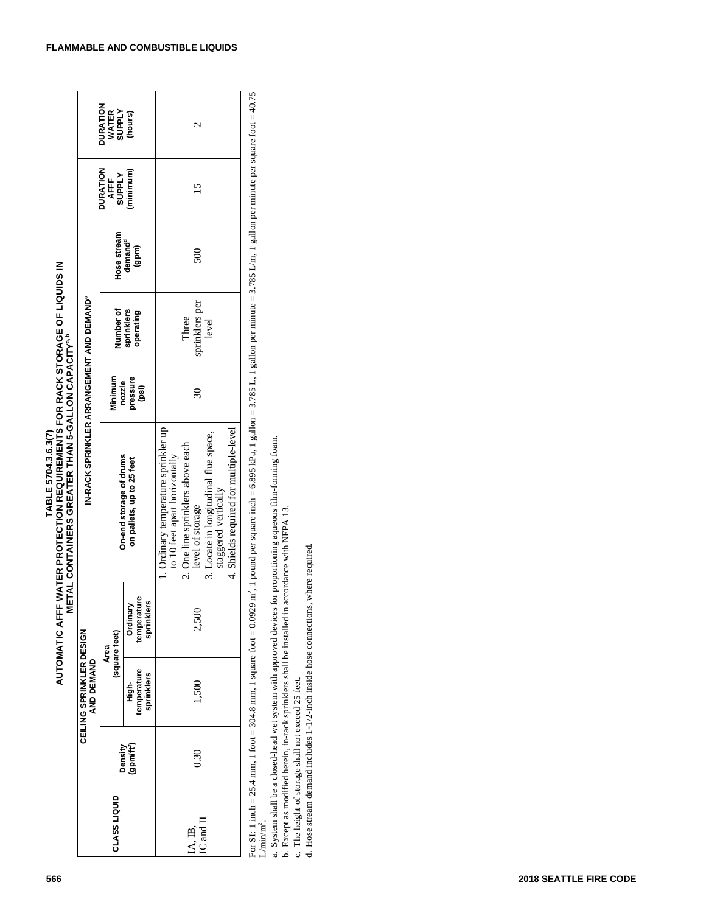**TABLE 5704.3.6.3(7)**
**AUTOMATIC AFFF WATER PROTECTION REQUIREMENTS FOR RACK STORAGE OF LIQUIDS IN METAL CONTAINERS GREATER THAN 5-GALLON CAPACITY[a, b]**

| CLASS LIQUID | CEILING SPRINKLER DESIGN AND DEMAND | | | IN-RACK SPRINKLER ARRANGEMENT AND DEMAND[c] | | | | DURATION AFFF SUPPLY (minimum) | DURATION WATER SUPPLY (hours) |
|---|---|---|---|---|---|---|---|---|---|
| | Density (gpm/ft²) | Area (square feet) | | On-end storage of drums on pallets, up to 25 feet | Minimum nozzle pressure (psi) | Number of sprinklers operating | Hose stream demand[d] (gpm) | | |
| | | High-temperature sprinklers | Ordinary temperature sprinklers | | | | | | |
| IA, IB, IC and II | 0.30 | 1,500 | 2,500 | 1. Ordinary temperature sprinkler up to 10 feet apart horizontally<br>2. One line sprinklers above each level of storage<br>3. Locate in longitudinal flue space, staggered vertically<br>4. Shields required for multiple-level | 30 | Three sprinklers per level | 500 | 15 | 2 |

For SI: 1 inch = 25.4 mm, 1 foot = 304.8 mm, 1 square foot = 0.0929 m², 1 pound per square inch = 6.895 kPa, 1 gallon = 3.785 L, 1 gallon per minute = 3.785 L/m, 1 gallon per minute per square foot = 40.75 L/min/m².

a. System shall be a closed-head wet system with approved devices for proportioning aqueous film-forming foam.

b. Except as modified herein, in-rack sprinklers shall be installed in accordance with NFPA 13.

c. The height of storage shall not exceed 25 feet.

d. Hose stream demand includes 1-1/2-inch inside hose connections, where required.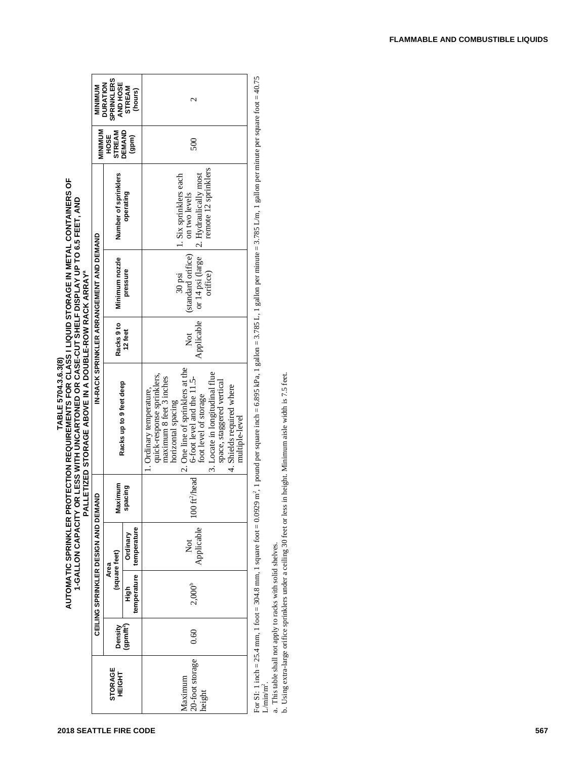**TABLE 5704.3.6.3(8)**
**AUTOMATIC SPRINKLER PROTECTION REQUIREMENTS FOR CLASS I LIQUID STORAGE IN METAL CONTAINERS OF 1-GALLON CAPACITY OR LESS WITH UNCARTONED OR CASE-CUT SHELF DISPLAY UP TO 6.5 FEET, AND PALLETIZED STORAGE ABOVE IN A DOUBLE-ROW RACK ARRAY[a]**

| STORAGE HEIGHT | CEILING SPRINKLER DESIGN AND DEMAND | | | | IN-RACK SPRINKLER ARRANGEMENT AND DEMAND | | | | MINIMUM HOSE STREAM DEMAND (gpm) | MINIMUM DURATION SPRINKLERS AND HOSE STREAM (hours) |
|---|---|---|---|---|---|---|---|---|---|---|
| | Density (gpm/ft²) | Area (square feet) | | Maximum spacing | Racks up to 9 feet deep | Racks 9 to 12 feet | Minimum nozzle pressure | Number of sprinklers operating | | |
| | | High temperature | Ordinary temperature | | | | | | | |
| Maximum 20-foot storage height | 0.60 | 2,000[b] | Not Applicable | 100 ft²/head | 1. Ordinary temperature, quick-response sprinklers, maximum 8 feet 3 inches horizontal spacing<br>2. One line of sprinklers at the 6-foot level and the 11.5-foot level of storage<br>3. Locate in longitudinal flue space, staggered vertical<br>4. Shields required where multiple-level | Not Applicable | 30 psi (standard orifice) or 14 psi (large orifice) | 1. Six sprinklers each on two levels<br>2. Hydraulically most remote 12 sprinklers | 500 | 2 |

For SI: 1 inch = 25.4 mm, 1 foot = 304.8 mm, 1 square foot = 0.0929 m², 1 pound per square inch = 6.895 kPa, 1 gallon = 3.785 L, 1 gallon per minute = 3.785 L/m, 1 gallon per minute per square foot = 40.75 L/min/m².

a. This table shall not apply to racks with solid shelves.

b. Using extra-large orifice sprinklers under a ceiling 30 feet or less in height. Minimum aisle width is 7.5 feet.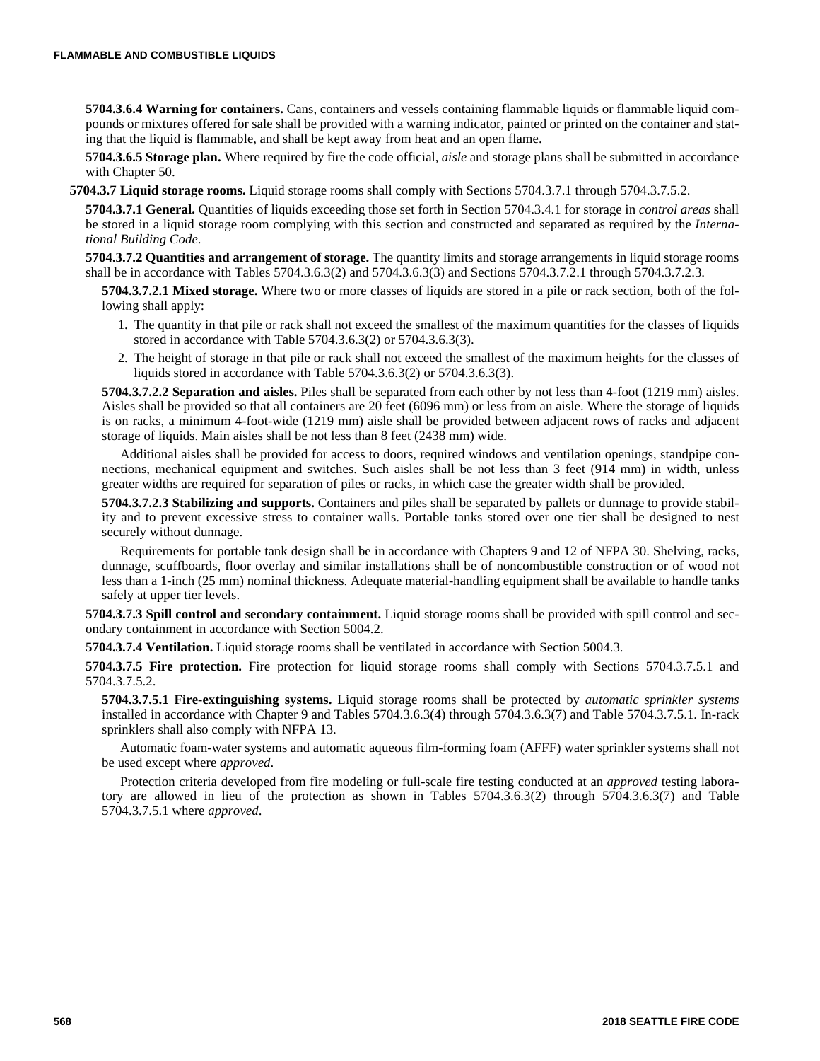**5704.3.6.4 Warning for containers.** Cans, containers and vessels containing flammable liquids or flammable liquid compounds or mixtures offered for sale shall be provided with a warning indicator, painted or printed on the container and stating that the liquid is flammable, and shall be kept away from heat and an open flame.

**5704.3.6.5 Storage plan.** Where required by fire the code official, *aisle* and storage plans shall be submitted in accordance with Chapter 50.

**5704.3.7 Liquid storage rooms.** Liquid storage rooms shall comply with Sections 5704.3.7.1 through 5704.3.7.5.2.

**5704.3.7.1 General.** Quantities of liquids exceeding those set forth in Section 5704.3.4.1 for storage in *control areas* shall be stored in a liquid storage room complying with this section and constructed and separated as required by the *International Building Code*.

**5704.3.7.2 Quantities and arrangement of storage.** The quantity limits and storage arrangements in liquid storage rooms shall be in accordance with Tables 5704.3.6.3(2) and 5704.3.6.3(3) and Sections 5704.3.7.2.1 through 5704.3.7.2.3.

**5704.3.7.2.1 Mixed storage.** Where two or more classes of liquids are stored in a pile or rack section, both of the following shall apply:

1. The quantity in that pile or rack shall not exceed the smallest of the maximum quantities for the classes of liquids stored in accordance with Table 5704.3.6.3(2) or 5704.3.6.3(3).
2. The height of storage in that pile or rack shall not exceed the smallest of the maximum heights for the classes of liquids stored in accordance with Table 5704.3.6.3(2) or 5704.3.6.3(3).

**5704.3.7.2.2 Separation and aisles.** Piles shall be separated from each other by not less than 4-foot (1219 mm) aisles. Aisles shall be provided so that all containers are 20 feet (6096 mm) or less from an aisle. Where the storage of liquids is on racks, a minimum 4-foot-wide (1219 mm) aisle shall be provided between adjacent rows of racks and adjacent storage of liquids. Main aisles shall be not less than 8 feet (2438 mm) wide.

Additional aisles shall be provided for access to doors, required windows and ventilation openings, standpipe connections, mechanical equipment and switches. Such aisles shall be not less than 3 feet (914 mm) in width, unless greater widths are required for separation of piles or racks, in which case the greater width shall be provided.

**5704.3.7.2.3 Stabilizing and supports.** Containers and piles shall be separated by pallets or dunnage to provide stability and to prevent excessive stress to container walls. Portable tanks stored over one tier shall be designed to nest securely without dunnage.

Requirements for portable tank design shall be in accordance with Chapters 9 and 12 of NFPA 30. Shelving, racks, dunnage, scuffboards, floor overlay and similar installations shall be of noncombustible construction or of wood not less than a 1-inch (25 mm) nominal thickness. Adequate material-handling equipment shall be available to handle tanks safely at upper tier levels.

**5704.3.7.3 Spill control and secondary containment.** Liquid storage rooms shall be provided with spill control and secondary containment in accordance with Section 5004.2.

**5704.3.7.4 Ventilation.** Liquid storage rooms shall be ventilated in accordance with Section 5004.3.

**5704.3.7.5 Fire protection.** Fire protection for liquid storage rooms shall comply with Sections 5704.3.7.5.1 and 5704.3.7.5.2.

**5704.3.7.5.1 Fire-extinguishing systems.** Liquid storage rooms shall be protected by *automatic sprinkler systems* installed in accordance with Chapter 9 and Tables 5704.3.6.3(4) through 5704.3.6.3(7) and Table 5704.3.7.5.1. In-rack sprinklers shall also comply with NFPA 13.

Automatic foam-water systems and automatic aqueous film-forming foam (AFFF) water sprinkler systems shall not be used except where *approved*.

Protection criteria developed from fire modeling or full-scale fire testing conducted at an *approved* testing laboratory are allowed in lieu of the protection as shown in Tables 5704.3.6.3(2) through 5704.3.6.3(7) and Table 5704.3.7.5.1 where *approved*.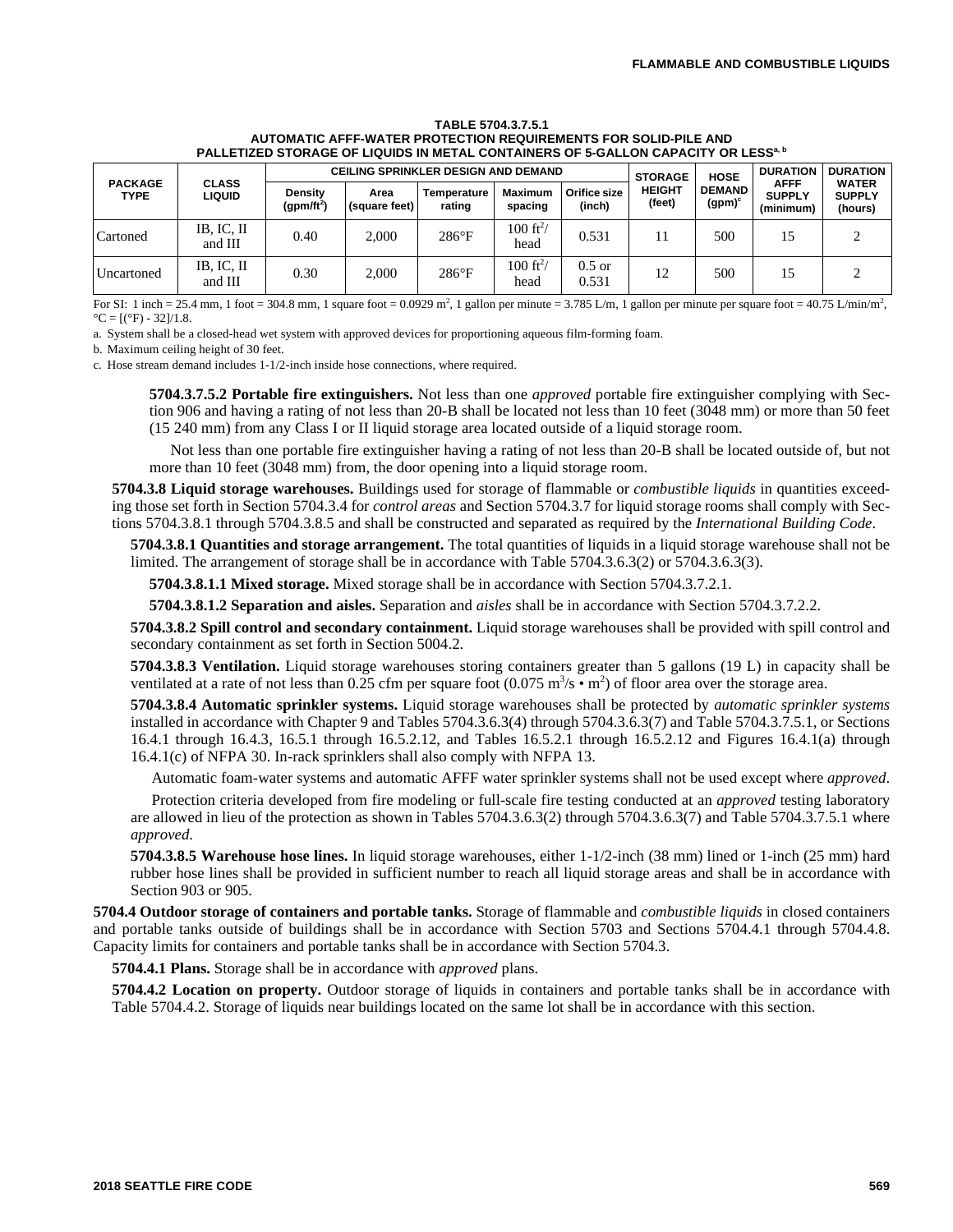**TABLE 5704.3.7.5.1
AUTOMATIC AFFF-WATER PROTECTION REQUIREMENTS FOR SOLID-PILE AND PALLETIZED STORAGE OF LIQUIDS IN METAL CONTAINERS OF 5-GALLON CAPACITY OR LESS[a, b]**

| PACKAGE TYPE | CLASS LIQUID | CEILING SPRINKLER DESIGN AND DEMAND | | | | | STORAGE HEIGHT (feet) | HOSE DEMAND (gpm)[c] | DURATION AFFF SUPPLY (minimum) | DURATION WATER SUPPLY (hours) |
|---|---|---|---|---|---|---|---|---|---|---|
| | | Density (gpm/ft$^2$) | Area (square feet) | Temperature rating | Maximum spacing | Orifice size (inch) | | | | |
| Cartoned | IB, IC, II and III | 0.40 | 2,000 | 286°F | 100 ft$^2$/head | 0.531 | 11 | 500 | 15 | 2 |
| Uncartoned | IB, IC, II and III | 0.30 | 2,000 | 286°F | 100 ft$^2$/head | 0.5 or 0.531 | 12 | 500 | 15 | 2 |

For SI: 1 inch = 25.4 mm, 1 foot = 304.8 mm, 1 square foot = 0.0929 m$^2$, 1 gallon per minute = 3.785 L/m, 1 gallon per minute per square foot = 40.75 L/min/m$^2$, °C = [(°F) - 32]/1.8.

a. System shall be a closed-head wet system with approved devices for proportioning aqueous film-forming foam.

b. Maximum ceiling height of 30 feet.

c. Hose stream demand includes 1-1/2-inch inside hose connections, where required.

**5704.3.7.5.2 Portable fire extinguishers.** Not less than one *approved* portable fire extinguisher complying with Section 906 and having a rating of not less than 20-B shall be located not less than 10 feet (3048 mm) or more than 50 feet (15 240 mm) from any Class I or II liquid storage area located outside of a liquid storage room.

Not less than one portable fire extinguisher having a rating of not less than 20-B shall be located outside of, but not more than 10 feet (3048 mm) from, the door opening into a liquid storage room.

**5704.3.8 Liquid storage warehouses.** Buildings used for storage of flammable or *combustible liquids* in quantities exceeding those set forth in Section 5704.3.4 for *control areas* and Section 5704.3.7 for liquid storage rooms shall comply with Sections 5704.3.8.1 through 5704.3.8.5 and shall be constructed and separated as required by the *International Building Code*.

**5704.3.8.1 Quantities and storage arrangement.** The total quantities of liquids in a liquid storage warehouse shall not be limited. The arrangement of storage shall be in accordance with Table 5704.3.6.3(2) or 5704.3.6.3(3).

**5704.3.8.1.1 Mixed storage.** Mixed storage shall be in accordance with Section 5704.3.7.2.1.

**5704.3.8.1.2 Separation and aisles.** Separation and *aisles* shall be in accordance with Section 5704.3.7.2.2.

**5704.3.8.2 Spill control and secondary containment.** Liquid storage warehouses shall be provided with spill control and secondary containment as set forth in Section 5004.2.

**5704.3.8.3 Ventilation.** Liquid storage warehouses storing containers greater than 5 gallons (19 L) in capacity shall be ventilated at a rate of not less than 0.25 cfm per square foot (0.075 m$^3$/s • m$^2$) of floor area over the storage area.

**5704.3.8.4 Automatic sprinkler systems.** Liquid storage warehouses shall be protected by *automatic sprinkler systems* installed in accordance with Chapter 9 and Tables 5704.3.6.3(4) through 5704.3.6.3(7) and Table 5704.3.7.5.1, or Sections 16.4.1 through 16.4.3, 16.5.1 through 16.5.2.12, and Tables 16.5.2.1 through 16.5.2.12 and Figures 16.4.1(a) through 16.4.1(c) of NFPA 30. In-rack sprinklers shall also comply with NFPA 13.

Automatic foam-water systems and automatic AFFF water sprinkler systems shall not be used except where *approved*.

Protection criteria developed from fire modeling or full-scale fire testing conducted at an *approved* testing laboratory are allowed in lieu of the protection as shown in Tables 5704.3.6.3(2) through 5704.3.6.3(7) and Table 5704.3.7.5.1 where *approved*.

**5704.3.8.5 Warehouse hose lines.** In liquid storage warehouses, either 1-1/2-inch (38 mm) lined or 1-inch (25 mm) hard rubber hose lines shall be provided in sufficient number to reach all liquid storage areas and shall be in accordance with Section 903 or 905.

**5704.4 Outdoor storage of containers and portable tanks.** Storage of flammable and *combustible liquids* in closed containers and portable tanks outside of buildings shall be in accordance with Section 5703 and Sections 5704.4.1 through 5704.4.8. Capacity limits for containers and portable tanks shall be in accordance with Section 5704.3.

**5704.4.1 Plans.** Storage shall be in accordance with *approved* plans.

**5704.4.2 Location on property.** Outdoor storage of liquids in containers and portable tanks shall be in accordance with Table 5704.4.2. Storage of liquids near buildings located on the same lot shall be in accordance with this section.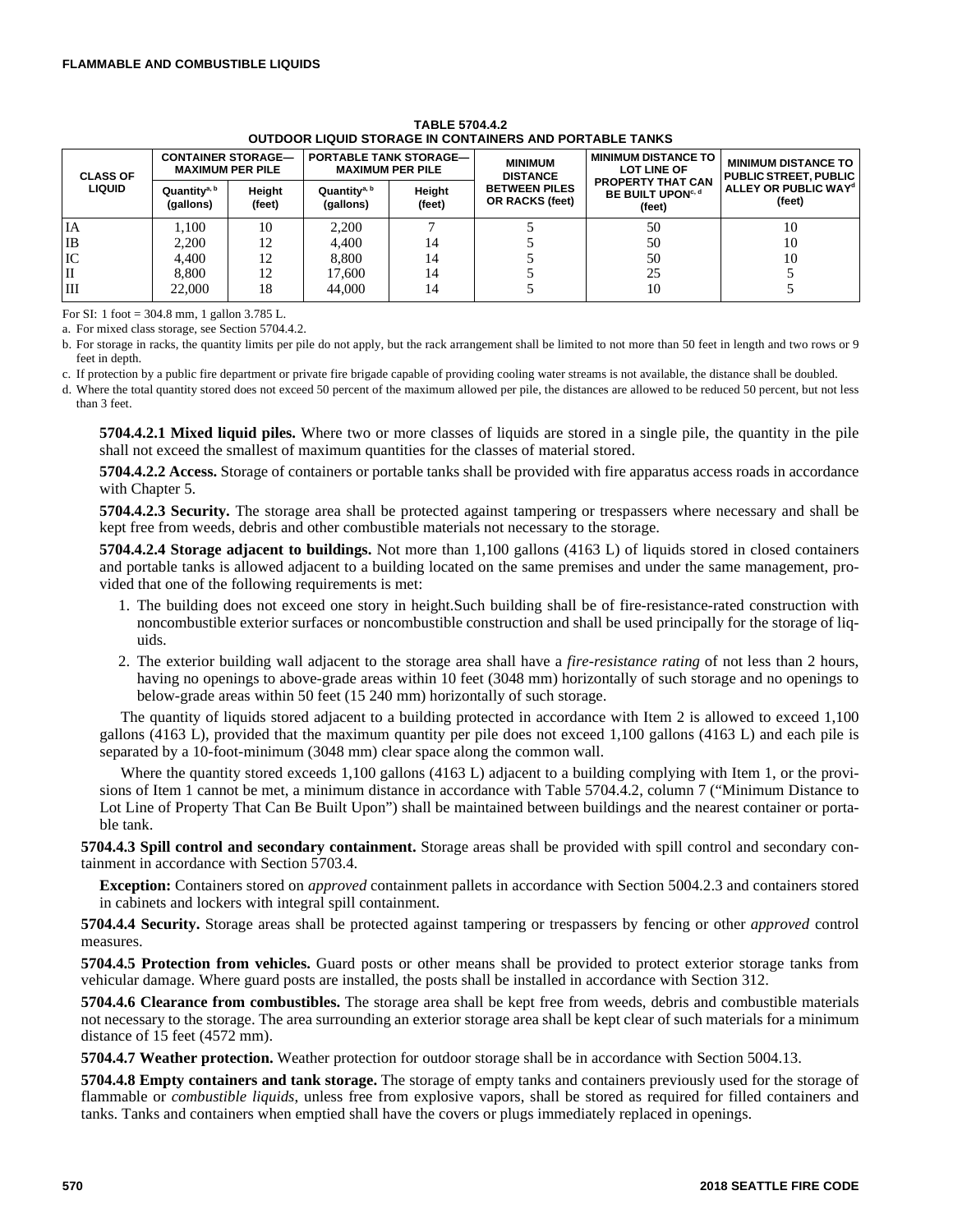**TABLE 5704.4.2**
**OUTDOOR LIQUID STORAGE IN CONTAINERS AND PORTABLE TANKS**

| CLASS OF LIQUID | CONTAINER STORAGE—MAXIMUM PER PILE | | PORTABLE TANK STORAGE—MAXIMUM PER PILE | | MINIMUM DISTANCE BETWEEN PILES OR RACKS (feet) | MINIMUM DISTANCE TO LOT LINE OF PROPERTY THAT CAN BE BUILT UPON[c, d] (feet) | MINIMUM DISTANCE TO PUBLIC STREET, PUBLIC ALLEY OR PUBLIC WAY[d] (feet) |
|---|---|---|---|---|---|---|---|
| | Quantity[a, b] (gallons) | Height (feet) | Quantity[a, b] (gallons) | Height (feet) | | | |
| IA | 1,100 | 10 | 2,200 | 7 | 5 | 50 | 10 |
| IB | 2,200 | 12 | 4,400 | 14 | 5 | 50 | 10 |
| IC | 4,400 | 12 | 8,800 | 14 | 5 | 50 | 10 |
| II | 8,800 | 12 | 17,600 | 14 | 5 | 25 | 5 |
| III | 22,000 | 18 | 44,000 | 14 | 5 | 10 | 5 |

For SI: 1 foot = 304.8 mm, 1 gallon 3.785 L.

a. For mixed class storage, see Section 5704.4.2.

b. For storage in racks, the quantity limits per pile do not apply, but the rack arrangement shall be limited to not more than 50 feet in length and two rows or 9 feet in depth.

c. If protection by a public fire department or private fire brigade capable of providing cooling water streams is not available, the distance shall be doubled.

d. Where the total quantity stored does not exceed 50 percent of the maximum allowed per pile, the distances are allowed to be reduced 50 percent, but not less than 3 feet.

**5704.4.2.1 Mixed liquid piles.** Where two or more classes of liquids are stored in a single pile, the quantity in the pile shall not exceed the smallest of maximum quantities for the classes of material stored.

**5704.4.2.2 Access.** Storage of containers or portable tanks shall be provided with fire apparatus access roads in accordance with Chapter 5.

**5704.4.2.3 Security.** The storage area shall be protected against tampering or trespassers where necessary and shall be kept free from weeds, debris and other combustible materials not necessary to the storage.

**5704.4.2.4 Storage adjacent to buildings.** Not more than 1,100 gallons (4163 L) of liquids stored in closed containers and portable tanks is allowed adjacent to a building located on the same premises and under the same management, provided that one of the following requirements is met:

1. The building does not exceed one story in height.Such building shall be of fire-resistance-rated construction with noncombustible exterior surfaces or noncombustible construction and shall be used principally for the storage of liquids.
2. The exterior building wall adjacent to the storage area shall have a *fire-resistance rating* of not less than 2 hours, having no openings to above-grade areas within 10 feet (3048 mm) horizontally of such storage and no openings to below-grade areas within 50 feet (15 240 mm) horizontally of such storage.

The quantity of liquids stored adjacent to a building protected in accordance with Item 2 is allowed to exceed 1,100 gallons (4163 L), provided that the maximum quantity per pile does not exceed 1,100 gallons (4163 L) and each pile is separated by a 10-foot-minimum (3048 mm) clear space along the common wall.

Where the quantity stored exceeds 1,100 gallons (4163 L) adjacent to a building complying with Item 1, or the provisions of Item 1 cannot be met, a minimum distance in accordance with Table 5704.4.2, column 7 ("Minimum Distance to Lot Line of Property That Can Be Built Upon") shall be maintained between buildings and the nearest container or portable tank.

**5704.4.3 Spill control and secondary containment.** Storage areas shall be provided with spill control and secondary containment in accordance with Section 5703.4.

**Exception:** Containers stored on *approved* containment pallets in accordance with Section 5004.2.3 and containers stored in cabinets and lockers with integral spill containment.

**5704.4.4 Security.** Storage areas shall be protected against tampering or trespassers by fencing or other *approved* control measures.

**5704.4.5 Protection from vehicles.** Guard posts or other means shall be provided to protect exterior storage tanks from vehicular damage. Where guard posts are installed, the posts shall be installed in accordance with Section 312.

**5704.4.6 Clearance from combustibles.** The storage area shall be kept free from weeds, debris and combustible materials not necessary to the storage. The area surrounding an exterior storage area shall be kept clear of such materials for a minimum distance of 15 feet (4572 mm).

**5704.4.7 Weather protection.** Weather protection for outdoor storage shall be in accordance with Section 5004.13.

**5704.4.8 Empty containers and tank storage.** The storage of empty tanks and containers previously used for the storage of flammable or *combustible liquids*, unless free from explosive vapors, shall be stored as required for filled containers and tanks. Tanks and containers when emptied shall have the covers or plugs immediately replaced in openings.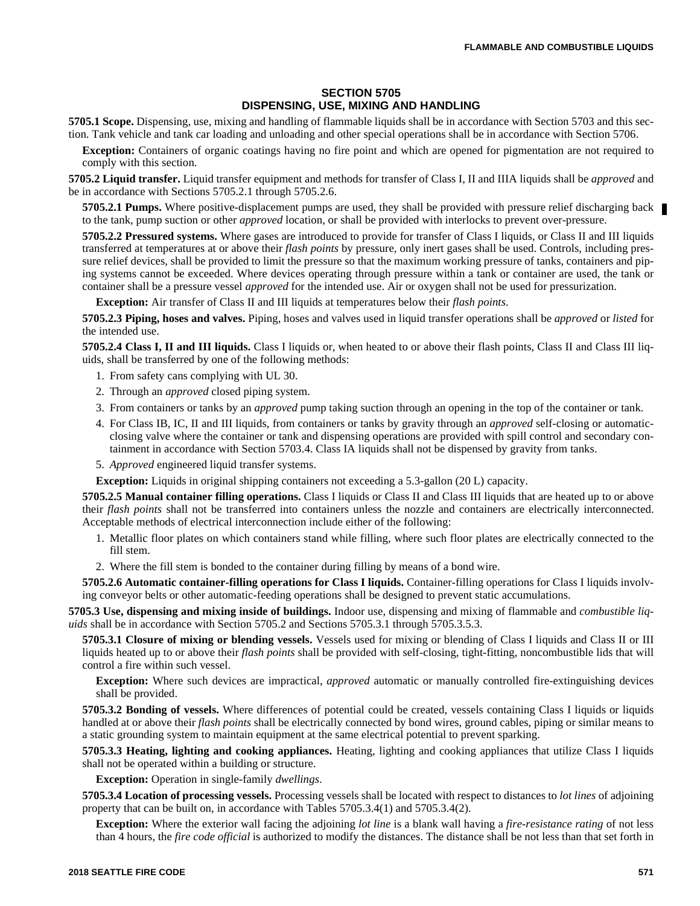## SECTION 5705
## DISPENSING, USE, MIXING AND HANDLING

**5705.1 Scope.** Dispensing, use, mixing and handling of flammable liquids shall be in accordance with Section 5703 and this section. Tank vehicle and tank car loading and unloading and other special operations shall be in accordance with Section 5706.

**Exception:** Containers of organic coatings having no fire point and which are opened for pigmentation are not required to comply with this section.

**5705.2 Liquid transfer.** Liquid transfer equipment and methods for transfer of Class I, II and IIIA liquids shall be *approved* and be in accordance with Sections 5705.2.1 through 5705.2.6.

**5705.2.1 Pumps.** Where positive-displacement pumps are used, they shall be provided with pressure relief discharging back to the tank, pump suction or other *approved* location, or shall be provided with interlocks to prevent over-pressure.

**5705.2.2 Pressured systems.** Where gases are introduced to provide for transfer of Class I liquids, or Class II and III liquids transferred at temperatures at or above their *flash points* by pressure, only inert gases shall be used. Controls, including pressure relief devices, shall be provided to limit the pressure so that the maximum working pressure of tanks, containers and piping systems cannot be exceeded. Where devices operating through pressure within a tank or container are used, the tank or container shall be a pressure vessel *approved* for the intended use. Air or oxygen shall not be used for pressurization.

**Exception:** Air transfer of Class II and III liquids at temperatures below their *flash points*.

**5705.2.3 Piping, hoses and valves.** Piping, hoses and valves used in liquid transfer operations shall be *approved* or *listed* for the intended use.

**5705.2.4 Class I, II and III liquids.** Class I liquids or, when heated to or above their flash points, Class II and Class III liquids, shall be transferred by one of the following methods:

1. From safety cans complying with UL 30.
2. Through an *approved* closed piping system.
3. From containers or tanks by an *approved* pump taking suction through an opening in the top of the container or tank.
4. For Class IB, IC, II and III liquids, from containers or tanks by gravity through an *approved* self-closing or automatic-closing valve where the container or tank and dispensing operations are provided with spill control and secondary containment in accordance with Section 5703.4. Class IA liquids shall not be dispensed by gravity from tanks.
5. *Approved* engineered liquid transfer systems.

**Exception:** Liquids in original shipping containers not exceeding a 5.3-gallon (20 L) capacity.

**5705.2.5 Manual container filling operations.** Class I liquids or Class II and Class III liquids that are heated up to or above their *flash points* shall not be transferred into containers unless the nozzle and containers are electrically interconnected. Acceptable methods of electrical interconnection include either of the following:

1. Metallic floor plates on which containers stand while filling, where such floor plates are electrically connected to the fill stem.
2. Where the fill stem is bonded to the container during filling by means of a bond wire.

**5705.2.6 Automatic container-filling operations for Class I liquids.** Container-filling operations for Class I liquids involving conveyor belts or other automatic-feeding operations shall be designed to prevent static accumulations.

**5705.3 Use, dispensing and mixing inside of buildings.** Indoor use, dispensing and mixing of flammable and *combustible liquids* shall be in accordance with Section 5705.2 and Sections 5705.3.1 through 5705.3.5.3.

**5705.3.1 Closure of mixing or blending vessels.** Vessels used for mixing or blending of Class I liquids and Class II or III liquids heated up to or above their *flash points* shall be provided with self-closing, tight-fitting, noncombustible lids that will control a fire within such vessel.

**Exception:** Where such devices are impractical, *approved* automatic or manually controlled fire-extinguishing devices shall be provided.

**5705.3.2 Bonding of vessels.** Where differences of potential could be created, vessels containing Class I liquids or liquids handled at or above their *flash points* shall be electrically connected by bond wires, ground cables, piping or similar means to a static grounding system to maintain equipment at the same electrical potential to prevent sparking.

**5705.3.3 Heating, lighting and cooking appliances.** Heating, lighting and cooking appliances that utilize Class I liquids shall not be operated within a building or structure.

**Exception:** Operation in single-family *dwellings*.

**5705.3.4 Location of processing vessels.** Processing vessels shall be located with respect to distances to *lot lines* of adjoining property that can be built on, in accordance with Tables 5705.3.4(1) and 5705.3.4(2).

**Exception:** Where the exterior wall facing the adjoining *lot line* is a blank wall having a *fire-resistance rating* of not less than 4 hours, the *fire code official* is authorized to modify the distances. The distance shall be not less than that set forth in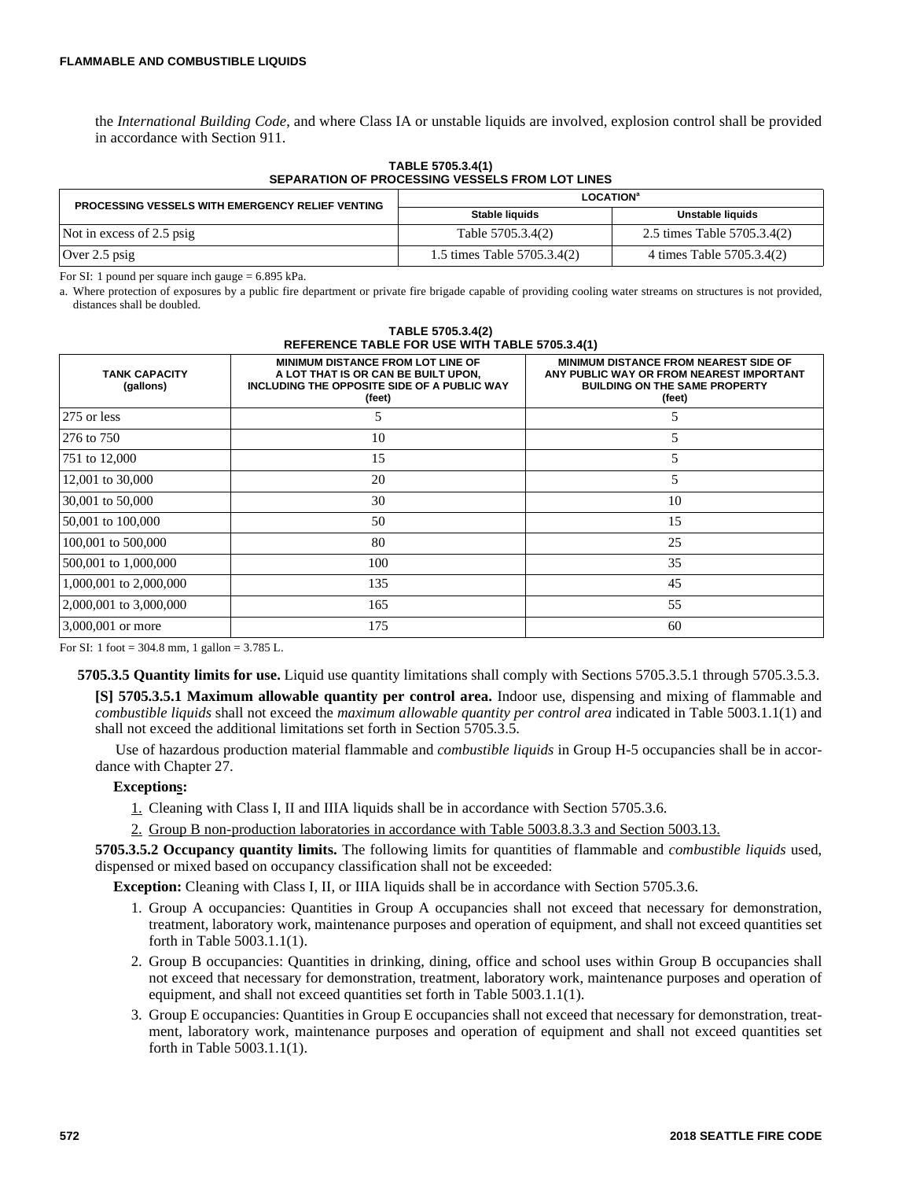the *International Building Code*, and where Class IA or unstable liquids are involved, explosion control shall be provided in accordance with Section 911.

**TABLE 5705.3.4(1)**
**SEPARATION OF PROCESSING VESSELS FROM LOT LINES**

| PROCESSING VESSELS WITH EMERGENCY RELIEF VENTING | LOCATION[a] | |
|---|---|---|
| | Stable liquids | Unstable liquids |
| Not in excess of 2.5 psig | Table 5705.3.4(2) | 2.5 times Table 5705.3.4(2) |
| Over 2.5 psig | 1.5 times Table 5705.3.4(2) | 4 times Table 5705.3.4(2) |

For SI: 1 pound per square inch gauge = 6.895 kPa.

a. Where protection of exposures by a public fire department or private fire brigade capable of providing cooling water streams on structures is not provided, distances shall be doubled.

**TABLE 5705.3.4(2)**
**REFERENCE TABLE FOR USE WITH TABLE 5705.3.4(1)**

| TANK CAPACITY (gallons) | MINIMUM DISTANCE FROM LOT LINE OF A LOT THAT IS OR CAN BE BUILT UPON, INCLUDING THE OPPOSITE SIDE OF A PUBLIC WAY (feet) | MINIMUM DISTANCE FROM NEAREST SIDE OF ANY PUBLIC WAY OR FROM NEAREST IMPORTANT BUILDING ON THE SAME PROPERTY (feet) |
|---|---|---|
| 275 or less | 5 | 5 |
| 276 to 750 | 10 | 5 |
| 751 to 12,000 | 15 | 5 |
| 12,001 to 30,000 | 20 | 5 |
| 30,001 to 50,000 | 30 | 10 |
| 50,001 to 100,000 | 50 | 15 |
| 100,001 to 500,000 | 80 | 25 |
| 500,001 to 1,000,000 | 100 | 35 |
| 1,000,001 to 2,000,000 | 135 | 45 |
| 2,000,001 to 3,000,000 | 165 | 55 |
| 3,000,001 or more | 175 | 60 |

For SI: 1 foot = 304.8 mm, 1 gallon = 3.785 L.

**5705.3.5 Quantity limits for use.** Liquid use quantity limitations shall comply with Sections 5705.3.5.1 through 5705.3.5.3.

**[S] 5705.3.5.1 Maximum allowable quantity per control area.** Indoor use, dispensing and mixing of flammable and *combustible liquids* shall not exceed the *maximum allowable quantity per control area* indicated in Table 5003.1.1(1) and shall not exceed the additional limitations set forth in Section 5705.3.5.

Use of hazardous production material flammable and *combustible liquids* in Group H-5 occupancies shall be in accordance with Chapter 27.

**Exceptions:**

1. Cleaning with Class I, II and IIIA liquids shall be in accordance with Section 5705.3.6.
2. Group B non-production laboratories in accordance with Table 5003.8.3.3 and Section 5003.13.

**5705.3.5.2 Occupancy quantity limits.** The following limits for quantities of flammable and *combustible liquids* used, dispensed or mixed based on occupancy classification shall not be exceeded:

**Exception:** Cleaning with Class I, II, or IIIA liquids shall be in accordance with Section 5705.3.6.

1. Group A occupancies: Quantities in Group A occupancies shall not exceed that necessary for demonstration, treatment, laboratory work, maintenance purposes and operation of equipment, and shall not exceed quantities set forth in Table 5003.1.1(1).
2. Group B occupancies: Quantities in drinking, dining, office and school uses within Group B occupancies shall not exceed that necessary for demonstration, treatment, laboratory work, maintenance purposes and operation of equipment, and shall not exceed quantities set forth in Table 5003.1.1(1).
3. Group E occupancies: Quantities in Group E occupancies shall not exceed that necessary for demonstration, treatment, laboratory work, maintenance purposes and operation of equipment and shall not exceed quantities set forth in Table 5003.1.1(1).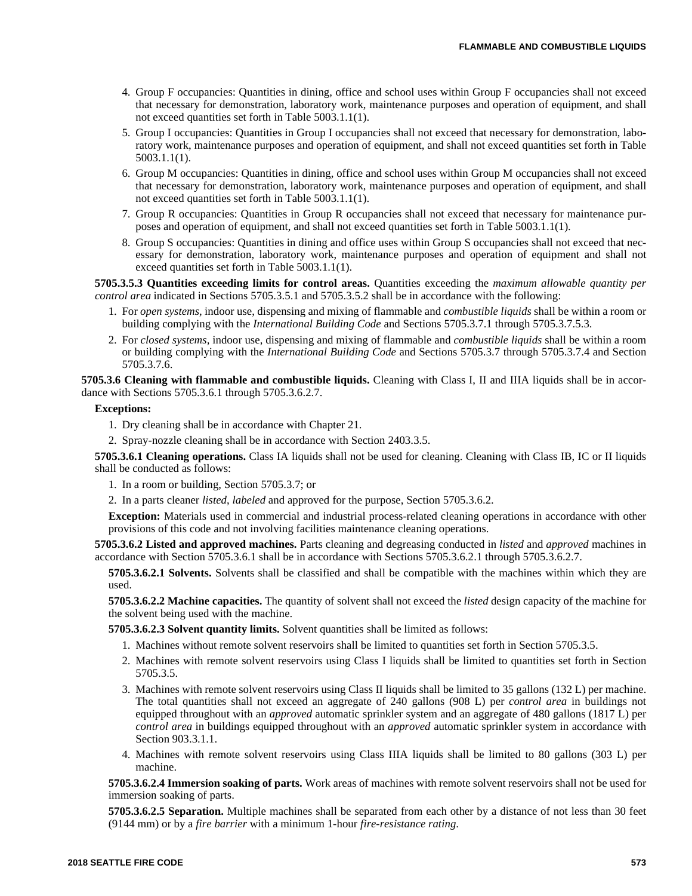4. Group F occupancies: Quantities in dining, office and school uses within Group F occupancies shall not exceed that necessary for demonstration, laboratory work, maintenance purposes and operation of equipment, and shall not exceed quantities set forth in Table 5003.1.1(1).
5. Group I occupancies: Quantities in Group I occupancies shall not exceed that necessary for demonstration, laboratory work, maintenance purposes and operation of equipment, and shall not exceed quantities set forth in Table 5003.1.1(1).
6. Group M occupancies: Quantities in dining, office and school uses within Group M occupancies shall not exceed that necessary for demonstration, laboratory work, maintenance purposes and operation of equipment, and shall not exceed quantities set forth in Table 5003.1.1(1).
7. Group R occupancies: Quantities in Group R occupancies shall not exceed that necessary for maintenance purposes and operation of equipment, and shall not exceed quantities set forth in Table 5003.1.1(1).
8. Group S occupancies: Quantities in dining and office uses within Group S occupancies shall not exceed that necessary for demonstration, laboratory work, maintenance purposes and operation of equipment and shall not exceed quantities set forth in Table 5003.1.1(1).

**5705.3.5.3 Quantities exceeding limits for control areas.** Quantities exceeding the *maximum allowable quantity per control area* indicated in Sections 5705.3.5.1 and 5705.3.5.2 shall be in accordance with the following:

1. For *open systems*, indoor use, dispensing and mixing of flammable and *combustible liquids* shall be within a room or building complying with the *International Building Code* and Sections 5705.3.7.1 through 5705.3.7.5.3.
2. For *closed systems*, indoor use, dispensing and mixing of flammable and *combustible liquids* shall be within a room or building complying with the *International Building Code* and Sections 5705.3.7 through 5705.3.7.4 and Section 5705.3.7.6.

**5705.3.6 Cleaning with flammable and combustible liquids.** Cleaning with Class I, II and IIIA liquids shall be in accordance with Sections 5705.3.6.1 through 5705.3.6.2.7.

**Exceptions:**

1. Dry cleaning shall be in accordance with Chapter 21.
2. Spray-nozzle cleaning shall be in accordance with Section 2403.3.5.

**5705.3.6.1 Cleaning operations.** Class IA liquids shall not be used for cleaning. Cleaning with Class IB, IC or II liquids shall be conducted as follows:

1. In a room or building, Section 5705.3.7; or
2. In a parts cleaner *listed*, *labeled* and approved for the purpose, Section 5705.3.6.2.

**Exception:** Materials used in commercial and industrial process-related cleaning operations in accordance with other provisions of this code and not involving facilities maintenance cleaning operations.

**5705.3.6.2 Listed and approved machines.** Parts cleaning and degreasing conducted in *listed* and *approved* machines in accordance with Section 5705.3.6.1 shall be in accordance with Sections 5705.3.6.2.1 through 5705.3.6.2.7.

**5705.3.6.2.1 Solvents.** Solvents shall be classified and shall be compatible with the machines within which they are used.

**5705.3.6.2.2 Machine capacities.** The quantity of solvent shall not exceed the *listed* design capacity of the machine for the solvent being used with the machine.

**5705.3.6.2.3 Solvent quantity limits.** Solvent quantities shall be limited as follows:

1. Machines without remote solvent reservoirs shall be limited to quantities set forth in Section 5705.3.5.
2. Machines with remote solvent reservoirs using Class I liquids shall be limited to quantities set forth in Section 5705.3.5.
3. Machines with remote solvent reservoirs using Class II liquids shall be limited to 35 gallons (132 L) per machine. The total quantities shall not exceed an aggregate of 240 gallons (908 L) per *control area* in buildings not equipped throughout with an *approved* automatic sprinkler system and an aggregate of 480 gallons (1817 L) per *control area* in buildings equipped throughout with an *approved* automatic sprinkler system in accordance with Section 903.3.1.1.
4. Machines with remote solvent reservoirs using Class IIIA liquids shall be limited to 80 gallons (303 L) per machine.

**5705.3.6.2.4 Immersion soaking of parts.** Work areas of machines with remote solvent reservoirs shall not be used for immersion soaking of parts.

**5705.3.6.2.5 Separation.** Multiple machines shall be separated from each other by a distance of not less than 30 feet (9144 mm) or by a *fire barrier* with a minimum 1-hour *fire-resistance rating*.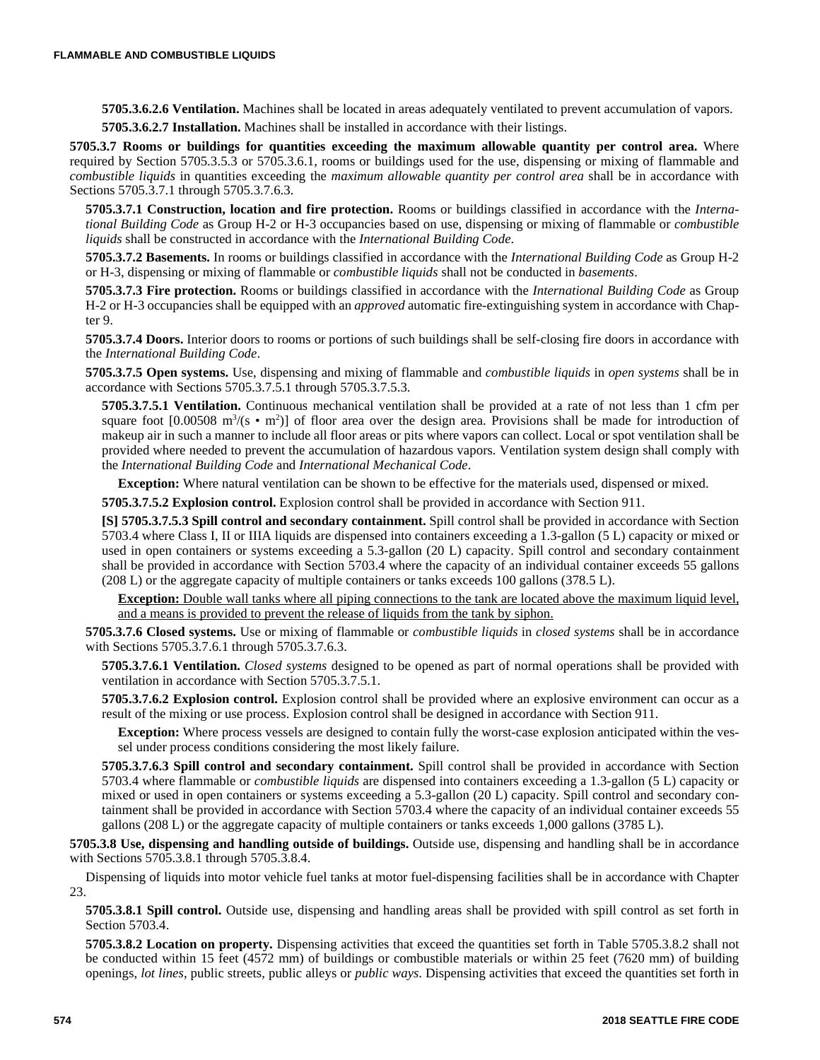**5705.3.6.2.6 Ventilation.** Machines shall be located in areas adequately ventilated to prevent accumulation of vapors.

**5705.3.6.2.7 Installation.** Machines shall be installed in accordance with their listings.

**5705.3.7 Rooms or buildings for quantities exceeding the maximum allowable quantity per control area.** Where required by Section 5705.3.5.3 or 5705.3.6.1, rooms or buildings used for the use, dispensing or mixing of flammable and *combustible liquids* in quantities exceeding the *maximum allowable quantity per control area* shall be in accordance with Sections 5705.3.7.1 through 5705.3.7.6.3.

**5705.3.7.1 Construction, location and fire protection.** Rooms or buildings classified in accordance with the *International Building Code* as Group H-2 or H-3 occupancies based on use, dispensing or mixing of flammable or *combustible liquids* shall be constructed in accordance with the *International Building Code*.

**5705.3.7.2 Basements.** In rooms or buildings classified in accordance with the *International Building Code* as Group H-2 or H-3, dispensing or mixing of flammable or *combustible liquids* shall not be conducted in *basements*.

**5705.3.7.3 Fire protection.** Rooms or buildings classified in accordance with the *International Building Code* as Group H-2 or H-3 occupancies shall be equipped with an *approved* automatic fire-extinguishing system in accordance with Chapter 9.

**5705.3.7.4 Doors.** Interior doors to rooms or portions of such buildings shall be self-closing fire doors in accordance with the *International Building Code*.

**5705.3.7.5 Open systems.** Use, dispensing and mixing of flammable and *combustible liquids* in *open systems* shall be in accordance with Sections 5705.3.7.5.1 through 5705.3.7.5.3.

**5705.3.7.5.1 Ventilation.** Continuous mechanical ventilation shall be provided at a rate of not less than 1 cfm per square foot [$0.00508 \text{ m}^3/(\text{s} \cdot \text{m}^2)$] of floor area over the design area. Provisions shall be made for introduction of makeup air in such a manner to include all floor areas or pits where vapors can collect. Local or spot ventilation shall be provided where needed to prevent the accumulation of hazardous vapors. Ventilation system design shall comply with the *International Building Code* and *International Mechanical Code*.

**Exception:** Where natural ventilation can be shown to be effective for the materials used, dispensed or mixed.

**5705.3.7.5.2 Explosion control.** Explosion control shall be provided in accordance with Section 911.

**[S] 5705.3.7.5.3 Spill control and secondary containment.** Spill control shall be provided in accordance with Section 5703.4 where Class I, II or IIIA liquids are dispensed into containers exceeding a 1.3-gallon (5 L) capacity or mixed or used in open containers or systems exceeding a 5.3-gallon (20 L) capacity. Spill control and secondary containment shall be provided in accordance with Section 5703.4 where the capacity of an individual container exceeds 55 gallons (208 L) or the aggregate capacity of multiple containers or tanks exceeds 100 gallons (378.5 L).

**Exception:** Double wall tanks where all piping connections to the tank are located above the maximum liquid level, and a means is provided to prevent the release of liquids from the tank by siphon.

**5705.3.7.6 Closed systems.** Use or mixing of flammable or *combustible liquids* in *closed systems* shall be in accordance with Sections 5705.3.7.6.1 through 5705.3.7.6.3.

**5705.3.7.6.1 Ventilation.** *Closed systems* designed to be opened as part of normal operations shall be provided with ventilation in accordance with Section 5705.3.7.5.1.

**5705.3.7.6.2 Explosion control.** Explosion control shall be provided where an explosive environment can occur as a result of the mixing or use process. Explosion control shall be designed in accordance with Section 911.

**Exception:** Where process vessels are designed to contain fully the worst-case explosion anticipated within the vessel under process conditions considering the most likely failure.

**5705.3.7.6.3 Spill control and secondary containment.** Spill control shall be provided in accordance with Section 5703.4 where flammable or *combustible liquids* are dispensed into containers exceeding a 1.3-gallon (5 L) capacity or mixed or used in open containers or systems exceeding a 5.3-gallon (20 L) capacity. Spill control and secondary containment shall be provided in accordance with Section 5703.4 where the capacity of an individual container exceeds 55 gallons (208 L) or the aggregate capacity of multiple containers or tanks exceeds 1,000 gallons (3785 L).

**5705.3.8 Use, dispensing and handling outside of buildings.** Outside use, dispensing and handling shall be in accordance with Sections 5705.3.8.1 through 5705.3.8.4.

Dispensing of liquids into motor vehicle fuel tanks at motor fuel-dispensing facilities shall be in accordance with Chapter 23.

**5705.3.8.1 Spill control.** Outside use, dispensing and handling areas shall be provided with spill control as set forth in Section 5703.4.

**5705.3.8.2 Location on property.** Dispensing activities that exceed the quantities set forth in Table 5705.3.8.2 shall not be conducted within 15 feet (4572 mm) of buildings or combustible materials or within 25 feet (7620 mm) of building openings, *lot lines*, public streets, public alleys or *public ways*. Dispensing activities that exceed the quantities set forth in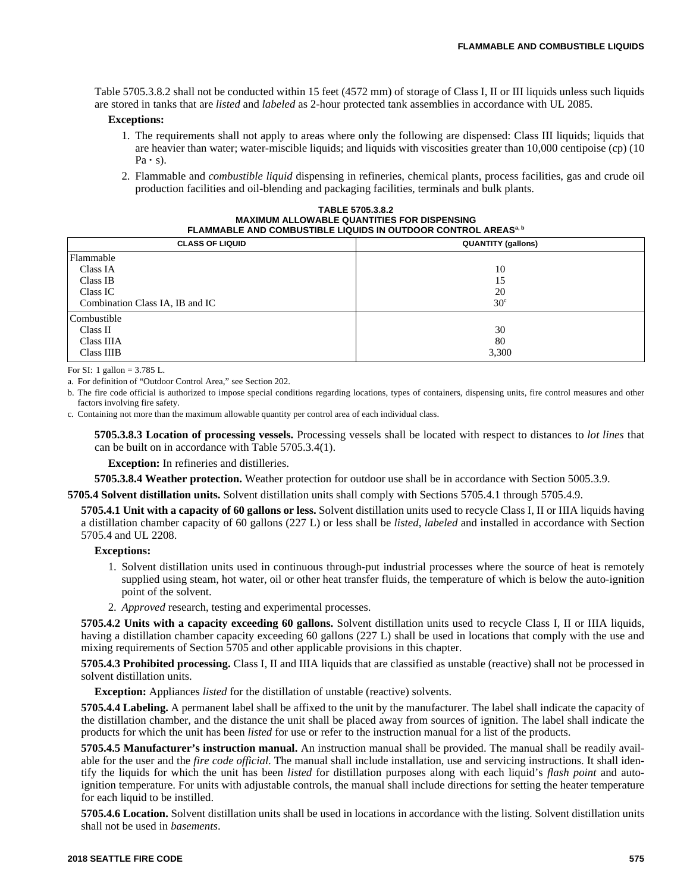Table 5705.3.8.2 shall not be conducted within 15 feet (4572 mm) of storage of Class I, II or III liquids unless such liquids are stored in tanks that are *listed* and *labeled* as 2-hour protected tank assemblies in accordance with UL 2085.

**Exceptions:**

1. The requirements shall not apply to areas where only the following are dispensed: Class III liquids; liquids that are heavier than water; water-miscible liquids; and liquids with viscosities greater than 10,000 centipoise (cp) (10 Pa · s).
2. Flammable and *combustible liquid* dispensing in refineries, chemical plants, process facilities, gas and crude oil production facilities and oil-blending and packaging facilities, terminals and bulk plants.

**TABLE 5705.3.8.2
MAXIMUM ALLOWABLE QUANTITIES FOR DISPENSING
FLAMMABLE AND COMBUSTIBLE LIQUIDS IN OUTDOOR CONTROL AREAS[a, b]**

| CLASS OF LIQUID | QUANTITY (gallons) |
|---|---|
| Flammable | |
| Class IA | 10 |
| Class IB | 15 |
| Class IC | 20 |
| Combination Class IA, IB and IC | 30[c] |
| Combustible | |
| Class II | 30 |
| Class IIIA | 80 |
| Class IIIB | 3,300 |

For SI: 1 gallon = 3.785 L.

a. For definition of "Outdoor Control Area," see Section 202.

b. The fire code official is authorized to impose special conditions regarding locations, types of containers, dispensing units, fire control measures and other factors involving fire safety.

c. Containing not more than the maximum allowable quantity per control area of each individual class.

**5705.3.8.3 Location of processing vessels.** Processing vessels shall be located with respect to distances to *lot lines* that can be built on in accordance with Table 5705.3.4(1).

**Exception:** In refineries and distilleries.

**5705.3.8.4 Weather protection.** Weather protection for outdoor use shall be in accordance with Section 5005.3.9.

**5705.4 Solvent distillation units.** Solvent distillation units shall comply with Sections 5705.4.1 through 5705.4.9.

**5705.4.1 Unit with a capacity of 60 gallons or less.** Solvent distillation units used to recycle Class I, II or IIIA liquids having a distillation chamber capacity of 60 gallons (227 L) or less shall be *listed*, *labeled* and installed in accordance with Section 5705.4 and UL 2208.

**Exceptions:**

1. Solvent distillation units used in continuous through-put industrial processes where the source of heat is remotely supplied using steam, hot water, oil or other heat transfer fluids, the temperature of which is below the auto-ignition point of the solvent.
2. *Approved* research, testing and experimental processes.

**5705.4.2 Units with a capacity exceeding 60 gallons.** Solvent distillation units used to recycle Class I, II or IIIA liquids, having a distillation chamber capacity exceeding 60 gallons (227 L) shall be used in locations that comply with the use and mixing requirements of Section 5705 and other applicable provisions in this chapter.

**5705.4.3 Prohibited processing.** Class I, II and IIIA liquids that are classified as unstable (reactive) shall not be processed in solvent distillation units.

**Exception:** Appliances *listed* for the distillation of unstable (reactive) solvents.

**5705.4.4 Labeling.** A permanent label shall be affixed to the unit by the manufacturer. The label shall indicate the capacity of the distillation chamber, and the distance the unit shall be placed away from sources of ignition. The label shall indicate the products for which the unit has been *listed* for use or refer to the instruction manual for a list of the products.

**5705.4.5 Manufacturer's instruction manual.** An instruction manual shall be provided. The manual shall be readily available for the user and the *fire code official*. The manual shall include installation, use and servicing instructions. It shall identify the liquids for which the unit has been *listed* for distillation purposes along with each liquid's *flash point* and auto-ignition temperature. For units with adjustable controls, the manual shall include directions for setting the heater temperature for each liquid to be instilled.

**5705.4.6 Location.** Solvent distillation units shall be used in locations in accordance with the listing. Solvent distillation units shall not be used in *basements*.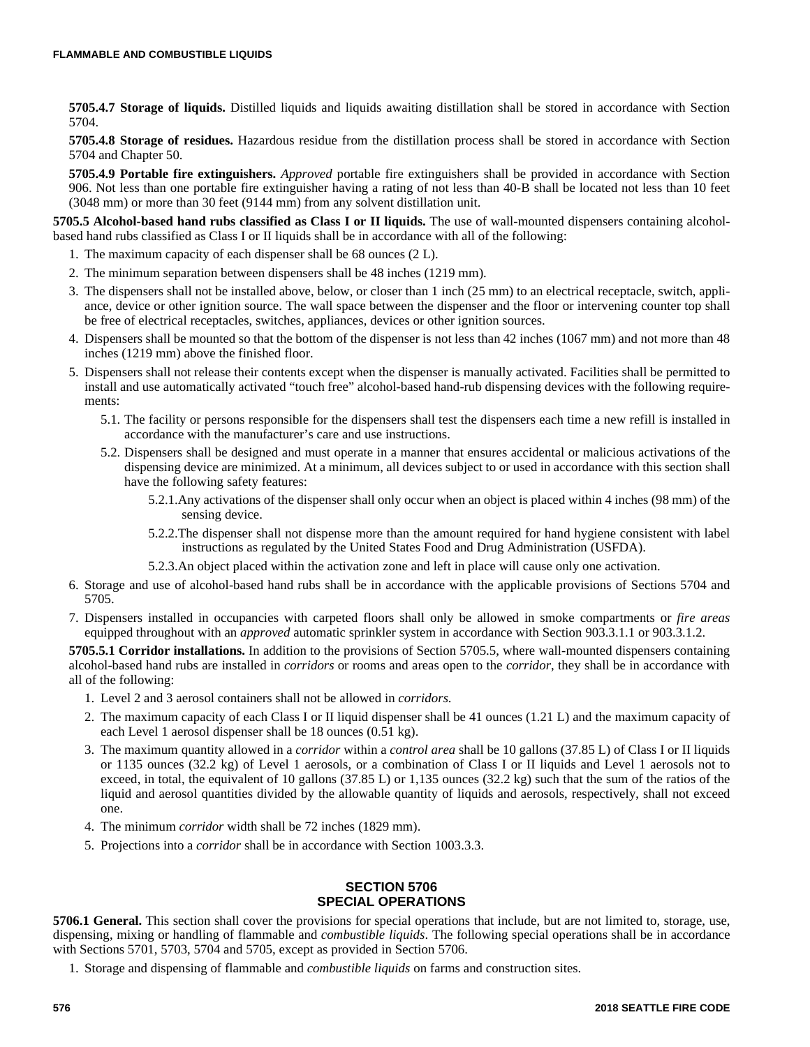**5705.4.7 Storage of liquids.** Distilled liquids and liquids awaiting distillation shall be stored in accordance with Section 5704.

**5705.4.8 Storage of residues.** Hazardous residue from the distillation process shall be stored in accordance with Section 5704 and Chapter 50.

**5705.4.9 Portable fire extinguishers.** *Approved* portable fire extinguishers shall be provided in accordance with Section 906. Not less than one portable fire extinguisher having a rating of not less than 40-B shall be located not less than 10 feet (3048 mm) or more than 30 feet (9144 mm) from any solvent distillation unit.

**5705.5 Alcohol-based hand rubs classified as Class I or II liquids.** The use of wall-mounted dispensers containing alcohol-based hand rubs classified as Class I or II liquids shall be in accordance with all of the following:

1. The maximum capacity of each dispenser shall be 68 ounces (2 L).
2. The minimum separation between dispensers shall be 48 inches (1219 mm).
3. The dispensers shall not be installed above, below, or closer than 1 inch (25 mm) to an electrical receptacle, switch, appliance, device or other ignition source. The wall space between the dispenser and the floor or intervening counter top shall be free of electrical receptacles, switches, appliances, devices or other ignition sources.
4. Dispensers shall be mounted so that the bottom of the dispenser is not less than 42 inches (1067 mm) and not more than 48 inches (1219 mm) above the finished floor.
5. Dispensers shall not release their contents except when the dispenser is manually activated. Facilities shall be permitted to install and use automatically activated "touch free" alcohol-based hand-rub dispensing devices with the following requirements:
   - 5.1. The facility or persons responsible for the dispensers shall test the dispensers each time a new refill is installed in accordance with the manufacturer's care and use instructions.
   - 5.2. Dispensers shall be designed and must operate in a manner that ensures accidental or malicious activations of the dispensing device are minimized. At a minimum, all devices subject to or used in accordance with this section shall have the following safety features:
     - 5.2.1. Any activations of the dispenser shall only occur when an object is placed within 4 inches (98 mm) of the sensing device.
     - 5.2.2. The dispenser shall not dispense more than the amount required for hand hygiene consistent with label instructions as regulated by the United States Food and Drug Administration (USFDA).
     - 5.2.3. An object placed within the activation zone and left in place will cause only one activation.
6. Storage and use of alcohol-based hand rubs shall be in accordance with the applicable provisions of Sections 5704 and 5705.
7. Dispensers installed in occupancies with carpeted floors shall only be allowed in smoke compartments or *fire areas* equipped throughout with an *approved* automatic sprinkler system in accordance with Section 903.3.1.1 or 903.3.1.2.

**5705.5.1 Corridor installations.** In addition to the provisions of Section 5705.5, where wall-mounted dispensers containing alcohol-based hand rubs are installed in *corridors* or rooms and areas open to the *corridor*, they shall be in accordance with all of the following:

1. Level 2 and 3 aerosol containers shall not be allowed in *corridors.*
2. The maximum capacity of each Class I or II liquid dispenser shall be 41 ounces (1.21 L) and the maximum capacity of each Level 1 aerosol dispenser shall be 18 ounces (0.51 kg).
3. The maximum quantity allowed in a *corridor* within a *control area* shall be 10 gallons (37.85 L) of Class I or II liquids or 1135 ounces (32.2 kg) of Level 1 aerosols, or a combination of Class I or II liquids and Level 1 aerosols not to exceed, in total, the equivalent of 10 gallons (37.85 L) or 1,135 ounces (32.2 kg) such that the sum of the ratios of the liquid and aerosol quantities divided by the allowable quantity of liquids and aerosols, respectively, shall not exceed one.
4. The minimum *corridor* width shall be 72 inches (1829 mm).
5. Projections into a *corridor* shall be in accordance with Section 1003.3.3.

## SECTION 5706 SPECIAL OPERATIONS

**5706.1 General.** This section shall cover the provisions for special operations that include, but are not limited to, storage, use, dispensing, mixing or handling of flammable and *combustible liquids*. The following special operations shall be in accordance with Sections 5701, 5703, 5704 and 5705, except as provided in Section 5706.

1. Storage and dispensing of flammable and *combustible liquids* on farms and construction sites.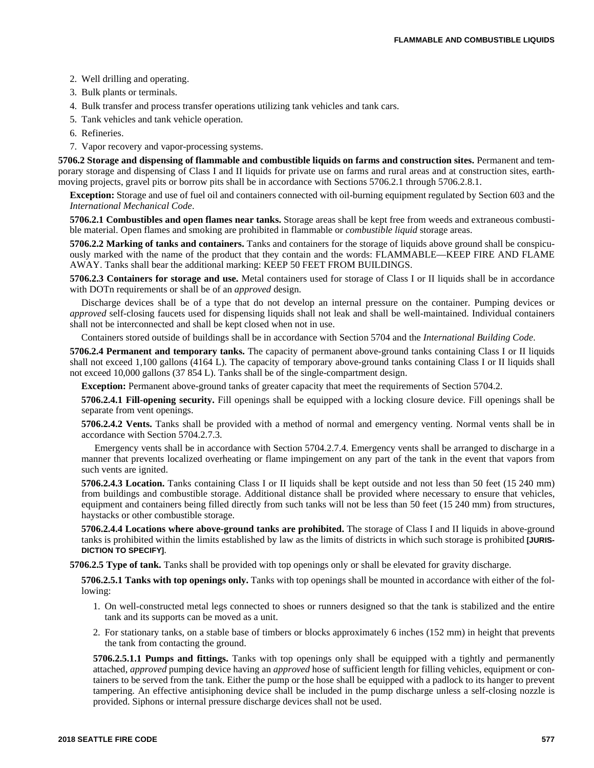2. Well drilling and operating.
3. Bulk plants or terminals.
4. Bulk transfer and process transfer operations utilizing tank vehicles and tank cars.
5. Tank vehicles and tank vehicle operation.
6. Refineries.
7. Vapor recovery and vapor-processing systems.

**5706.2 Storage and dispensing of flammable and combustible liquids on farms and construction sites.** Permanent and temporary storage and dispensing of Class I and II liquids for private use on farms and rural areas and at construction sites, earthmoving projects, gravel pits or borrow pits shall be in accordance with Sections 5706.2.1 through 5706.2.8.1.

**Exception:** Storage and use of fuel oil and containers connected with oil-burning equipment regulated by Section 603 and the *International Mechanical Code*.

**5706.2.1 Combustibles and open flames near tanks.** Storage areas shall be kept free from weeds and extraneous combustible material. Open flames and smoking are prohibited in flammable or *combustible liquid* storage areas.

**5706.2.2 Marking of tanks and containers.** Tanks and containers for the storage of liquids above ground shall be conspicuously marked with the name of the product that they contain and the words: FLAMMABLE—KEEP FIRE AND FLAME AWAY. Tanks shall bear the additional marking: KEEP 50 FEET FROM BUILDINGS.

**5706.2.3 Containers for storage and use.** Metal containers used for storage of Class I or II liquids shall be in accordance with DOTn requirements or shall be of an *approved* design.

Discharge devices shall be of a type that do not develop an internal pressure on the container. Pumping devices or *approved* self-closing faucets used for dispensing liquids shall not leak and shall be well-maintained. Individual containers shall not be interconnected and shall be kept closed when not in use.

Containers stored outside of buildings shall be in accordance with Section 5704 and the *International Building Code*.

**5706.2.4 Permanent and temporary tanks.** The capacity of permanent above-ground tanks containing Class I or II liquids shall not exceed 1,100 gallons (4164 L). The capacity of temporary above-ground tanks containing Class I or II liquids shall not exceed 10,000 gallons (37 854 L). Tanks shall be of the single-compartment design.

**Exception:** Permanent above-ground tanks of greater capacity that meet the requirements of Section 5704.2.

**5706.2.4.1 Fill-opening security.** Fill openings shall be equipped with a locking closure device. Fill openings shall be separate from vent openings.

**5706.2.4.2 Vents.** Tanks shall be provided with a method of normal and emergency venting. Normal vents shall be in accordance with Section 5704.2.7.3.

Emergency vents shall be in accordance with Section 5704.2.7.4. Emergency vents shall be arranged to discharge in a manner that prevents localized overheating or flame impingement on any part of the tank in the event that vapors from such vents are ignited.

**5706.2.4.3 Location.** Tanks containing Class I or II liquids shall be kept outside and not less than 50 feet (15 240 mm) from buildings and combustible storage. Additional distance shall be provided where necessary to ensure that vehicles, equipment and containers being filled directly from such tanks will not be less than 50 feet (15 240 mm) from structures, haystacks or other combustible storage.

**5706.2.4.4 Locations where above-ground tanks are prohibited.** The storage of Class I and II liquids in above-ground tanks is prohibited within the limits established by law as the limits of districts in which such storage is prohibited **[JURISDICTION TO SPECIFY]**.

**5706.2.5 Type of tank.** Tanks shall be provided with top openings only or shall be elevated for gravity discharge.

**5706.2.5.1 Tanks with top openings only.** Tanks with top openings shall be mounted in accordance with either of the following:

1. On well-constructed metal legs connected to shoes or runners designed so that the tank is stabilized and the entire tank and its supports can be moved as a unit.
2. For stationary tanks, on a stable base of timbers or blocks approximately 6 inches (152 mm) in height that prevents the tank from contacting the ground.

**5706.2.5.1.1 Pumps and fittings.** Tanks with top openings only shall be equipped with a tightly and permanently attached, *approved* pumping device having an *approved* hose of sufficient length for filling vehicles, equipment or containers to be served from the tank. Either the pump or the hose shall be equipped with a padlock to its hanger to prevent tampering. An effective antisiphoning device shall be included in the pump discharge unless a self-closing nozzle is provided. Siphons or internal pressure discharge devices shall not be used.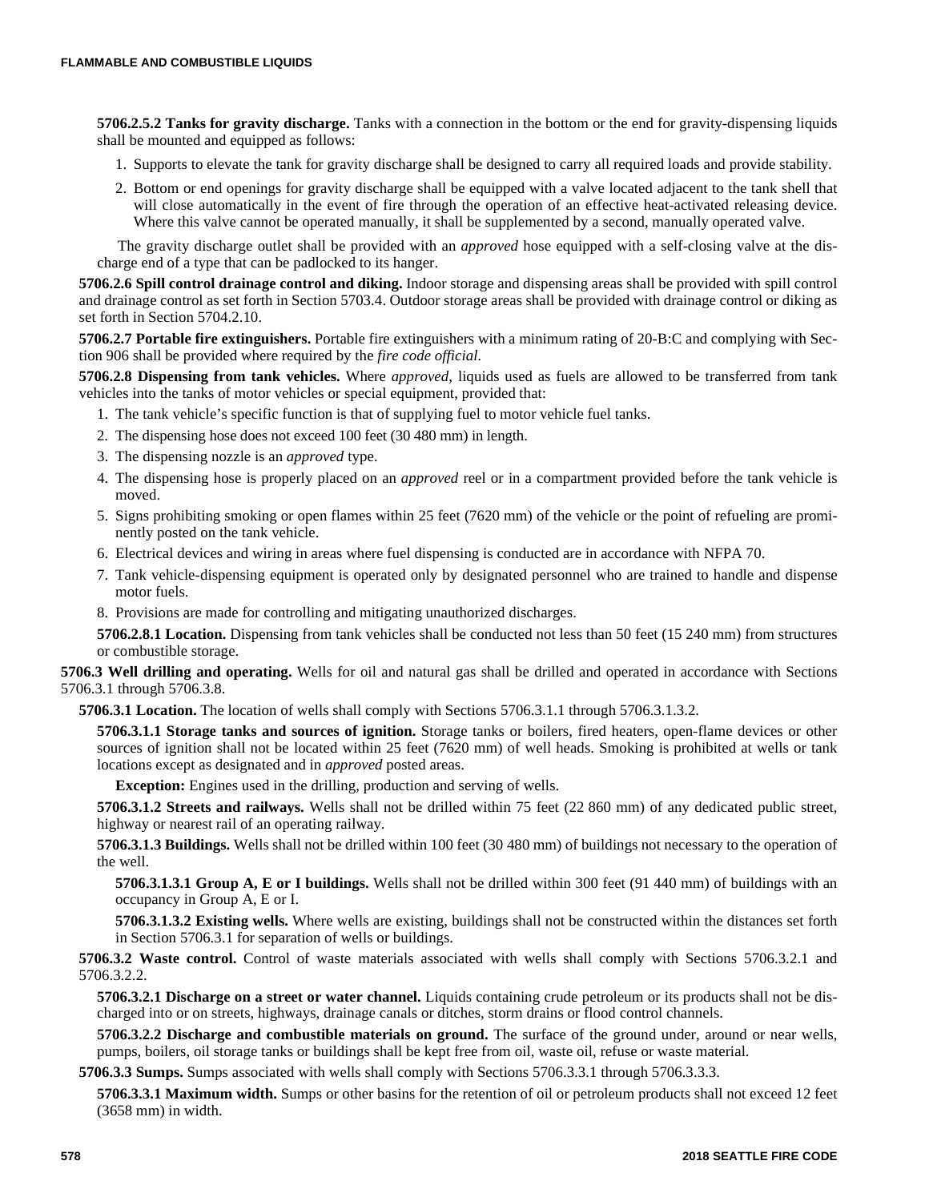**5706.2.5.2 Tanks for gravity discharge.** Tanks with a connection in the bottom or the end for gravity-dispensing liquids shall be mounted and equipped as follows:

1. Supports to elevate the tank for gravity discharge shall be designed to carry all required loads and provide stability.
2. Bottom or end openings for gravity discharge shall be equipped with a valve located adjacent to the tank shell that will close automatically in the event of fire through the operation of an effective heat-activated releasing device. Where this valve cannot be operated manually, it shall be supplemented by a second, manually operated valve.

The gravity discharge outlet shall be provided with an *approved* hose equipped with a self-closing valve at the discharge end of a type that can be padlocked to its hanger.

**5706.2.6 Spill control drainage control and diking.** Indoor storage and dispensing areas shall be provided with spill control and drainage control as set forth in Section 5703.4. Outdoor storage areas shall be provided with drainage control or diking as set forth in Section 5704.2.10.

**5706.2.7 Portable fire extinguishers.** Portable fire extinguishers with a minimum rating of 20-B:C and complying with Section 906 shall be provided where required by the *fire code official*.

**5706.2.8 Dispensing from tank vehicles.** Where *approved*, liquids used as fuels are allowed to be transferred from tank vehicles into the tanks of motor vehicles or special equipment, provided that:

1. The tank vehicle's specific function is that of supplying fuel to motor vehicle fuel tanks.
2. The dispensing hose does not exceed 100 feet (30 480 mm) in length.
3. The dispensing nozzle is an *approved* type.
4. The dispensing hose is properly placed on an *approved* reel or in a compartment provided before the tank vehicle is moved.
5. Signs prohibiting smoking or open flames within 25 feet (7620 mm) of the vehicle or the point of refueling are prominently posted on the tank vehicle.
6. Electrical devices and wiring in areas where fuel dispensing is conducted are in accordance with NFPA 70.
7. Tank vehicle-dispensing equipment is operated only by designated personnel who are trained to handle and dispense motor fuels.
8. Provisions are made for controlling and mitigating unauthorized discharges.

**5706.2.8.1 Location.** Dispensing from tank vehicles shall be conducted not less than 50 feet (15 240 mm) from structures or combustible storage.

**5706.3 Well drilling and operating.** Wells for oil and natural gas shall be drilled and operated in accordance with Sections 5706.3.1 through 5706.3.8.

**5706.3.1 Location.** The location of wells shall comply with Sections 5706.3.1.1 through 5706.3.1.3.2.

**5706.3.1.1 Storage tanks and sources of ignition.** Storage tanks or boilers, fired heaters, open-flame devices or other sources of ignition shall not be located within 25 feet (7620 mm) of well heads. Smoking is prohibited at wells or tank locations except as designated and in *approved* posted areas.

**Exception:** Engines used in the drilling, production and serving of wells.

**5706.3.1.2 Streets and railways.** Wells shall not be drilled within 75 feet (22 860 mm) of any dedicated public street, highway or nearest rail of an operating railway.

**5706.3.1.3 Buildings.** Wells shall not be drilled within 100 feet (30 480 mm) of buildings not necessary to the operation of the well.

**5706.3.1.3.1 Group A, E or I buildings.** Wells shall not be drilled within 300 feet (91 440 mm) of buildings with an occupancy in Group A, E or I.

**5706.3.1.3.2 Existing wells.** Where wells are existing, buildings shall not be constructed within the distances set forth in Section 5706.3.1 for separation of wells or buildings.

**5706.3.2 Waste control.** Control of waste materials associated with wells shall comply with Sections 5706.3.2.1 and 5706.3.2.2.

**5706.3.2.1 Discharge on a street or water channel.** Liquids containing crude petroleum or its products shall not be discharged into or on streets, highways, drainage canals or ditches, storm drains or flood control channels.

**5706.3.2.2 Discharge and combustible materials on ground.** The surface of the ground under, around or near wells, pumps, boilers, oil storage tanks or buildings shall be kept free from oil, waste oil, refuse or waste material.

**5706.3.3 Sumps.** Sumps associated with wells shall comply with Sections 5706.3.3.1 through 5706.3.3.3.

**5706.3.3.1 Maximum width.** Sumps or other basins for the retention of oil or petroleum products shall not exceed 12 feet (3658 mm) in width.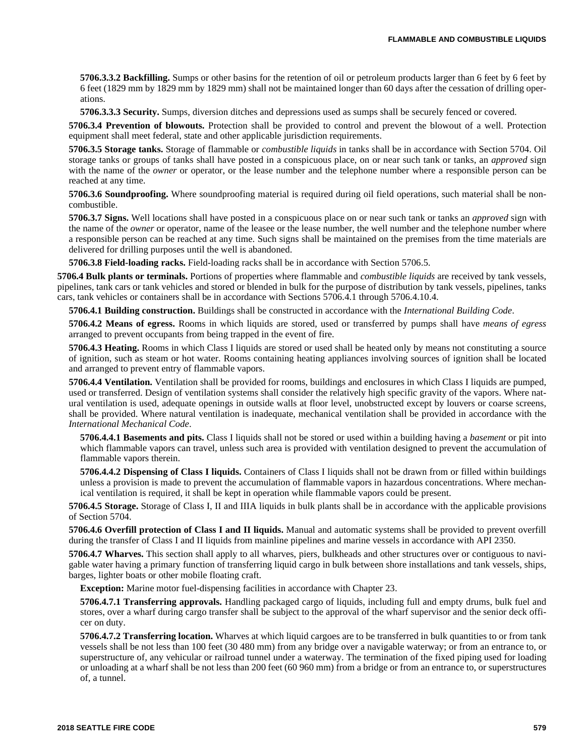**5706.3.3.2 Backfilling.** Sumps or other basins for the retention of oil or petroleum products larger than 6 feet by 6 feet by 6 feet (1829 mm by 1829 mm by 1829 mm) shall not be maintained longer than 60 days after the cessation of drilling operations.

**5706.3.3.3 Security.** Sumps, diversion ditches and depressions used as sumps shall be securely fenced or covered.

**5706.3.4 Prevention of blowouts.** Protection shall be provided to control and prevent the blowout of a well. Protection equipment shall meet federal, state and other applicable jurisdiction requirements.

**5706.3.5 Storage tanks.** Storage of flammable or *combustible liquids* in tanks shall be in accordance with Section 5704. Oil storage tanks or groups of tanks shall have posted in a conspicuous place, on or near such tank or tanks, an *approved* sign with the name of the *owner* or operator, or the lease number and the telephone number where a responsible person can be reached at any time.

**5706.3.6 Soundproofing.** Where soundproofing material is required during oil field operations, such material shall be noncombustible.

**5706.3.7 Signs.** Well locations shall have posted in a conspicuous place on or near such tank or tanks an *approved* sign with the name of the *owner* or operator, name of the leasee or the lease number, the well number and the telephone number where a responsible person can be reached at any time. Such signs shall be maintained on the premises from the time materials are delivered for drilling purposes until the well is abandoned.

**5706.3.8 Field-loading racks.** Field-loading racks shall be in accordance with Section 5706.5.

**5706.4 Bulk plants or terminals.** Portions of properties where flammable and *combustible liquids* are received by tank vessels, pipelines, tank cars or tank vehicles and stored or blended in bulk for the purpose of distribution by tank vessels, pipelines, tanks cars, tank vehicles or containers shall be in accordance with Sections 5706.4.1 through 5706.4.10.4.

**5706.4.1 Building construction.** Buildings shall be constructed in accordance with the *International Building Code*.

**5706.4.2 Means of egress.** Rooms in which liquids are stored, used or transferred by pumps shall have *means of egress* arranged to prevent occupants from being trapped in the event of fire.

**5706.4.3 Heating.** Rooms in which Class I liquids are stored or used shall be heated only by means not constituting a source of ignition, such as steam or hot water. Rooms containing heating appliances involving sources of ignition shall be located and arranged to prevent entry of flammable vapors.

**5706.4.4 Ventilation.** Ventilation shall be provided for rooms, buildings and enclosures in which Class I liquids are pumped, used or transferred. Design of ventilation systems shall consider the relatively high specific gravity of the vapors. Where natural ventilation is used, adequate openings in outside walls at floor level, unobstructed except by louvers or coarse screens, shall be provided. Where natural ventilation is inadequate, mechanical ventilation shall be provided in accordance with the *International Mechanical Code*.

**5706.4.4.1 Basements and pits.** Class I liquids shall not be stored or used within a building having a *basement* or pit into which flammable vapors can travel, unless such area is provided with ventilation designed to prevent the accumulation of flammable vapors therein.

**5706.4.4.2 Dispensing of Class I liquids.** Containers of Class I liquids shall not be drawn from or filled within buildings unless a provision is made to prevent the accumulation of flammable vapors in hazardous concentrations. Where mechanical ventilation is required, it shall be kept in operation while flammable vapors could be present.

**5706.4.5 Storage.** Storage of Class I, II and IIIA liquids in bulk plants shall be in accordance with the applicable provisions of Section 5704.

**5706.4.6 Overfill protection of Class I and II liquids.** Manual and automatic systems shall be provided to prevent overfill during the transfer of Class I and II liquids from mainline pipelines and marine vessels in accordance with API 2350.

**5706.4.7 Wharves.** This section shall apply to all wharves, piers, bulkheads and other structures over or contiguous to navigable water having a primary function of transferring liquid cargo in bulk between shore installations and tank vessels, ships, barges, lighter boats or other mobile floating craft.

**Exception:** Marine motor fuel-dispensing facilities in accordance with Chapter 23.

**5706.4.7.1 Transferring approvals.** Handling packaged cargo of liquids, including full and empty drums, bulk fuel and stores, over a wharf during cargo transfer shall be subject to the approval of the wharf supervisor and the senior deck officer on duty.

**5706.4.7.2 Transferring location.** Wharves at which liquid cargoes are to be transferred in bulk quantities to or from tank vessels shall be not less than 100 feet (30 480 mm) from any bridge over a navigable waterway; or from an entrance to, or superstructure of, any vehicular or railroad tunnel under a waterway. The termination of the fixed piping used for loading or unloading at a wharf shall be not less than 200 feet (60 960 mm) from a bridge or from an entrance to, or superstructures of, a tunnel.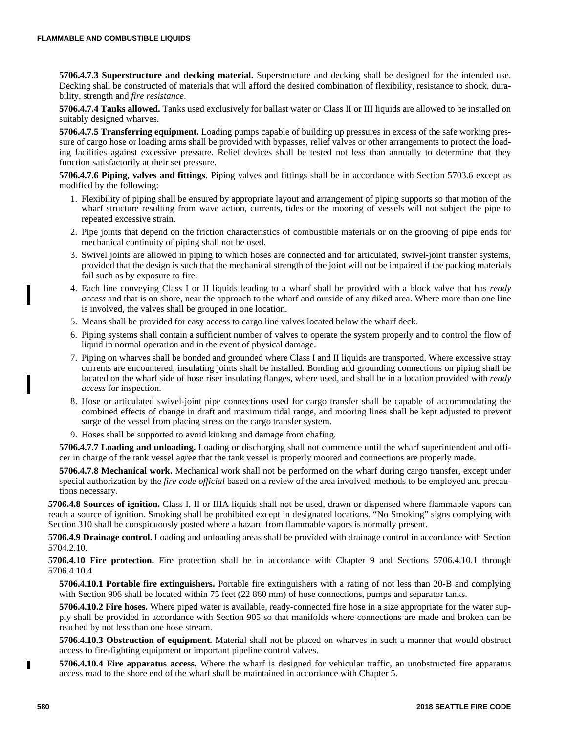**5706.4.7.3 Superstructure and decking material.** Superstructure and decking shall be designed for the intended use. Decking shall be constructed of materials that will afford the desired combination of flexibility, resistance to shock, durability, strength and *fire resistance*.

**5706.4.7.4 Tanks allowed.** Tanks used exclusively for ballast water or Class II or III liquids are allowed to be installed on suitably designed wharves.

**5706.4.7.5 Transferring equipment.** Loading pumps capable of building up pressures in excess of the safe working pressure of cargo hose or loading arms shall be provided with bypasses, relief valves or other arrangements to protect the loading facilities against excessive pressure. Relief devices shall be tested not less than annually to determine that they function satisfactorily at their set pressure.

**5706.4.7.6 Piping, valves and fittings.** Piping valves and fittings shall be in accordance with Section 5703.6 except as modified by the following:

1. Flexibility of piping shall be ensured by appropriate layout and arrangement of piping supports so that motion of the wharf structure resulting from wave action, currents, tides or the mooring of vessels will not subject the pipe to repeated excessive strain.
2. Pipe joints that depend on the friction characteristics of combustible materials or on the grooving of pipe ends for mechanical continuity of piping shall not be used.
3. Swivel joints are allowed in piping to which hoses are connected and for articulated, swivel-joint transfer systems, provided that the design is such that the mechanical strength of the joint will not be impaired if the packing materials fail such as by exposure to fire.
4. Each line conveying Class I or II liquids leading to a wharf shall be provided with a block valve that has *ready access* and that is on shore, near the approach to the wharf and outside of any diked area. Where more than one line is involved, the valves shall be grouped in one location.
5. Means shall be provided for easy access to cargo line valves located below the wharf deck.
6. Piping systems shall contain a sufficient number of valves to operate the system properly and to control the flow of liquid in normal operation and in the event of physical damage.
7. Piping on wharves shall be bonded and grounded where Class I and II liquids are transported. Where excessive stray currents are encountered, insulating joints shall be installed. Bonding and grounding connections on piping shall be located on the wharf side of hose riser insulating flanges, where used, and shall be in a location provided with *ready access* for inspection.
8. Hose or articulated swivel-joint pipe connections used for cargo transfer shall be capable of accommodating the combined effects of change in draft and maximum tidal range, and mooring lines shall be kept adjusted to prevent surge of the vessel from placing stress on the cargo transfer system.
9. Hoses shall be supported to avoid kinking and damage from chafing.

**5706.4.7.7 Loading and unloading.** Loading or discharging shall not commence until the wharf superintendent and officer in charge of the tank vessel agree that the tank vessel is properly moored and connections are properly made.

**5706.4.7.8 Mechanical work.** Mechanical work shall not be performed on the wharf during cargo transfer, except under special authorization by the *fire code official* based on a review of the area involved, methods to be employed and precautions necessary.

**5706.4.8 Sources of ignition.** Class I, II or IIIA liquids shall not be used, drawn or dispensed where flammable vapors can reach a source of ignition. Smoking shall be prohibited except in designated locations. "No Smoking" signs complying with Section 310 shall be conspicuously posted where a hazard from flammable vapors is normally present.

**5706.4.9 Drainage control.** Loading and unloading areas shall be provided with drainage control in accordance with Section 5704.2.10.

**5706.4.10 Fire protection.** Fire protection shall be in accordance with Chapter 9 and Sections 5706.4.10.1 through 5706.4.10.4.

**5706.4.10.1 Portable fire extinguishers.** Portable fire extinguishers with a rating of not less than 20-B and complying with Section 906 shall be located within 75 feet (22 860 mm) of hose connections, pumps and separator tanks.

**5706.4.10.2 Fire hoses.** Where piped water is available, ready-connected fire hose in a size appropriate for the water supply shall be provided in accordance with Section 905 so that manifolds where connections are made and broken can be reached by not less than one hose stream.

**5706.4.10.3 Obstruction of equipment.** Material shall not be placed on wharves in such a manner that would obstruct access to fire-fighting equipment or important pipeline control valves.

**5706.4.10.4 Fire apparatus access.** Where the wharf is designed for vehicular traffic, an unobstructed fire apparatus access road to the shore end of the wharf shall be maintained in accordance with Chapter 5.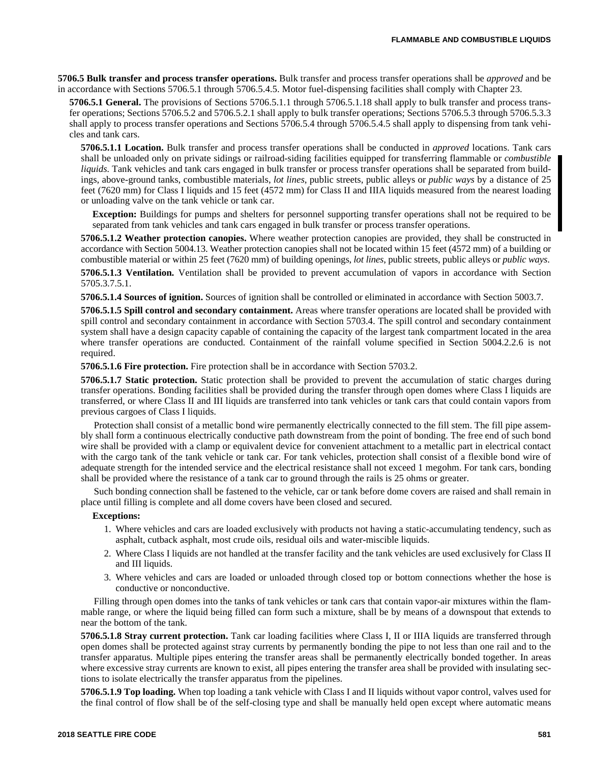**5706.5 Bulk transfer and process transfer operations.** Bulk transfer and process transfer operations shall be *approved* and be in accordance with Sections 5706.5.1 through 5706.5.4.5. Motor fuel-dispensing facilities shall comply with Chapter 23.

**5706.5.1 General.** The provisions of Sections 5706.5.1.1 through 5706.5.1.18 shall apply to bulk transfer and process transfer operations; Sections 5706.5.2 and 5706.5.2.1 shall apply to bulk transfer operations; Sections 5706.5.3 through 5706.5.3.3 shall apply to process transfer operations and Sections 5706.5.4 through 5706.5.4.5 shall apply to dispensing from tank vehicles and tank cars.

**5706.5.1.1 Location.** Bulk transfer and process transfer operations shall be conducted in *approved* locations. Tank cars shall be unloaded only on private sidings or railroad-siding facilities equipped for transferring flammable or *combustible liquids*. Tank vehicles and tank cars engaged in bulk transfer or process transfer operations shall be separated from buildings, above-ground tanks, combustible materials, *lot lines*, public streets, public alleys or *public ways* by a distance of 25 feet (7620 mm) for Class I liquids and 15 feet (4572 mm) for Class II and IIIA liquids measured from the nearest loading or unloading valve on the tank vehicle or tank car.

**Exception:** Buildings for pumps and shelters for personnel supporting transfer operations shall not be required to be separated from tank vehicles and tank cars engaged in bulk transfer or process transfer operations.

**5706.5.1.2 Weather protection canopies.** Where weather protection canopies are provided, they shall be constructed in accordance with Section 5004.13. Weather protection canopies shall not be located within 15 feet (4572 mm) of a building or combustible material or within 25 feet (7620 mm) of building openings, *lot lines*, public streets, public alleys or *public ways*.

**5706.5.1.3 Ventilation.** Ventilation shall be provided to prevent accumulation of vapors in accordance with Section 5705.3.7.5.1.

**5706.5.1.4 Sources of ignition.** Sources of ignition shall be controlled or eliminated in accordance with Section 5003.7.

**5706.5.1.5 Spill control and secondary containment.** Areas where transfer operations are located shall be provided with spill control and secondary containment in accordance with Section 5703.4. The spill control and secondary containment system shall have a design capacity capable of containing the capacity of the largest tank compartment located in the area where transfer operations are conducted. Containment of the rainfall volume specified in Section 5004.2.2.6 is not required.

**5706.5.1.6 Fire protection.** Fire protection shall be in accordance with Section 5703.2.

**5706.5.1.7 Static protection.** Static protection shall be provided to prevent the accumulation of static charges during transfer operations. Bonding facilities shall be provided during the transfer through open domes where Class I liquids are transferred, or where Class II and III liquids are transferred into tank vehicles or tank cars that could contain vapors from previous cargoes of Class I liquids.

Protection shall consist of a metallic bond wire permanently electrically connected to the fill stem. The fill pipe assembly shall form a continuous electrically conductive path downstream from the point of bonding. The free end of such bond wire shall be provided with a clamp or equivalent device for convenient attachment to a metallic part in electrical contact with the cargo tank of the tank vehicle or tank car. For tank vehicles, protection shall consist of a flexible bond wire of adequate strength for the intended service and the electrical resistance shall not exceed 1 megohm. For tank cars, bonding shall be provided where the resistance of a tank car to ground through the rails is 25 ohms or greater.

Such bonding connection shall be fastened to the vehicle, car or tank before dome covers are raised and shall remain in place until filling is complete and all dome covers have been closed and secured.

**Exceptions:**

1. Where vehicles and cars are loaded exclusively with products not having a static-accumulating tendency, such as asphalt, cutback asphalt, most crude oils, residual oils and water-miscible liquids.
2. Where Class I liquids are not handled at the transfer facility and the tank vehicles are used exclusively for Class II and III liquids.
3. Where vehicles and cars are loaded or unloaded through closed top or bottom connections whether the hose is conductive or nonconductive.

Filling through open domes into the tanks of tank vehicles or tank cars that contain vapor-air mixtures within the flammable range, or where the liquid being filled can form such a mixture, shall be by means of a downspout that extends to near the bottom of the tank.

**5706.5.1.8 Stray current protection.** Tank car loading facilities where Class I, II or IIIA liquids are transferred through open domes shall be protected against stray currents by permanently bonding the pipe to not less than one rail and to the transfer apparatus. Multiple pipes entering the transfer areas shall be permanently electrically bonded together. In areas where excessive stray currents are known to exist, all pipes entering the transfer area shall be provided with insulating sections to isolate electrically the transfer apparatus from the pipelines.

**5706.5.1.9 Top loading.** When top loading a tank vehicle with Class I and II liquids without vapor control, valves used for the final control of flow shall be of the self-closing type and shall be manually held open except where automatic means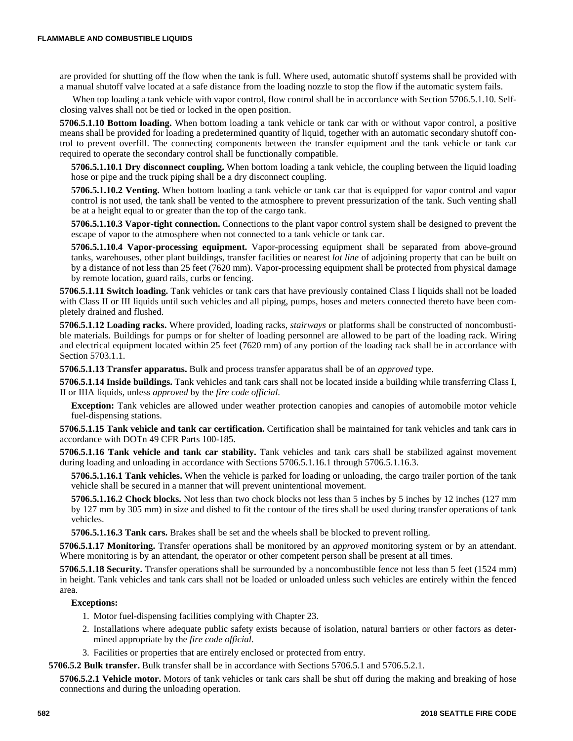are provided for shutting off the flow when the tank is full. Where used, automatic shutoff systems shall be provided with a manual shutoff valve located at a safe distance from the loading nozzle to stop the flow if the automatic system fails.

When top loading a tank vehicle with vapor control, flow control shall be in accordance with Section 5706.5.1.10. Self-closing valves shall not be tied or locked in the open position.

**5706.5.1.10 Bottom loading.** When bottom loading a tank vehicle or tank car with or without vapor control, a positive means shall be provided for loading a predetermined quantity of liquid, together with an automatic secondary shutoff control to prevent overfill. The connecting components between the transfer equipment and the tank vehicle or tank car required to operate the secondary control shall be functionally compatible.

**5706.5.1.10.1 Dry disconnect coupling.** When bottom loading a tank vehicle, the coupling between the liquid loading hose or pipe and the truck piping shall be a dry disconnect coupling.

**5706.5.1.10.2 Venting.** When bottom loading a tank vehicle or tank car that is equipped for vapor control and vapor control is not used, the tank shall be vented to the atmosphere to prevent pressurization of the tank. Such venting shall be at a height equal to or greater than the top of the cargo tank.

**5706.5.1.10.3 Vapor-tight connection.** Connections to the plant vapor control system shall be designed to prevent the escape of vapor to the atmosphere when not connected to a tank vehicle or tank car.

**5706.5.1.10.4 Vapor-processing equipment.** Vapor-processing equipment shall be separated from above-ground tanks, warehouses, other plant buildings, transfer facilities or nearest *lot line* of adjoining property that can be built on by a distance of not less than 25 feet (7620 mm). Vapor-processing equipment shall be protected from physical damage by remote location, guard rails, curbs or fencing.

**5706.5.1.11 Switch loading.** Tank vehicles or tank cars that have previously contained Class I liquids shall not be loaded with Class II or III liquids until such vehicles and all piping, pumps, hoses and meters connected thereto have been completely drained and flushed.

**5706.5.1.12 Loading racks.** Where provided, loading racks, *stairways* or platforms shall be constructed of noncombustible materials. Buildings for pumps or for shelter of loading personnel are allowed to be part of the loading rack. Wiring and electrical equipment located within 25 feet (7620 mm) of any portion of the loading rack shall be in accordance with Section 5703.1.1.

**5706.5.1.13 Transfer apparatus.** Bulk and process transfer apparatus shall be of an *approved* type.

**5706.5.1.14 Inside buildings.** Tank vehicles and tank cars shall not be located inside a building while transferring Class I, II or IIIA liquids, unless *approved* by the *fire code official*.

**Exception:** Tank vehicles are allowed under weather protection canopies and canopies of automobile motor vehicle fuel-dispensing stations.

**5706.5.1.15 Tank vehicle and tank car certification.** Certification shall be maintained for tank vehicles and tank cars in accordance with DOTn 49 CFR Parts 100-185.

**5706.5.1.16 Tank vehicle and tank car stability.** Tank vehicles and tank cars shall be stabilized against movement during loading and unloading in accordance with Sections 5706.5.1.16.1 through 5706.5.1.16.3.

**5706.5.1.16.1 Tank vehicles.** When the vehicle is parked for loading or unloading, the cargo trailer portion of the tank vehicle shall be secured in a manner that will prevent unintentional movement.

**5706.5.1.16.2 Chock blocks.** Not less than two chock blocks not less than 5 inches by 5 inches by 12 inches (127 mm by 127 mm by 305 mm) in size and dished to fit the contour of the tires shall be used during transfer operations of tank vehicles.

**5706.5.1.16.3 Tank cars.** Brakes shall be set and the wheels shall be blocked to prevent rolling.

**5706.5.1.17 Monitoring.** Transfer operations shall be monitored by an *approved* monitoring system or by an attendant. Where monitoring is by an attendant, the operator or other competent person shall be present at all times.

**5706.5.1.18 Security.** Transfer operations shall be surrounded by a noncombustible fence not less than 5 feet (1524 mm) in height. Tank vehicles and tank cars shall not be loaded or unloaded unless such vehicles are entirely within the fenced area.

**Exceptions:**

1. Motor fuel-dispensing facilities complying with Chapter 23.
2. Installations where adequate public safety exists because of isolation, natural barriers or other factors as determined appropriate by the *fire code official*.
3. Facilities or properties that are entirely enclosed or protected from entry.

**5706.5.2 Bulk transfer.** Bulk transfer shall be in accordance with Sections 5706.5.1 and 5706.5.2.1.

**5706.5.2.1 Vehicle motor.** Motors of tank vehicles or tank cars shall be shut off during the making and breaking of hose connections and during the unloading operation.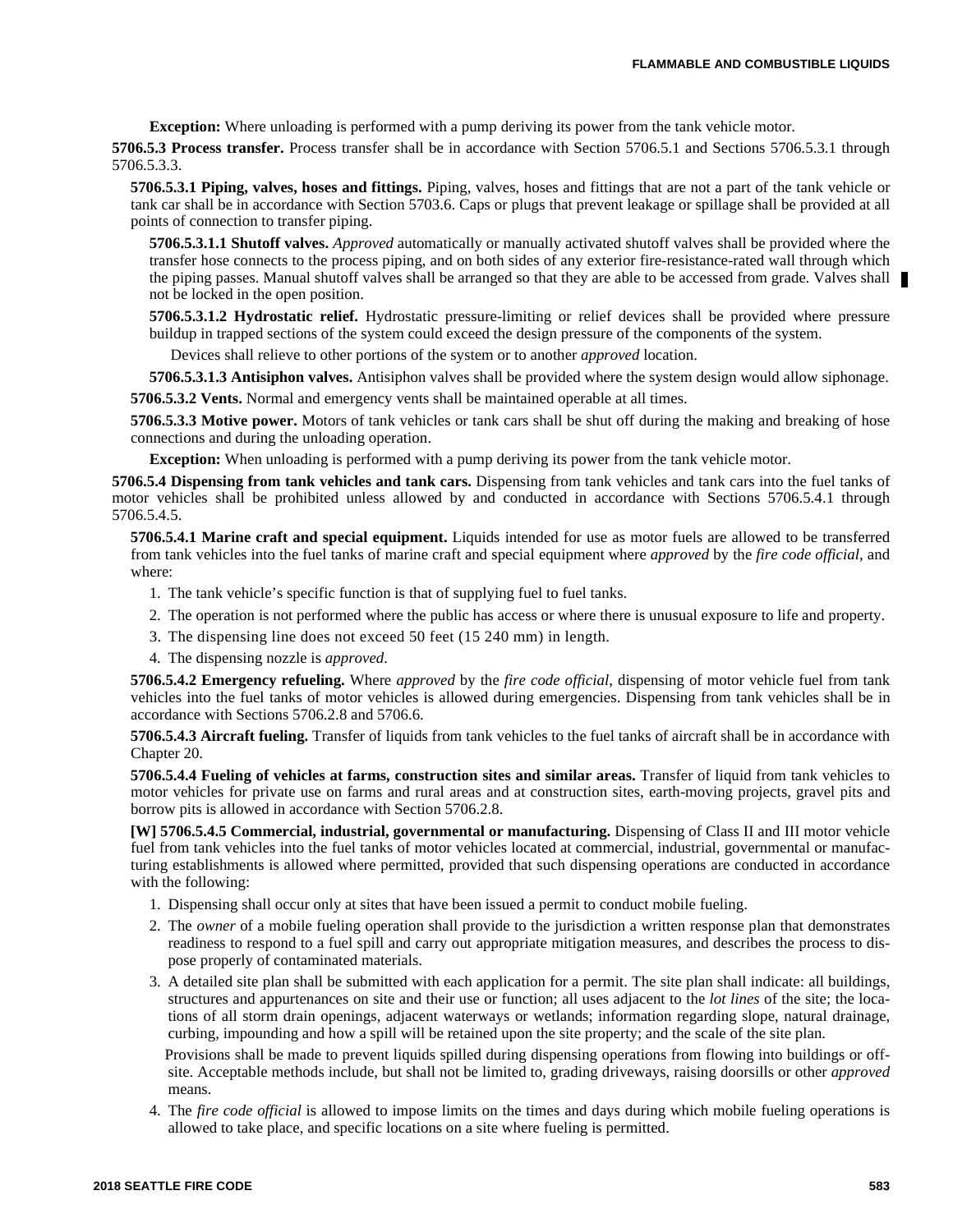**Exception:** Where unloading is performed with a pump deriving its power from the tank vehicle motor.

**5706.5.3 Process transfer.** Process transfer shall be in accordance with Section 5706.5.1 and Sections 5706.5.3.1 through 5706.5.3.3.

**5706.5.3.1 Piping, valves, hoses and fittings.** Piping, valves, hoses and fittings that are not a part of the tank vehicle or tank car shall be in accordance with Section 5703.6. Caps or plugs that prevent leakage or spillage shall be provided at all points of connection to transfer piping.

**5706.5.3.1.1 Shutoff valves.** *Approved* automatically or manually activated shutoff valves shall be provided where the transfer hose connects to the process piping, and on both sides of any exterior fire-resistance-rated wall through which the piping passes. Manual shutoff valves shall be arranged so that they are able to be accessed from grade. Valves shall not be locked in the open position.

**5706.5.3.1.2 Hydrostatic relief.** Hydrostatic pressure-limiting or relief devices shall be provided where pressure buildup in trapped sections of the system could exceed the design pressure of the components of the system.

Devices shall relieve to other portions of the system or to another *approved* location.

**5706.5.3.1.3 Antisiphon valves.** Antisiphon valves shall be provided where the system design would allow siphonage.

**5706.5.3.2 Vents.** Normal and emergency vents shall be maintained operable at all times.

**5706.5.3.3 Motive power.** Motors of tank vehicles or tank cars shall be shut off during the making and breaking of hose connections and during the unloading operation.

**Exception:** When unloading is performed with a pump deriving its power from the tank vehicle motor.

**5706.5.4 Dispensing from tank vehicles and tank cars.** Dispensing from tank vehicles and tank cars into the fuel tanks of motor vehicles shall be prohibited unless allowed by and conducted in accordance with Sections 5706.5.4.1 through 5706.5.4.5.

**5706.5.4.1 Marine craft and special equipment.** Liquids intended for use as motor fuels are allowed to be transferred from tank vehicles into the fuel tanks of marine craft and special equipment where *approved* by the *fire code official*, and where:

1. The tank vehicle's specific function is that of supplying fuel to fuel tanks.
2. The operation is not performed where the public has access or where there is unusual exposure to life and property.
3. The dispensing line does not exceed 50 feet (15 240 mm) in length.
4. The dispensing nozzle is *approved*.

**5706.5.4.2 Emergency refueling.** Where *approved* by the *fire code official*, dispensing of motor vehicle fuel from tank vehicles into the fuel tanks of motor vehicles is allowed during emergencies. Dispensing from tank vehicles shall be in accordance with Sections 5706.2.8 and 5706.6.

**5706.5.4.3 Aircraft fueling.** Transfer of liquids from tank vehicles to the fuel tanks of aircraft shall be in accordance with Chapter 20.

**5706.5.4.4 Fueling of vehicles at farms, construction sites and similar areas.** Transfer of liquid from tank vehicles to motor vehicles for private use on farms and rural areas and at construction sites, earth-moving projects, gravel pits and borrow pits is allowed in accordance with Section 5706.2.8.

**[W] 5706.5.4.5 Commercial, industrial, governmental or manufacturing.** Dispensing of Class II and III motor vehicle fuel from tank vehicles into the fuel tanks of motor vehicles located at commercial, industrial, governmental or manufacturing establishments is allowed where permitted, provided that such dispensing operations are conducted in accordance with the following:

1. Dispensing shall occur only at sites that have been issued a permit to conduct mobile fueling.
2. The *owner* of a mobile fueling operation shall provide to the jurisdiction a written response plan that demonstrates readiness to respond to a fuel spill and carry out appropriate mitigation measures, and describes the process to dispose properly of contaminated materials.
3. A detailed site plan shall be submitted with each application for a permit. The site plan shall indicate: all buildings, structures and appurtenances on site and their use or function; all uses adjacent to the *lot lines* of the site; the locations of all storm drain openings, adjacent waterways or wetlands; information regarding slope, natural drainage, curbing, impounding and how a spill will be retained upon the site property; and the scale of the site plan.

   Provisions shall be made to prevent liquids spilled during dispensing operations from flowing into buildings or off-site. Acceptable methods include, but shall not be limited to, grading driveways, raising doorsills or other *approved* means.
4. The *fire code official* is allowed to impose limits on the times and days during which mobile fueling operations is allowed to take place, and specific locations on a site where fueling is permitted.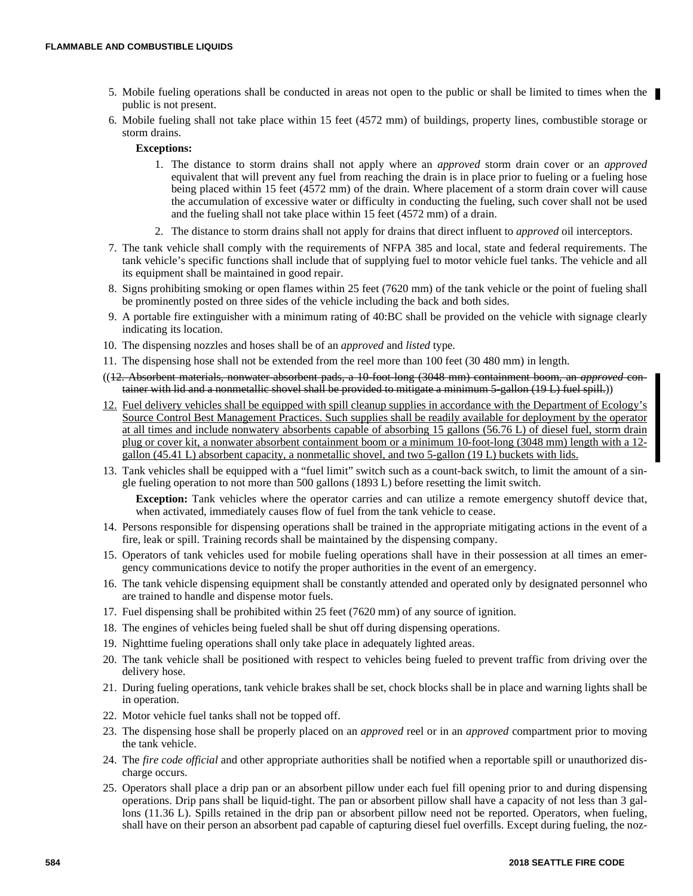5. Mobile fueling operations shall be conducted in areas not open to the public or shall be limited to times when the public is not present.
6. Mobile fueling shall not take place within 15 feet (4572 mm) of buildings, property lines, combustible storage or storm drains.

   **Exceptions:**

   1. The distance to storm drains shall not apply where an *approved* storm drain cover or an *approved* equivalent that will prevent any fuel from reaching the drain is in place prior to fueling or a fueling hose being placed within 15 feet (4572 mm) of the drain. Where placement of a storm drain cover will cause the accumulation of excessive water or difficulty in conducting the fueling, such cover shall not be used and the fueling shall not take place within 15 feet (4572 mm) of a drain.
   2. The distance to storm drains shall not apply for drains that direct influent to *approved* oil interceptors.
7. The tank vehicle shall comply with the requirements of NFPA 385 and local, state and federal requirements. The tank vehicle's specific functions shall include that of supplying fuel to motor vehicle fuel tanks. The vehicle and all its equipment shall be maintained in good repair.
8. Signs prohibiting smoking or open flames within 25 feet (7620 mm) of the tank vehicle or the point of fueling shall be prominently posted on three sides of the vehicle including the back and both sides.
9. A portable fire extinguisher with a minimum rating of 40:BC shall be provided on the vehicle with signage clearly indicating its location.
10. The dispensing nozzles and hoses shall be of an *approved* and *listed* type.
11. The dispensing hose shall not be extended from the reel more than 100 feet (30 480 mm) in length.

((~~12. Absorbent materials, nonwater-absorbent pads, a 10-foot-long (3048 mm) containment boom, an *approved* container with lid and a nonmetallic shovel shall be provided to mitigate a minimum 5-gallon (19 L) fuel spill.~~))

12. <u>Fuel delivery vehicles shall be equipped with spill cleanup supplies in accordance with the Department of Ecology's Source Control Best Management Practices. Such supplies shall be readily available for deployment by the operator at all times and include nonwatery absorbents capable of absorbing 15 gallons (56.76 L) of diesel fuel, storm drain plug or cover kit, a nonwater absorbent containment boom or a minimum 10-foot-long (3048 mm) length with a 12-gallon (45.41 L) absorbent capacity, a nonmetallic shovel, and two 5-gallon (19 L) buckets with lids.</u>
13. Tank vehicles shall be equipped with a "fuel limit" switch such as a count-back switch, to limit the amount of a single fueling operation to not more than 500 gallons (1893 L) before resetting the limit switch.

    **Exception:** Tank vehicles where the operator carries and can utilize a remote emergency shutoff device that, when activated, immediately causes flow of fuel from the tank vehicle to cease.
14. Persons responsible for dispensing operations shall be trained in the appropriate mitigating actions in the event of a fire, leak or spill. Training records shall be maintained by the dispensing company.
15. Operators of tank vehicles used for mobile fueling operations shall have in their possession at all times an emergency communications device to notify the proper authorities in the event of an emergency.
16. The tank vehicle dispensing equipment shall be constantly attended and operated only by designated personnel who are trained to handle and dispense motor fuels.
17. Fuel dispensing shall be prohibited within 25 feet (7620 mm) of any source of ignition.
18. The engines of vehicles being fueled shall be shut off during dispensing operations.
19. Nighttime fueling operations shall only take place in adequately lighted areas.
20. The tank vehicle shall be positioned with respect to vehicles being fueled to prevent traffic from driving over the delivery hose.
21. During fueling operations, tank vehicle brakes shall be set, chock blocks shall be in place and warning lights shall be in operation.
22. Motor vehicle fuel tanks shall not be topped off.
23. The dispensing hose shall be properly placed on an *approved* reel or in an *approved* compartment prior to moving the tank vehicle.
24. The *fire code official* and other appropriate authorities shall be notified when a reportable spill or unauthorized discharge occurs.
25. Operators shall place a drip pan or an absorbent pillow under each fuel fill opening prior to and during dispensing operations. Drip pans shall be liquid-tight. The pan or absorbent pillow shall have a capacity of not less than 3 gallons (11.36 L). Spills retained in the drip pan or absorbent pillow need not be reported. Operators, when fueling, shall have on their person an absorbent pad capable of capturing diesel fuel overfills. Except during fueling, the noz-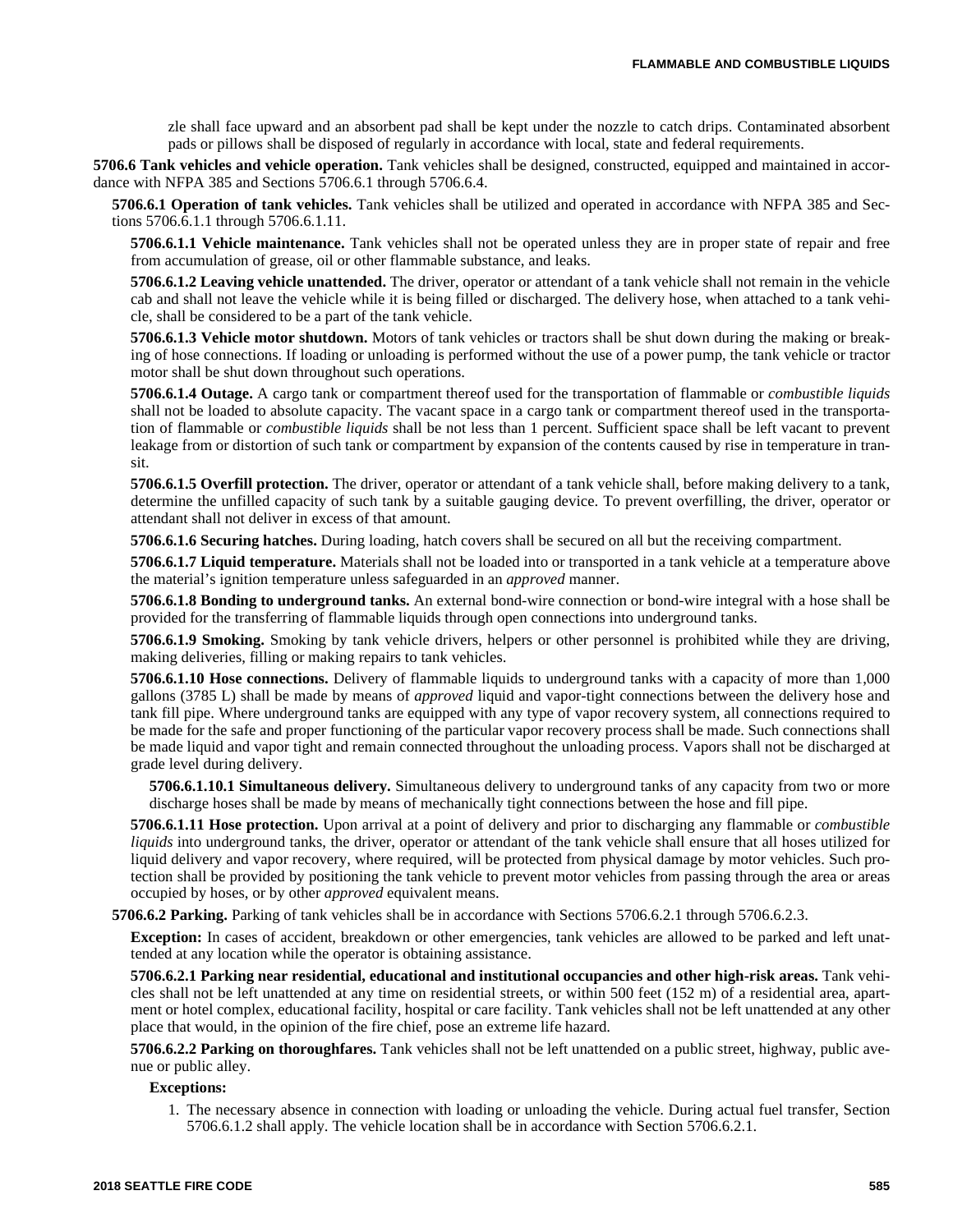zle shall face upward and an absorbent pad shall be kept under the nozzle to catch drips. Contaminated absorbent pads or pillows shall be disposed of regularly in accordance with local, state and federal requirements.

**5706.6 Tank vehicles and vehicle operation.** Tank vehicles shall be designed, constructed, equipped and maintained in accordance with NFPA 385 and Sections 5706.6.1 through 5706.6.4.

**5706.6.1 Operation of tank vehicles.** Tank vehicles shall be utilized and operated in accordance with NFPA 385 and Sections 5706.6.1.1 through 5706.6.1.11.

**5706.6.1.1 Vehicle maintenance.** Tank vehicles shall not be operated unless they are in proper state of repair and free from accumulation of grease, oil or other flammable substance, and leaks.

**5706.6.1.2 Leaving vehicle unattended.** The driver, operator or attendant of a tank vehicle shall not remain in the vehicle cab and shall not leave the vehicle while it is being filled or discharged. The delivery hose, when attached to a tank vehicle, shall be considered to be a part of the tank vehicle.

**5706.6.1.3 Vehicle motor shutdown.** Motors of tank vehicles or tractors shall be shut down during the making or breaking of hose connections. If loading or unloading is performed without the use of a power pump, the tank vehicle or tractor motor shall be shut down throughout such operations.

**5706.6.1.4 Outage.** A cargo tank or compartment thereof used for the transportation of flammable or *combustible liquids* shall not be loaded to absolute capacity. The vacant space in a cargo tank or compartment thereof used in the transportation of flammable or *combustible liquids* shall be not less than 1 percent. Sufficient space shall be left vacant to prevent leakage from or distortion of such tank or compartment by expansion of the contents caused by rise in temperature in transit.

**5706.6.1.5 Overfill protection.** The driver, operator or attendant of a tank vehicle shall, before making delivery to a tank, determine the unfilled capacity of such tank by a suitable gauging device. To prevent overfilling, the driver, operator or attendant shall not deliver in excess of that amount.

**5706.6.1.6 Securing hatches.** During loading, hatch covers shall be secured on all but the receiving compartment.

**5706.6.1.7 Liquid temperature.** Materials shall not be loaded into or transported in a tank vehicle at a temperature above the material's ignition temperature unless safeguarded in an *approved* manner.

**5706.6.1.8 Bonding to underground tanks.** An external bond-wire connection or bond-wire integral with a hose shall be provided for the transferring of flammable liquids through open connections into underground tanks.

**5706.6.1.9 Smoking.** Smoking by tank vehicle drivers, helpers or other personnel is prohibited while they are driving, making deliveries, filling or making repairs to tank vehicles.

**5706.6.1.10 Hose connections.** Delivery of flammable liquids to underground tanks with a capacity of more than 1,000 gallons (3785 L) shall be made by means of *approved* liquid and vapor-tight connections between the delivery hose and tank fill pipe. Where underground tanks are equipped with any type of vapor recovery system, all connections required to be made for the safe and proper functioning of the particular vapor recovery process shall be made. Such connections shall be made liquid and vapor tight and remain connected throughout the unloading process. Vapors shall not be discharged at grade level during delivery.

**5706.6.1.10.1 Simultaneous delivery.** Simultaneous delivery to underground tanks of any capacity from two or more discharge hoses shall be made by means of mechanically tight connections between the hose and fill pipe.

**5706.6.1.11 Hose protection.** Upon arrival at a point of delivery and prior to discharging any flammable or *combustible liquids* into underground tanks, the driver, operator or attendant of the tank vehicle shall ensure that all hoses utilized for liquid delivery and vapor recovery, where required, will be protected from physical damage by motor vehicles. Such protection shall be provided by positioning the tank vehicle to prevent motor vehicles from passing through the area or areas occupied by hoses, or by other *approved* equivalent means.

**5706.6.2 Parking.** Parking of tank vehicles shall be in accordance with Sections 5706.6.2.1 through 5706.6.2.3.

**Exception:** In cases of accident, breakdown or other emergencies, tank vehicles are allowed to be parked and left unattended at any location while the operator is obtaining assistance.

**5706.6.2.1 Parking near residential, educational and institutional occupancies and other high-risk areas.** Tank vehicles shall not be left unattended at any time on residential streets, or within 500 feet (152 m) of a residential area, apartment or hotel complex, educational facility, hospital or care facility. Tank vehicles shall not be left unattended at any other place that would, in the opinion of the fire chief, pose an extreme life hazard.

**5706.6.2.2 Parking on thoroughfares.** Tank vehicles shall not be left unattended on a public street, highway, public avenue or public alley.

**Exceptions:**

1. The necessary absence in connection with loading or unloading the vehicle. During actual fuel transfer, Section 5706.6.1.2 shall apply. The vehicle location shall be in accordance with Section 5706.6.2.1.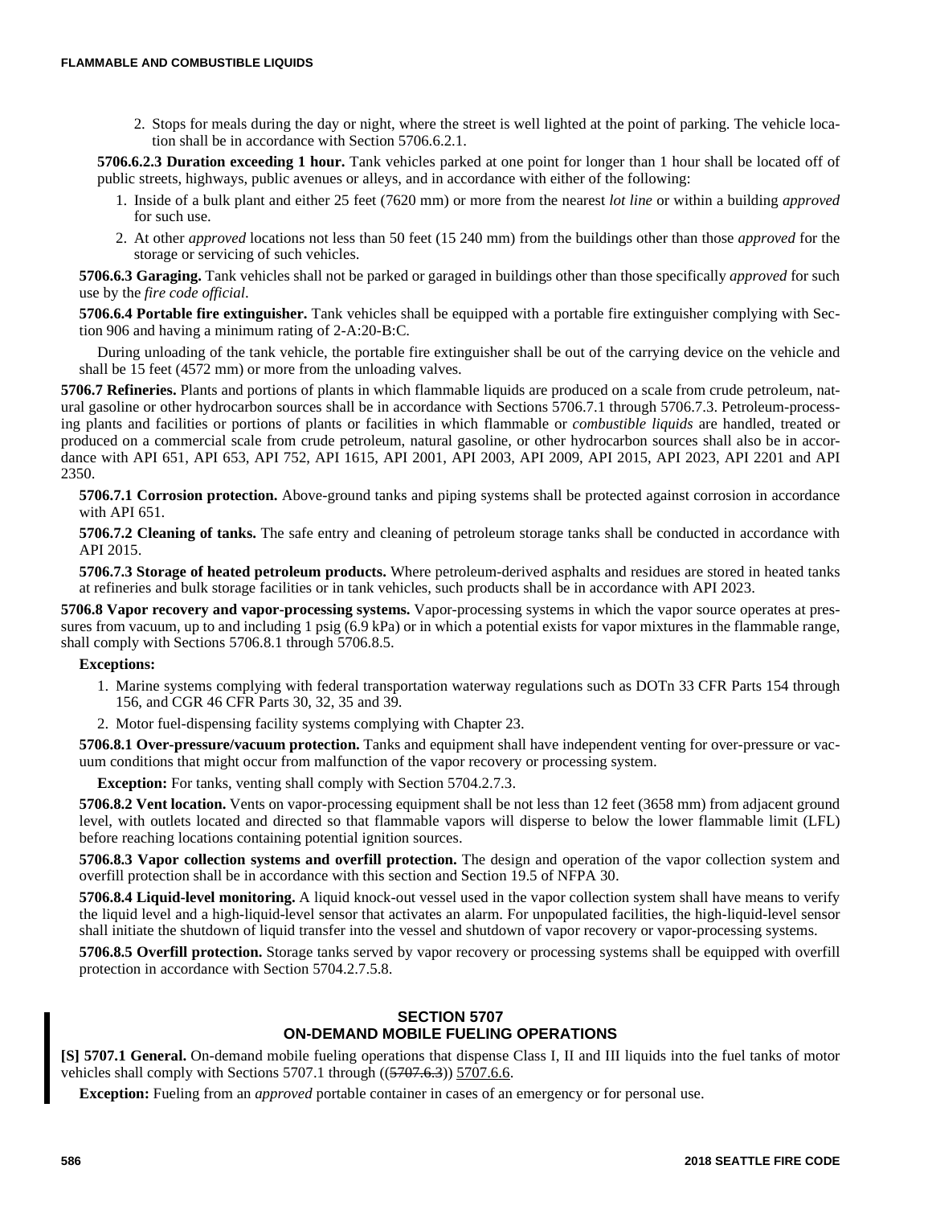2. Stops for meals during the day or night, where the street is well lighted at the point of parking. The vehicle location shall be in accordance with Section 5706.6.2.1.

**5706.6.2.3 Duration exceeding 1 hour.** Tank vehicles parked at one point for longer than 1 hour shall be located off of public streets, highways, public avenues or alleys, and in accordance with either of the following:

1. Inside of a bulk plant and either 25 feet (7620 mm) or more from the nearest *lot line* or within a building *approved* for such use.
2. At other *approved* locations not less than 50 feet (15 240 mm) from the buildings other than those *approved* for the storage or servicing of such vehicles.

**5706.6.3 Garaging.** Tank vehicles shall not be parked or garaged in buildings other than those specifically *approved* for such use by the *fire code official*.

**5706.6.4 Portable fire extinguisher.** Tank vehicles shall be equipped with a portable fire extinguisher complying with Section 906 and having a minimum rating of 2-A:20-B:C.

During unloading of the tank vehicle, the portable fire extinguisher shall be out of the carrying device on the vehicle and shall be 15 feet (4572 mm) or more from the unloading valves.

**5706.7 Refineries.** Plants and portions of plants in which flammable liquids are produced on a scale from crude petroleum, natural gasoline or other hydrocarbon sources shall be in accordance with Sections 5706.7.1 through 5706.7.3. Petroleum-processing plants and facilities or portions of plants or facilities in which flammable or *combustible liquids* are handled, treated or produced on a commercial scale from crude petroleum, natural gasoline, or other hydrocarbon sources shall also be in accordance with API 651, API 653, API 752, API 1615, API 2001, API 2003, API 2009, API 2015, API 2023, API 2201 and API 2350.

**5706.7.1 Corrosion protection.** Above-ground tanks and piping systems shall be protected against corrosion in accordance with API 651.

**5706.7.2 Cleaning of tanks.** The safe entry and cleaning of petroleum storage tanks shall be conducted in accordance with API 2015.

**5706.7.3 Storage of heated petroleum products.** Where petroleum-derived asphalts and residues are stored in heated tanks at refineries and bulk storage facilities or in tank vehicles, such products shall be in accordance with API 2023.

**5706.8 Vapor recovery and vapor-processing systems.** Vapor-processing systems in which the vapor source operates at pressures from vacuum, up to and including 1 psig (6.9 kPa) or in which a potential exists for vapor mixtures in the flammable range, shall comply with Sections 5706.8.1 through 5706.8.5.

**Exceptions:**

1. Marine systems complying with federal transportation waterway regulations such as DOTn 33 CFR Parts 154 through 156, and CGR 46 CFR Parts 30, 32, 35 and 39.
2. Motor fuel-dispensing facility systems complying with Chapter 23.

**5706.8.1 Over-pressure/vacuum protection.** Tanks and equipment shall have independent venting for over-pressure or vacuum conditions that might occur from malfunction of the vapor recovery or processing system.

**Exception:** For tanks, venting shall comply with Section 5704.2.7.3.

**5706.8.2 Vent location.** Vents on vapor-processing equipment shall be not less than 12 feet (3658 mm) from adjacent ground level, with outlets located and directed so that flammable vapors will disperse to below the lower flammable limit (LFL) before reaching locations containing potential ignition sources.

**5706.8.3 Vapor collection systems and overfill protection.** The design and operation of the vapor collection system and overfill protection shall be in accordance with this section and Section 19.5 of NFPA 30.

**5706.8.4 Liquid-level monitoring.** A liquid knock-out vessel used in the vapor collection system shall have means to verify the liquid level and a high-liquid-level sensor that activates an alarm. For unpopulated facilities, the high-liquid-level sensor shall initiate the shutdown of liquid transfer into the vessel and shutdown of vapor recovery or vapor-processing systems.

**5706.8.5 Overfill protection.** Storage tanks served by vapor recovery or processing systems shall be equipped with overfill protection in accordance with Section 5704.2.7.5.8.

## SECTION 5707
## ON-DEMAND MOBILE FUELING OPERATIONS

**[S] 5707.1 General.** On-demand mobile fueling operations that dispense Class I, II and III liquids into the fuel tanks of motor vehicles shall comply with Sections 5707.1 through ((~~5707.6.3~~)) 5707.6.6.

**Exception:** Fueling from an *approved* portable container in cases of an emergency or for personal use.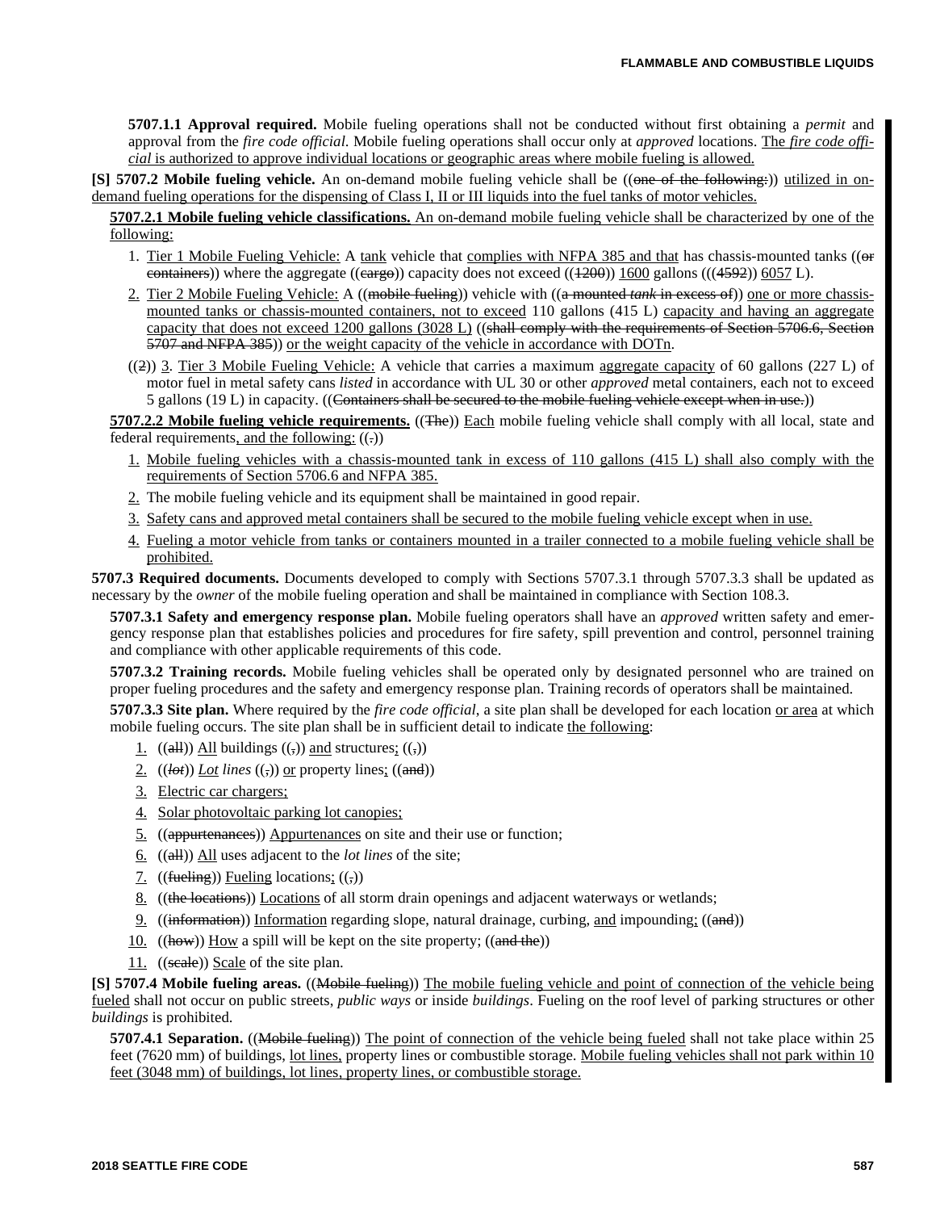**5707.1.1 Approval required.** Mobile fueling operations shall not be conducted without first obtaining a *permit* and approval from the *fire code official*. Mobile fueling operations shall occur only at *approved* locations. The *fire code official* is authorized to approve individual locations or geographic areas where mobile fueling is allowed.

**[S] 5707.2 Mobile fueling vehicle.** An on-demand mobile fueling vehicle shall be ((~~one of the following:~~)) utilized in on-demand fueling operations for the dispensing of Class I, II or III liquids into the fuel tanks of motor vehicles.

**5707.2.1 Mobile fueling vehicle classifications.** An on-demand mobile fueling vehicle shall be characterized by one of the following:

1. Tier 1 Mobile Fueling Vehicle: A tank vehicle that complies with NFPA 385 and that has chassis-mounted tanks ((~~or containers~~)) where the aggregate ((~~cargo~~)) capacity does not exceed ((~~1200~~)) 1600 gallons (((~~4592~~)) 6057 L).
2. Tier 2 Mobile Fueling Vehicle: A ((~~mobile fueling~~)) vehicle with ((~~a mounted *tank* in excess of~~)) one or more chassis-mounted tanks or chassis-mounted containers, not to exceed 110 gallons (415 L) capacity and having an aggregate capacity that does not exceed 1200 gallons (3028 L) ((~~shall comply with the requirements of Section 5706.6, Section 5707 and NFPA 385~~)) or the weight capacity of the vehicle in accordance with DOTn.

((~~2~~)) 3. Tier 3 Mobile Fueling Vehicle: A vehicle that carries a maximum aggregate capacity of 60 gallons (227 L) of motor fuel in metal safety cans *listed* in accordance with UL 30 or other *approved* metal containers, each not to exceed 5 gallons (19 L) in capacity. ((~~Containers shall be secured to the mobile fueling vehicle except when in use.~~))

**5707.2.2 Mobile fueling vehicle requirements.** ((~~The~~)) Each mobile fueling vehicle shall comply with all local, state and federal requirements, and the following: ((~~.~~))

1. Mobile fueling vehicles with a chassis-mounted tank in excess of 110 gallons (415 L) shall also comply with the requirements of Section 5706.6 and NFPA 385.
2. The mobile fueling vehicle and its equipment shall be maintained in good repair.
3. Safety cans and approved metal containers shall be secured to the mobile fueling vehicle except when in use.
4. Fueling a motor vehicle from tanks or containers mounted in a trailer connected to a mobile fueling vehicle shall be prohibited.

**5707.3 Required documents.** Documents developed to comply with Sections 5707.3.1 through 5707.3.3 shall be updated as necessary by the *owner* of the mobile fueling operation and shall be maintained in compliance with Section 108.3.

**5707.3.1 Safety and emergency response plan.** Mobile fueling operators shall have an *approved* written safety and emergency response plan that establishes policies and procedures for fire safety, spill prevention and control, personnel training and compliance with other applicable requirements of this code.

**5707.3.2 Training records.** Mobile fueling vehicles shall be operated only by designated personnel who are trained on proper fueling procedures and the safety and emergency response plan. Training records of operators shall be maintained.

**5707.3.3 Site plan.** Where required by the *fire code official*, a site plan shall be developed for each location or area at which mobile fueling occurs. The site plan shall be in sufficient detail to indicate the following:

1. ((~~all~~)) All buildings ((~~,~~)) and structures; ((~~,~~))
2. ((~~*lot*~~)) *Lot lines* ((~~,~~)) or property lines; ((~~and~~))
3. Electric car chargers;
4. Solar photovoltaic parking lot canopies;
5. ((~~appurtenances~~)) Appurtenances on site and their use or function;
6. ((~~all~~)) All uses adjacent to the *lot lines* of the site;
7. ((~~fueling~~)) Fueling locations; ((~~,~~))
8. ((~~the locations~~)) Locations of all storm drain openings and adjacent waterways or wetlands;
9. ((~~information~~)) Information regarding slope, natural drainage, curbing, and impounding; ((~~and~~))
10. ((~~how~~)) How a spill will be kept on the site property; ((~~and the~~))
11. ((~~scale~~)) Scale of the site plan.

**[S] 5707.4 Mobile fueling areas.** ((~~Mobile fueling~~)) The mobile fueling vehicle and point of connection of the vehicle being fueled shall not occur on public streets, *public ways* or inside *buildings*. Fueling on the roof level of parking structures or other *buildings* is prohibited.

**5707.4.1 Separation.** ((~~Mobile fueling~~)) The point of connection of the vehicle being fueled shall not take place within 25 feet (7620 mm) of buildings, lot lines, property lines or combustible storage. Mobile fueling vehicles shall not park within 10 feet (3048 mm) of buildings, lot lines, property lines, or combustible storage.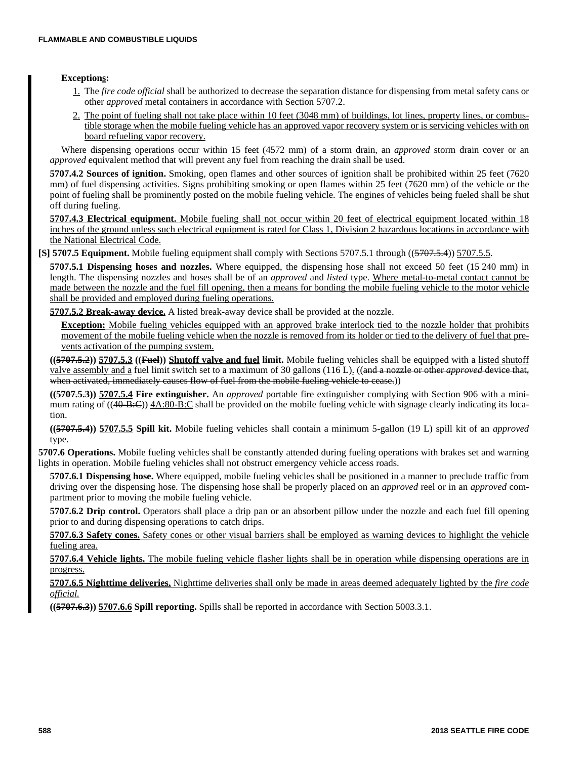**Exceptions:**

1. The *fire code official* shall be authorized to decrease the separation distance for dispensing from metal safety cans or other *approved* metal containers in accordance with Section 5707.2.
2. The point of fueling shall not take place within 10 feet (3048 mm) of buildings, lot lines, property lines, or combustible storage when the mobile fueling vehicle has an approved vapor recovery system or is servicing vehicles with on board refueling vapor recovery.

Where dispensing operations occur within 15 feet (4572 mm) of a storm drain, an *approved* storm drain cover or an *approved* equivalent method that will prevent any fuel from reaching the drain shall be used.

**5707.4.2 Sources of ignition.** Smoking, open flames and other sources of ignition shall be prohibited within 25 feet (7620 mm) of fuel dispensing activities. Signs prohibiting smoking or open flames within 25 feet (7620 mm) of the vehicle or the point of fueling shall be prominently posted on the mobile fueling vehicle. The engines of vehicles being fueled shall be shut off during fueling.

**5707.4.3 Electrical equipment.** Mobile fueling shall not occur within 20 feet of electrical equipment located within 18 inches of the ground unless such electrical equipment is rated for Class 1, Division 2 hazardous locations in accordance with the National Electrical Code.

**[S] 5707.5 Equipment.** Mobile fueling equipment shall comply with Sections 5707.5.1 through ((~~5707.5.4~~)) 5707.5.5.

**5707.5.1 Dispensing hoses and nozzles.** Where equipped, the dispensing hose shall not exceed 50 feet (15 240 mm) in length. The dispensing nozzles and hoses shall be of an *approved* and *listed* type. Where metal-to-metal contact cannot be made between the nozzle and the fuel fill opening, then a means for bonding the mobile fueling vehicle to the motor vehicle shall be provided and employed during fueling operations.

**5707.5.2 Break-away device.** A listed break-away device shall be provided at the nozzle.

**Exception:** Mobile fueling vehicles equipped with an approved brake interlock tied to the nozzle holder that prohibits movement of the mobile fueling vehicle when the nozzle is removed from its holder or tied to the delivery of fuel that prevents activation of the pumping system.

**((~~5707.5.2~~)) 5707.5.3 ((~~Fuel~~)) Shutoff valve and fuel limit.** Mobile fueling vehicles shall be equipped with a listed shutoff valve assembly and a fuel limit switch set to a maximum of 30 gallons (116 L). ((~~and a nozzle or other *approved* device that, when activated, immediately causes flow of fuel from the mobile fueling vehicle to cease.~~))

**((~~5707.5.3~~)) 5707.5.4 Fire extinguisher.** An *approved* portable fire extinguisher complying with Section 906 with a minimum rating of ((~~40-B:C~~)) 4A:80-B:C shall be provided on the mobile fueling vehicle with signage clearly indicating its location.

**((~~5707.5.4~~)) 5707.5.5 Spill kit.** Mobile fueling vehicles shall contain a minimum 5-gallon (19 L) spill kit of an *approved* type.

**5707.6 Operations.** Mobile fueling vehicles shall be constantly attended during fueling operations with brakes set and warning lights in operation. Mobile fueling vehicles shall not obstruct emergency vehicle access roads.

**5707.6.1 Dispensing hose.** Where equipped, mobile fueling vehicles shall be positioned in a manner to preclude traffic from driving over the dispensing hose. The dispensing hose shall be properly placed on an *approved* reel or in an *approved* compartment prior to moving the mobile fueling vehicle.

**5707.6.2 Drip control.** Operators shall place a drip pan or an absorbent pillow under the nozzle and each fuel fill opening prior to and during dispensing operations to catch drips.

**5707.6.3 Safety cones.** Safety cones or other visual barriers shall be employed as warning devices to highlight the vehicle fueling area.

**5707.6.4 Vehicle lights.** The mobile fueling vehicle flasher lights shall be in operation while dispensing operations are in progress.

**5707.6.5 Nighttime deliveries.** Nighttime deliveries shall only be made in areas deemed adequately lighted by the *fire code official.*

**((~~5707.6.3~~)) 5707.6.6 Spill reporting.** Spills shall be reported in accordance with Section 5003.3.1.